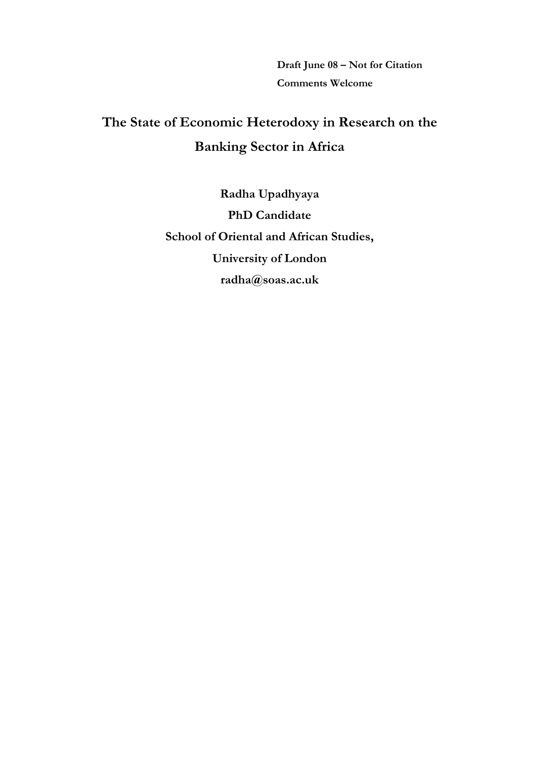**Draft June 08 – Not for Citation**

**Comments Welcome**

# The State of Economic Heterodoxy in Research on the Banking Sector in Africa

**Radha Upadhyaya**

**PhD Candidate**

**School of Oriental and African Studies,**

**University of London**

**radha@soas.ac.uk**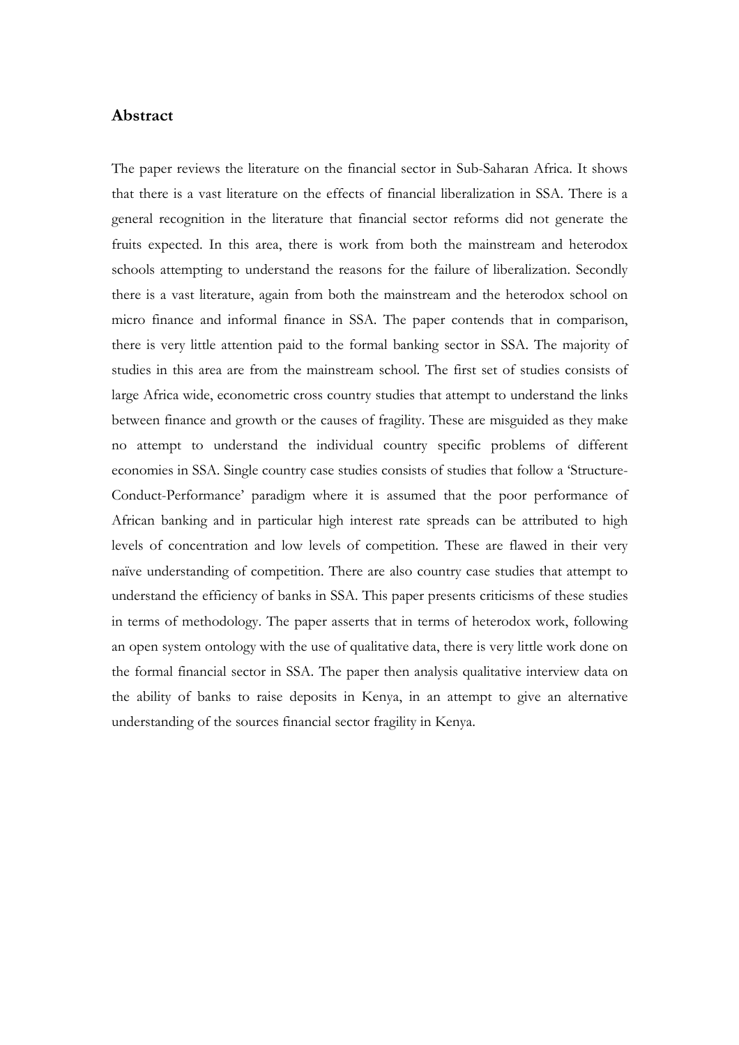## Abstract

The paper reviews the literature on the financial sector in Sub-Saharan Africa. It shows that there is a vast literature on the effects of financial liberalization in SSA. There is a general recognition in the literature that financial sector reforms did not generate the fruits expected. In this area, there is work from both the mainstream and heterodox schools attempting to understand the reasons for the failure of liberalization. Secondly there is a vast literature, again from both the mainstream and the heterodox school on micro finance and informal finance in SSA. The paper contends that in comparison, there is very little attention paid to the formal banking sector in SSA. The majority of studies in this area are from the mainstream school. The first set of studies consists of large Africa wide, econometric cross country studies that attempt to understand the links between finance and growth or the causes of fragility. These are misguided as they make no attempt to understand the individual country specific problems of different economies in SSA. Single country case studies consists of studies that follow a 'Structure-Conduct-Performance' paradigm where it is assumed that the poor performance of African banking and in particular high interest rate spreads can be attributed to high levels of concentration and low levels of competition. These are flawed in their very naïve understanding of competition. There are also country case studies that attempt to understand the efficiency of banks in SSA. This paper presents criticisms of these studies in terms of methodology. The paper asserts that in terms of heterodox work, following an open system ontology with the use of qualitative data, there is very little work done on the formal financial sector in SSA. The paper then analysis qualitative interview data on the ability of banks to raise deposits in Kenya, in an attempt to give an alternative understanding of the sources financial sector fragility in Kenya.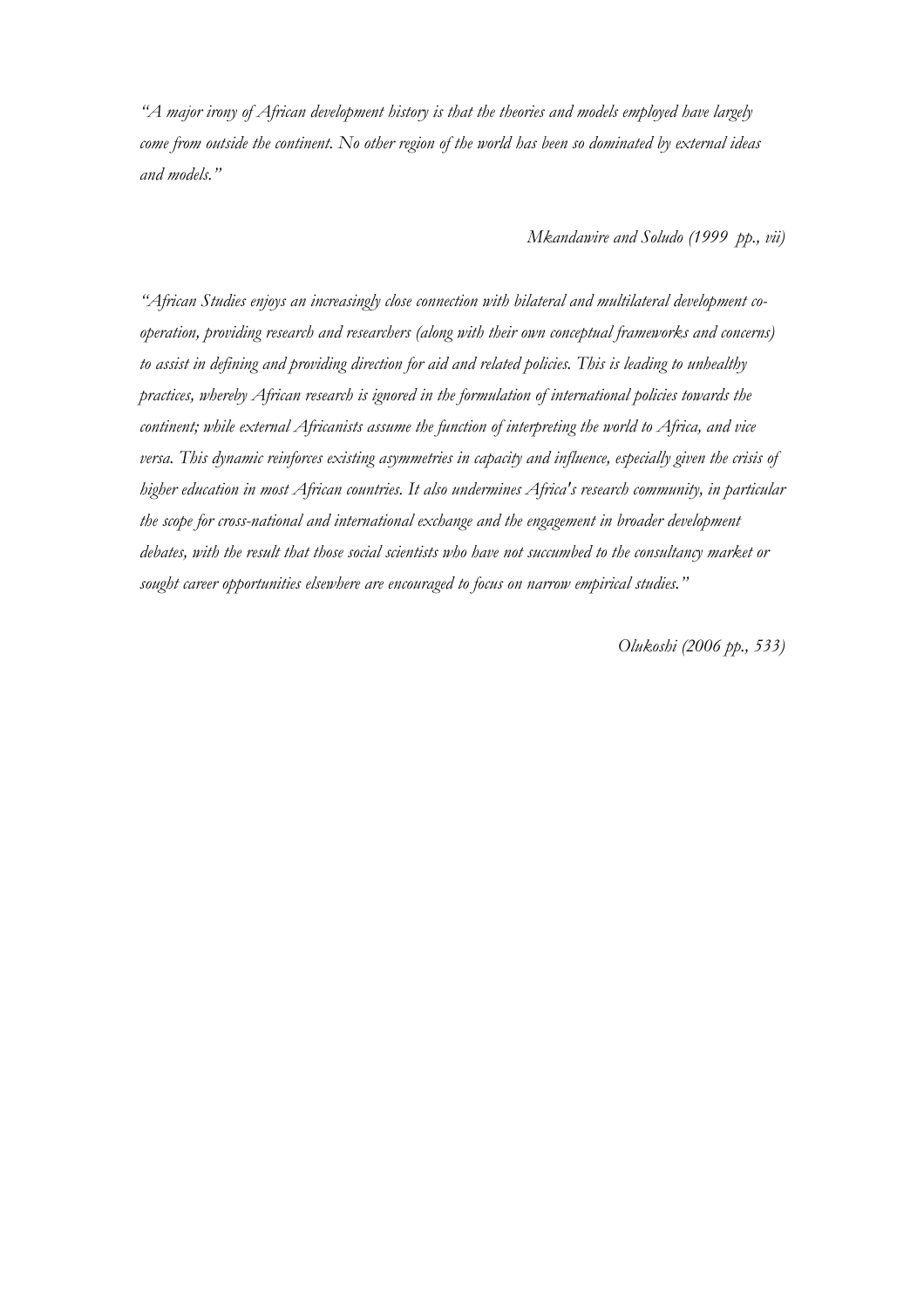*"A major irony of African development history is that the theories and models employed have largely come from outside the continent. No other region of the world has been so dominated by external ideas and models."*

*Mkandawire and Soludo (1999 pp., vii)*

*"African Studies enjoys an increasingly close connection with bilateral and multilateral development co-operation, providing research and researchers (along with their own conceptual frameworks and concerns) to assist in defining and providing direction for aid and related policies. This is leading to unhealthy practices, whereby African research is ignored in the formulation of international policies towards the continent; while external Africanists assume the function of interpreting the world to Africa, and vice versa. This dynamic reinforces existing asymmetries in capacity and influence, especially given the crisis of higher education in most African countries. It also undermines Africa's research community, in particular the scope for cross-national and international exchange and the engagement in broader development debates, with the result that those social scientists who have not succumbed to the consultancy market or sought career opportunities elsewhere are encouraged to focus on narrow empirical studies."*

*Olukoshi (2006 pp., 533)*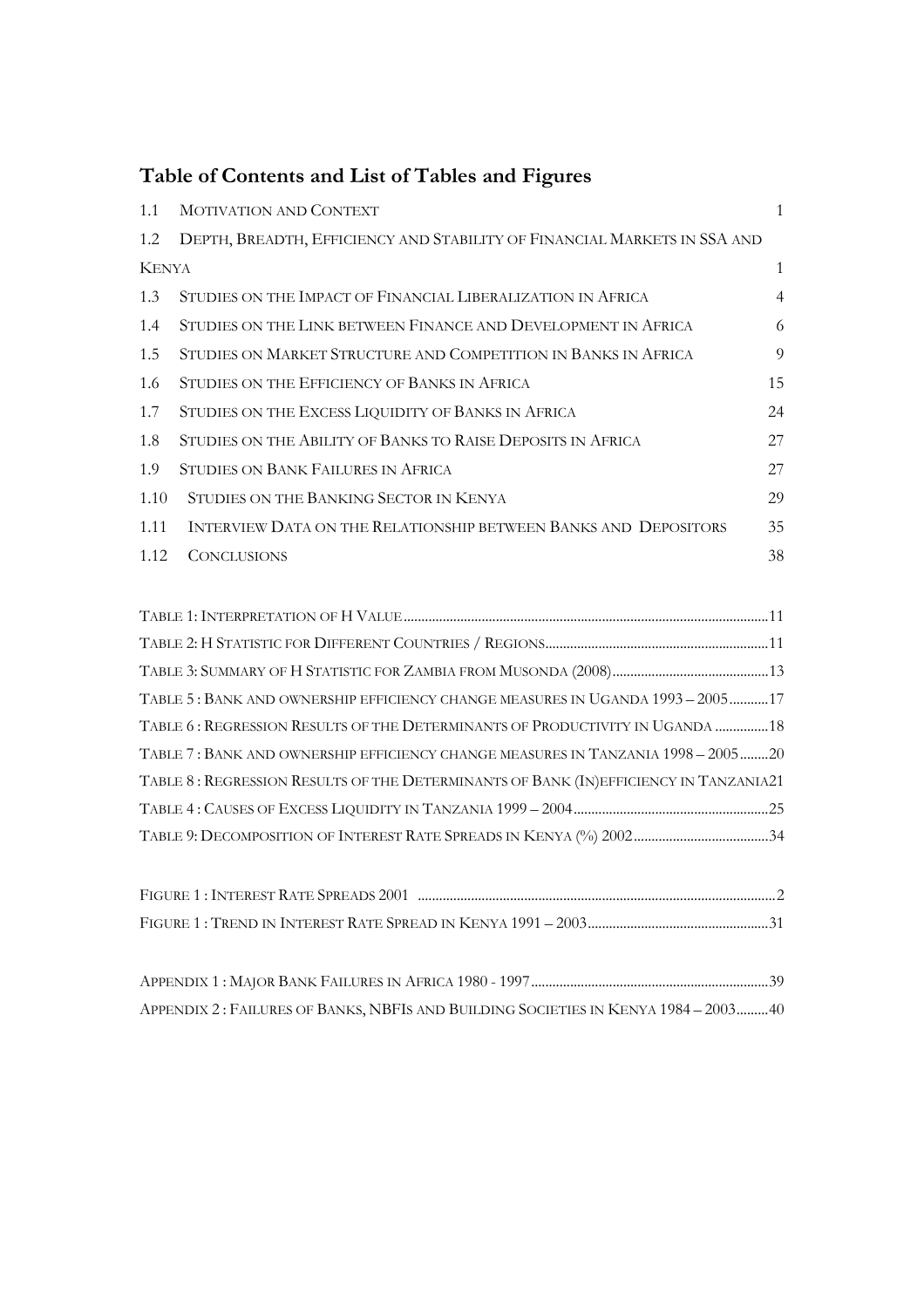## Table of Contents and List of Tables and Figures

| | | |
|---|---|---|
| 1.1 | MOTIVATION AND CONTEXT | 1 |
| 1.2 | DEPTH, BREADTH, EFFICIENCY AND STABILITY OF FINANCIAL MARKETS IN SSA AND KENYA | 1 |
| 1.3 | STUDIES ON THE IMPACT OF FINANCIAL LIBERALIZATION IN AFRICA | 4 |
| 1.4 | STUDIES ON THE LINK BETWEEN FINANCE AND DEVELOPMENT IN AFRICA | 6 |
| 1.5 | STUDIES ON MARKET STRUCTURE AND COMPETITION IN BANKS IN AFRICA | 9 |
| 1.6 | STUDIES ON THE EFFICIENCY OF BANKS IN AFRICA | 15 |
| 1.7 | STUDIES ON THE EXCESS LIQUIDITY OF BANKS IN AFRICA | 24 |
| 1.8 | STUDIES ON THE ABILITY OF BANKS TO RAISE DEPOSITS IN AFRICA | 27 |
| 1.9 | STUDIES ON BANK FAILURES IN AFRICA | 27 |
| 1.10 | STUDIES ON THE BANKING SECTOR IN KENYA | 29 |
| 1.11 | INTERVIEW DATA ON THE RELATIONSHIP BETWEEN BANKS AND DEPOSITORS | 35 |
| 1.12 | CONCLUSIONS | 38 |

TABLE 1: INTERPRETATION OF H VALUE ....................11
TABLE 2: H STATISTIC FOR DIFFERENT COUNTRIES / REGIONS ....................11
TABLE 3: SUMMARY OF H STATISTIC FOR ZAMBIA FROM MUSONDA (2008) ....................13
TABLE 5 : BANK AND OWNERSHIP EFFICIENCY CHANGE MEASURES IN UGANDA 1993 – 2005 ....................17
TABLE 6 : REGRESSION RESULTS OF THE DETERMINANTS OF PRODUCTIVITY IN UGANDA ....................18
TABLE 7 : BANK AND OWNERSHIP EFFICIENCY CHANGE MEASURES IN TANZANIA 1998 – 2005 ....................20
TABLE 8 : REGRESSION RESULTS OF THE DETERMINANTS OF BANK (IN)EFFICIENCY IN TANZANIA ....................21
TABLE 4 : CAUSES OF EXCESS LIQUIDITY IN TANZANIA 1999 – 2004 ....................25
TABLE 9: DECOMPOSITION OF INTEREST RATE SPREADS IN KENYA (%) 2002 ....................34

FIGURE 1 : INTEREST RATE SPREADS 2001 ....................2
FIGURE 1 : TREND IN INTEREST RATE SPREAD IN KENYA 1991 – 2003 ....................31

APPENDIX 1 : MAJOR BANK FAILURES IN AFRICA 1980 - 1997 ....................39
APPENDIX 2 : FAILURES OF BANKS, NBFIS AND BUILDING SOCIETIES IN KENYA 1984 – 2003 ....................40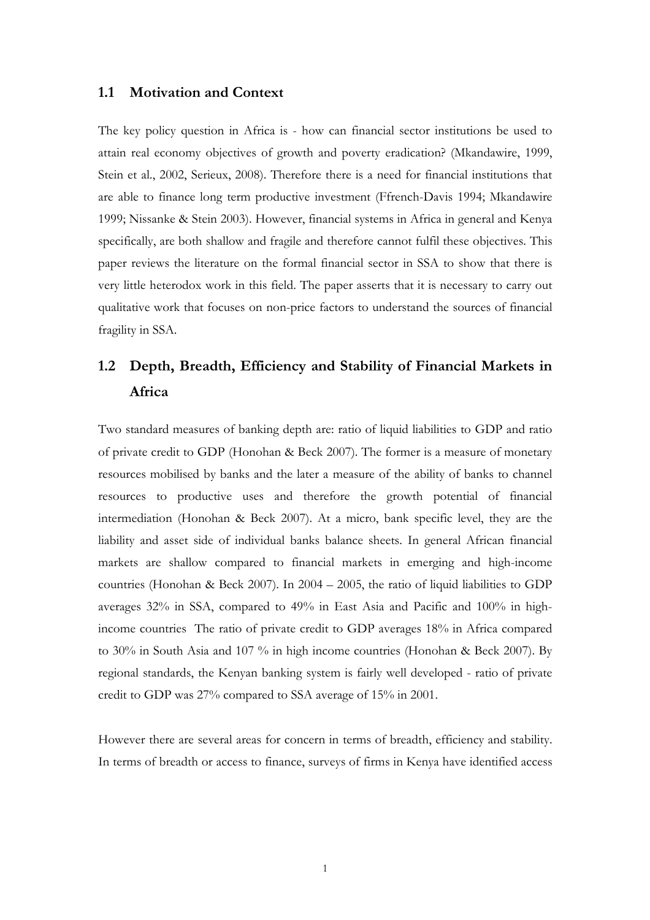## 1.1 Motivation and Context

The key policy question in Africa is - how can financial sector institutions be used to attain real economy objectives of growth and poverty eradication? (Mkandawire, 1999, Stein et al., 2002, Serieux, 2008). Therefore there is a need for financial institutions that are able to finance long term productive investment (Ffrench-Davis 1994; Mkandawire 1999; Nissanke & Stein 2003). However, financial systems in Africa in general and Kenya specifically, are both shallow and fragile and therefore cannot fulfil these objectives. This paper reviews the literature on the formal financial sector in SSA to show that there is very little heterodox work in this field. The paper asserts that it is necessary to carry out qualitative work that focuses on non-price factors to understand the sources of financial fragility in SSA.

## 1.2 Depth, Breadth, Efficiency and Stability of Financial Markets in Africa

Two standard measures of banking depth are: ratio of liquid liabilities to GDP and ratio of private credit to GDP (Honohan & Beck 2007). The former is a measure of monetary resources mobilised by banks and the later a measure of the ability of banks to channel resources to productive uses and therefore the growth potential of financial intermediation (Honohan & Beck 2007). At a micro, bank specific level, they are the liability and asset side of individual banks balance sheets. In general African financial markets are shallow compared to financial markets in emerging and high-income countries (Honohan & Beck 2007). In 2004 – 2005, the ratio of liquid liabilities to GDP averages 32% in SSA, compared to 49% in East Asia and Pacific and 100% in high-income countries The ratio of private credit to GDP averages 18% in Africa compared to 30% in South Asia and 107 % in high income countries (Honohan & Beck 2007). By regional standards, the Kenyan banking system is fairly well developed - ratio of private credit to GDP was 27% compared to SSA average of 15% in 2001.

However there are several areas for concern in terms of breadth, efficiency and stability. In terms of breadth or access to finance, surveys of firms in Kenya have identified access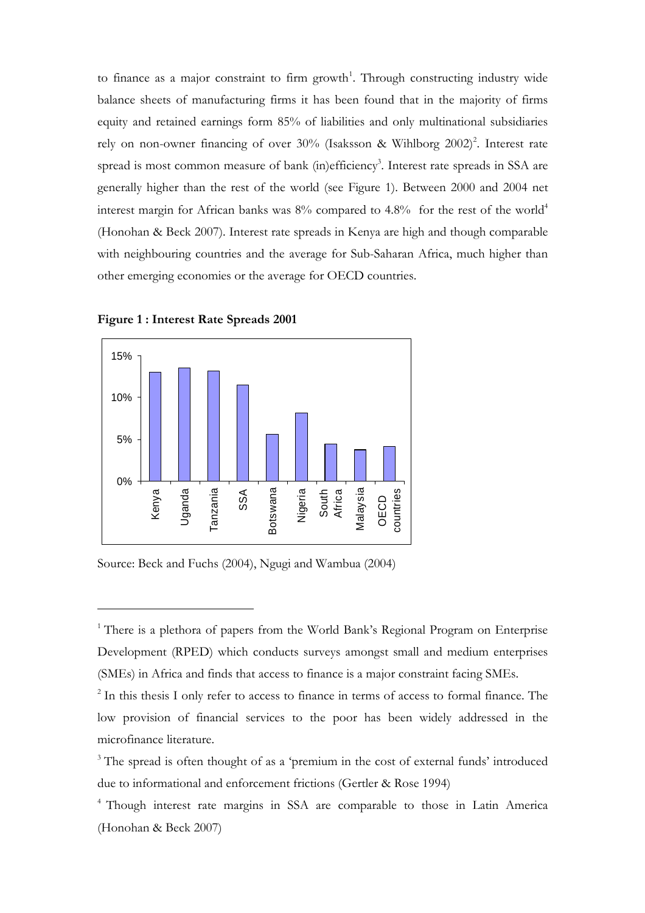to finance as a major constraint to firm growth[1]. Through constructing industry wide balance sheets of manufacturing firms it has been found that in the majority of firms equity and retained earnings form 85% of liabilities and only multinational subsidiaries rely on non-owner financing of over 30% (Isaksson & Wihlborg 2002)[2]. Interest rate spread is most common measure of bank (in)efficiency[3]. Interest rate spreads in SSA are generally higher than the rest of the world (see Figure 1). Between 2000 and 2004 net interest margin for African banks was 8% compared to 4.8% for the rest of the world[4] (Honohan & Beck 2007). Interest rate spreads in Kenya are high and though comparable with neighbouring countries and the average for Sub-Saharan Africa, much higher than other emerging economies or the average for OECD countries.

**Figure 1 : Interest Rate Spreads 2001**

Source: Beck and Fuchs (2004), Ngugi and Wambua (2004)

---

[1] There is a plethora of papers from the World Bank's Regional Program on Enterprise Development (RPED) which conducts surveys amongst small and medium enterprises (SMEs) in Africa and finds that access to finance is a major constraint facing SMEs.

[2] In this thesis I only refer to access to finance in terms of access to formal finance. The low provision of financial services to the poor has been widely addressed in the microfinance literature.

[3] The spread is often thought of as a 'premium in the cost of external funds' introduced due to informational and enforcement frictions (Gertler & Rose 1994)

[4] Though interest rate margins in SSA are comparable to those in Latin America (Honohan & Beck 2007)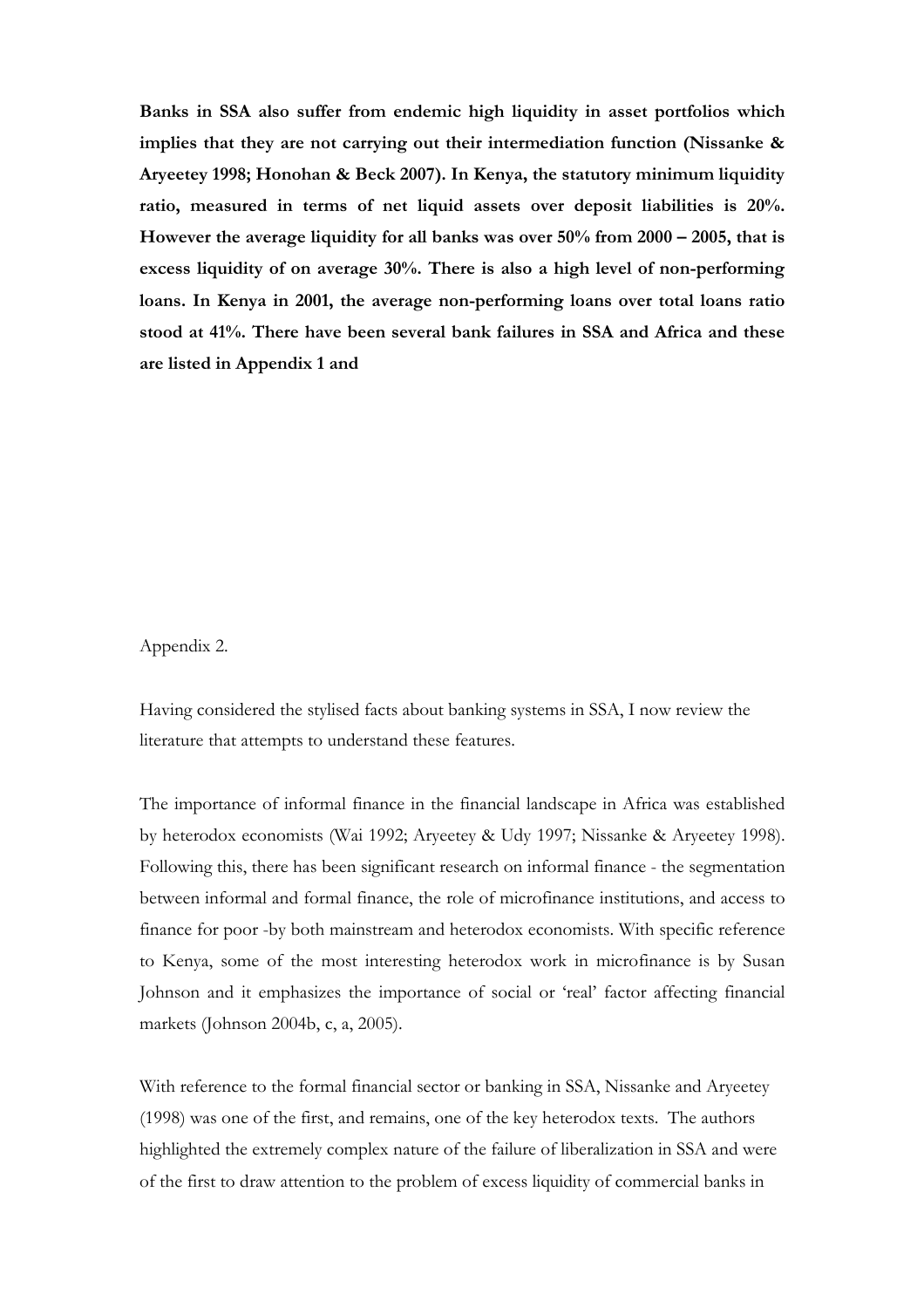**Banks in SSA also suffer from endemic high liquidity in asset portfolios which implies that they are not carrying out their intermediation function (Nissanke & Aryeetey 1998; Honohan & Beck 2007). In Kenya, the statutory minimum liquidity ratio, measured in terms of net liquid assets over deposit liabilities is 20%. However the average liquidity for all banks was over 50% from 2000 – 2005, that is excess liquidity of on average 30%. There is also a high level of non-performing loans. In Kenya in 2001, the average non-performing loans over total loans ratio stood at 41%. There have been several bank failures in SSA and Africa and these are listed in Appendix 1 and**

Appendix 2.

Having considered the stylised facts about banking systems in SSA, I now review the literature that attempts to understand these features.

The importance of informal finance in the financial landscape in Africa was established by heterodox economists (Wai 1992; Aryeetey & Udy 1997; Nissanke & Aryeetey 1998). Following this, there has been significant research on informal finance - the segmentation between informal and formal finance, the role of microfinance institutions, and access to finance for poor -by both mainstream and heterodox economists. With specific reference to Kenya, some of the most interesting heterodox work in microfinance is by Susan Johnson and it emphasizes the importance of social or 'real' factor affecting financial markets (Johnson 2004b, c, a, 2005).

With reference to the formal financial sector or banking in SSA, Nissanke and Aryeetey (1998) was one of the first, and remains, one of the key heterodox texts. The authors highlighted the extremely complex nature of the failure of liberalization in SSA and were of the first to draw attention to the problem of excess liquidity of commercial banks in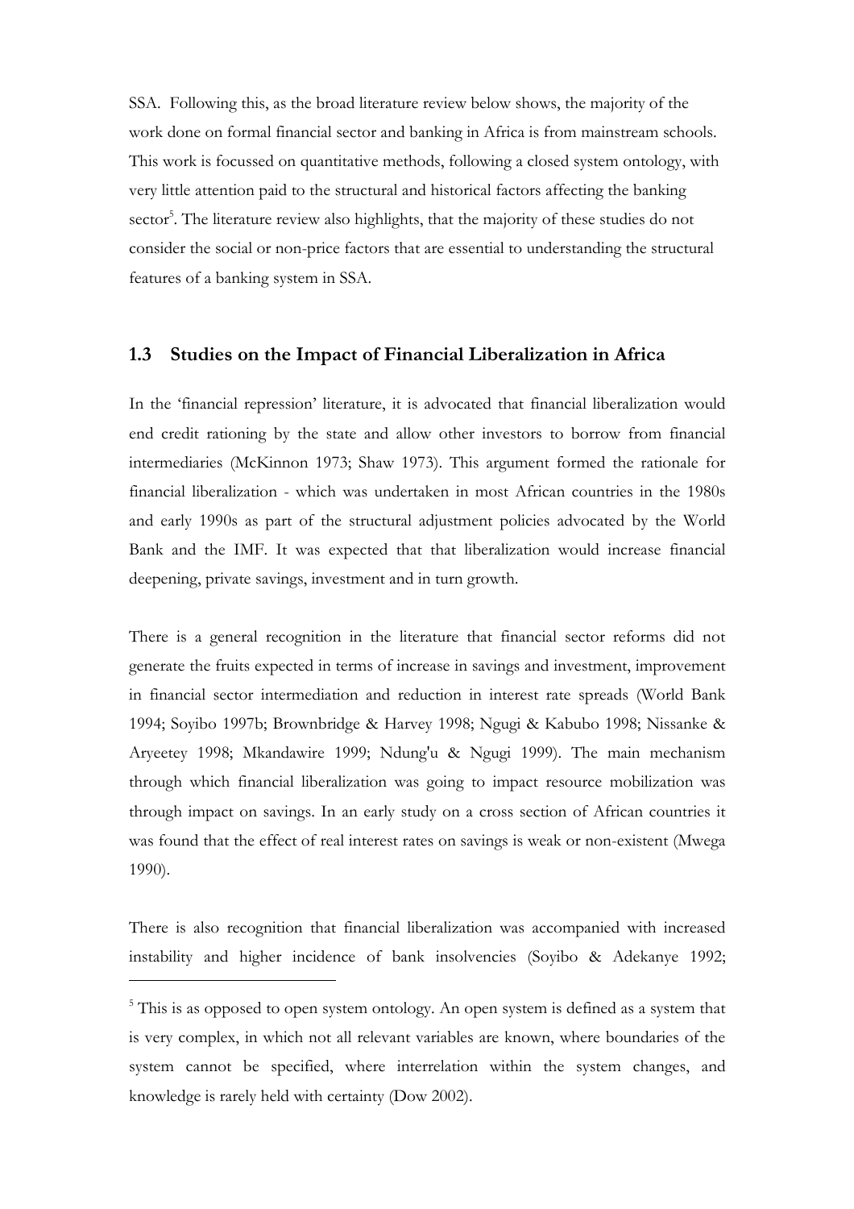SSA. Following this, as the broad literature review below shows, the majority of the work done on formal financial sector and banking in Africa is from mainstream schools. This work is focussed on quantitative methods, following a closed system ontology, with very little attention paid to the structural and historical factors affecting the banking sector[5]. The literature review also highlights, that the majority of these studies do not consider the social or non-price factors that are essential to understanding the structural features of a banking system in SSA.

## 1.3 Studies on the Impact of Financial Liberalization in Africa

In the 'financial repression' literature, it is advocated that financial liberalization would end credit rationing by the state and allow other investors to borrow from financial intermediaries (McKinnon 1973; Shaw 1973). This argument formed the rationale for financial liberalization - which was undertaken in most African countries in the 1980s and early 1990s as part of the structural adjustment policies advocated by the World Bank and the IMF. It was expected that that liberalization would increase financial deepening, private savings, investment and in turn growth.

There is a general recognition in the literature that financial sector reforms did not generate the fruits expected in terms of increase in savings and investment, improvement in financial sector intermediation and reduction in interest rate spreads (World Bank 1994; Soyibo 1997b; Brownbridge & Harvey 1998; Ngugi & Kabubo 1998; Nissanke & Aryeetey 1998; Mkandawire 1999; Ndung'u & Ngugi 1999). The main mechanism through which financial liberalization was going to impact resource mobilization was through impact on savings. In an early study on a cross section of African countries it was found that the effect of real interest rates on savings is weak or non-existent (Mwega 1990).

There is also recognition that financial liberalization was accompanied with increased instability and higher incidence of bank insolvencies (Soyibo & Adekanye 1992;

[5] This is as opposed to open system ontology. An open system is defined as a system that is very complex, in which not all relevant variables are known, where boundaries of the system cannot be specified, where interrelation within the system changes, and knowledge is rarely held with certainty (Dow 2002).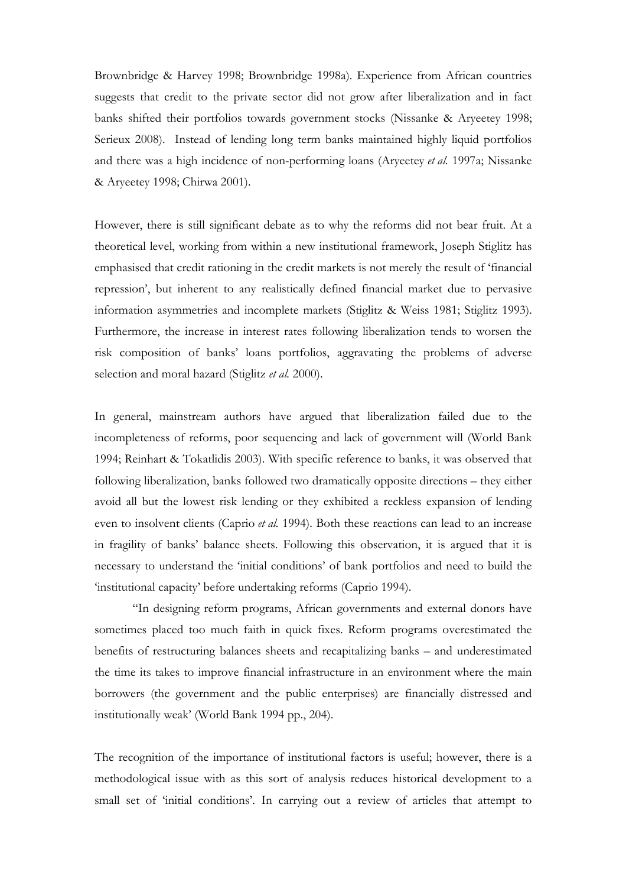Brownbridge & Harvey 1998; Brownbridge 1998a). Experience from African countries suggests that credit to the private sector did not grow after liberalization and in fact banks shifted their portfolios towards government stocks (Nissanke & Aryeetey 1998; Serieux 2008). Instead of lending long term banks maintained highly liquid portfolios and there was a high incidence of non-performing loans (Aryeetey *et al.* 1997a; Nissanke & Aryeetey 1998; Chirwa 2001).

However, there is still significant debate as to why the reforms did not bear fruit. At a theoretical level, working from within a new institutional framework, Joseph Stiglitz has emphasised that credit rationing in the credit markets is not merely the result of 'financial repression', but inherent to any realistically defined financial market due to pervasive information asymmetries and incomplete markets (Stiglitz & Weiss 1981; Stiglitz 1993). Furthermore, the increase in interest rates following liberalization tends to worsen the risk composition of banks' loans portfolios, aggravating the problems of adverse selection and moral hazard (Stiglitz *et al.* 2000).

In general, mainstream authors have argued that liberalization failed due to the incompleteness of reforms, poor sequencing and lack of government will (World Bank 1994; Reinhart & Tokatlidis 2003). With specific reference to banks, it was observed that following liberalization, banks followed two dramatically opposite directions – they either avoid all but the lowest risk lending or they exhibited a reckless expansion of lending even to insolvent clients (Caprio *et al.* 1994). Both these reactions can lead to an increase in fragility of banks' balance sheets. Following this observation, it is argued that it is necessary to understand the 'initial conditions' of bank portfolios and need to build the 'institutional capacity' before undertaking reforms (Caprio 1994).

> "In designing reform programs, African governments and external donors have sometimes placed too much faith in quick fixes. Reform programs overestimated the benefits of restructuring balances sheets and recapitalizing banks – and underestimated the time its takes to improve financial infrastructure in an environment where the main borrowers (the government and the public enterprises) are financially distressed and institutionally weak' (World Bank 1994 pp., 204).

The recognition of the importance of institutional factors is useful; however, there is a methodological issue with as this sort of analysis reduces historical development to a small set of 'initial conditions'. In carrying out a review of articles that attempt to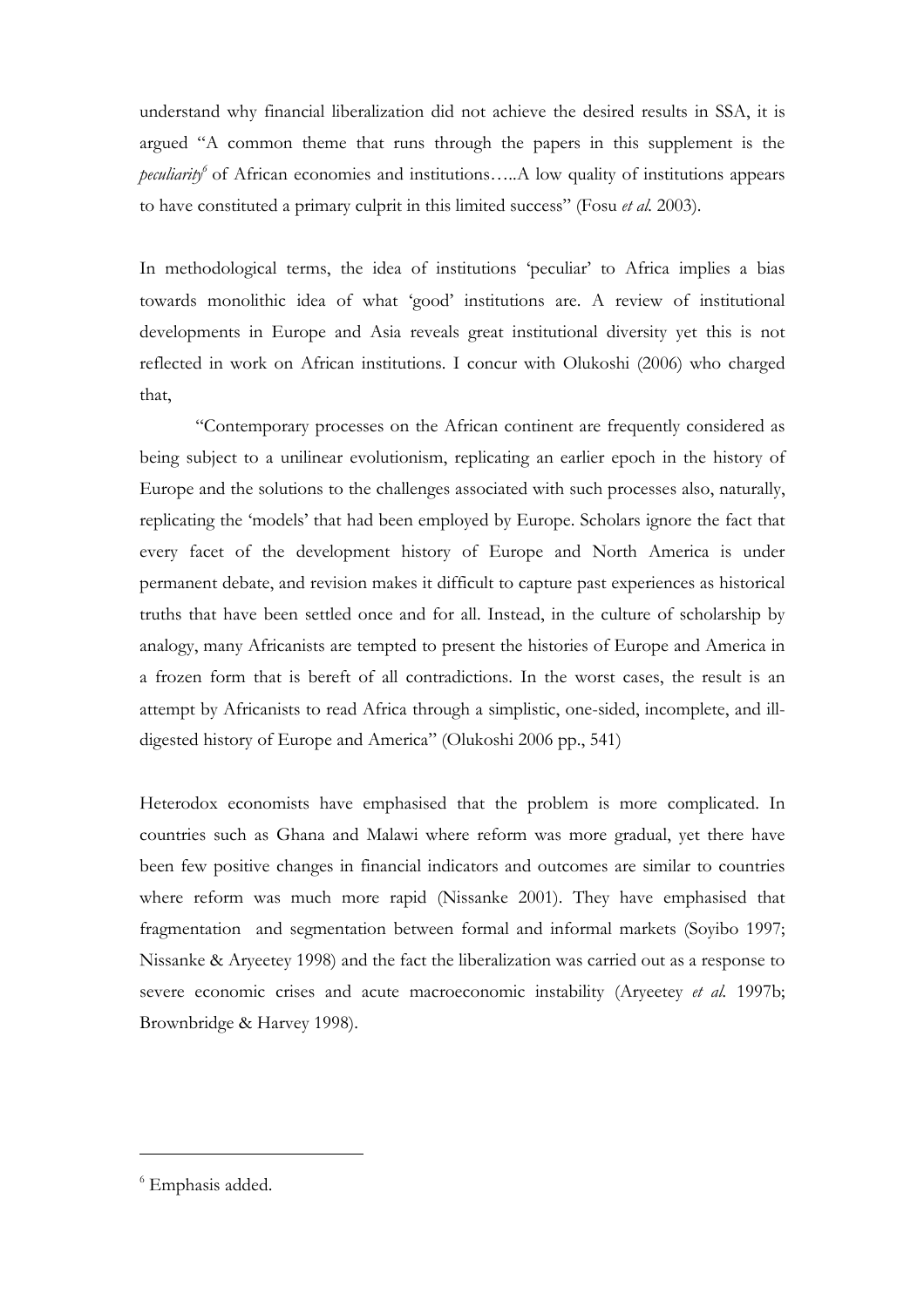understand why financial liberalization did not achieve the desired results in SSA, it is argued "A common theme that runs through the papers in this supplement is the *peculiarity*[6] of African economies and institutions…..A low quality of institutions appears to have constituted a primary culprit in this limited success" (Fosu *et al.* 2003).

In methodological terms, the idea of institutions 'peculiar' to Africa implies a bias towards monolithic idea of what 'good' institutions are. A review of institutional developments in Europe and Asia reveals great institutional diversity yet this is not reflected in work on African institutions. I concur with Olukoshi (2006) who charged that,

> "Contemporary processes on the African continent are frequently considered as being subject to a unilinear evolutionism, replicating an earlier epoch in the history of Europe and the solutions to the challenges associated with such processes also, naturally, replicating the 'models' that had been employed by Europe. Scholars ignore the fact that every facet of the development history of Europe and North America is under permanent debate, and revision makes it difficult to capture past experiences as historical truths that have been settled once and for all. Instead, in the culture of scholarship by analogy, many Africanists are tempted to present the histories of Europe and America in a frozen form that is bereft of all contradictions. In the worst cases, the result is an attempt by Africanists to read Africa through a simplistic, one-sided, incomplete, and ill-digested history of Europe and America" (Olukoshi 2006 pp., 541)

Heterodox economists have emphasised that the problem is more complicated. In countries such as Ghana and Malawi where reform was more gradual, yet there have been few positive changes in financial indicators and outcomes are similar to countries where reform was much more rapid (Nissanke 2001). They have emphasised that fragmentation and segmentation between formal and informal markets (Soyibo 1997; Nissanke & Aryeetey 1998) and the fact the liberalization was carried out as a response to severe economic crises and acute macroeconomic instability (Aryeetey *et al.* 1997b; Brownbridge & Harvey 1998).

---

[6] Emphasis added.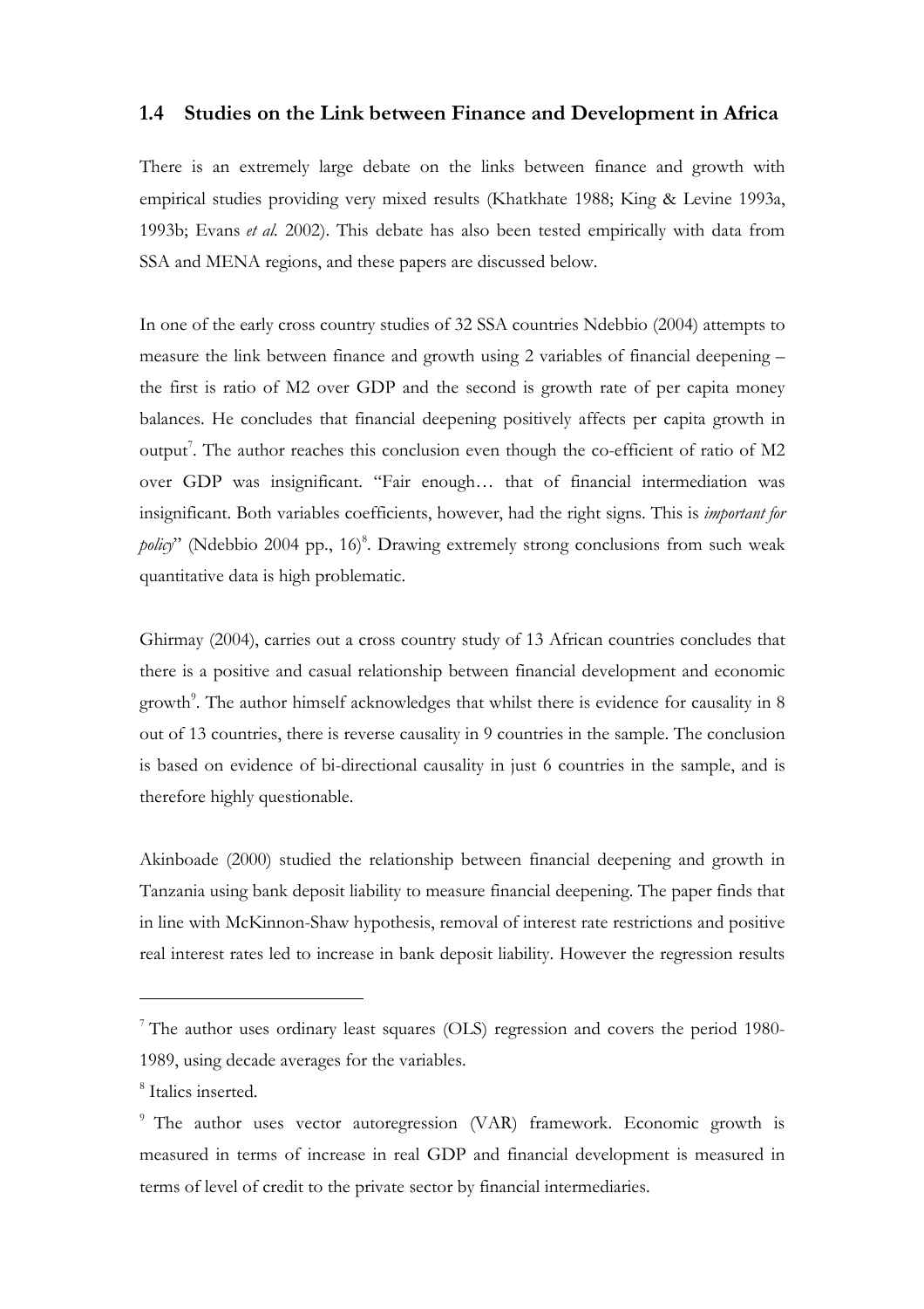## 1.4 Studies on the Link between Finance and Development in Africa

There is an extremely large debate on the links between finance and growth with empirical studies providing very mixed results (Khatkhate 1988; King & Levine 1993a, 1993b; Evans *et al.* 2002). This debate has also been tested empirically with data from SSA and MENA regions, and these papers are discussed below.

In one of the early cross country studies of 32 SSA countries Ndebbio (2004) attempts to measure the link between finance and growth using 2 variables of financial deepening – the first is ratio of M2 over GDP and the second is growth rate of per capita money balances. He concludes that financial deepening positively affects per capita growth in output[7]. The author reaches this conclusion even though the co-efficient of ratio of M2 over GDP was insignificant. "Fair enough… that of financial intermediation was insignificant. Both variables coefficients, however, had the right signs. This is *important for policy*" (Ndebbio 2004 pp., 16)[8]. Drawing extremely strong conclusions from such weak quantitative data is high problematic.

Ghirmay (2004), carries out a cross country study of 13 African countries concludes that there is a positive and casual relationship between financial development and economic growth[9]. The author himself acknowledges that whilst there is evidence for causality in 8 out of 13 countries, there is reverse causality in 9 countries in the sample. The conclusion is based on evidence of bi-directional causality in just 6 countries in the sample, and is therefore highly questionable.

Akinboade (2000) studied the relationship between financial deepening and growth in Tanzania using bank deposit liability to measure financial deepening. The paper finds that in line with McKinnon-Shaw hypothesis, removal of interest rate restrictions and positive real interest rates led to increase in bank deposit liability. However the regression results

---

[7] The author uses ordinary least squares (OLS) regression and covers the period 1980-1989, using decade averages for the variables.

[8] Italics inserted.

[9] The author uses vector autoregression (VAR) framework. Economic growth is measured in terms of increase in real GDP and financial development is measured in terms of level of credit to the private sector by financial intermediaries.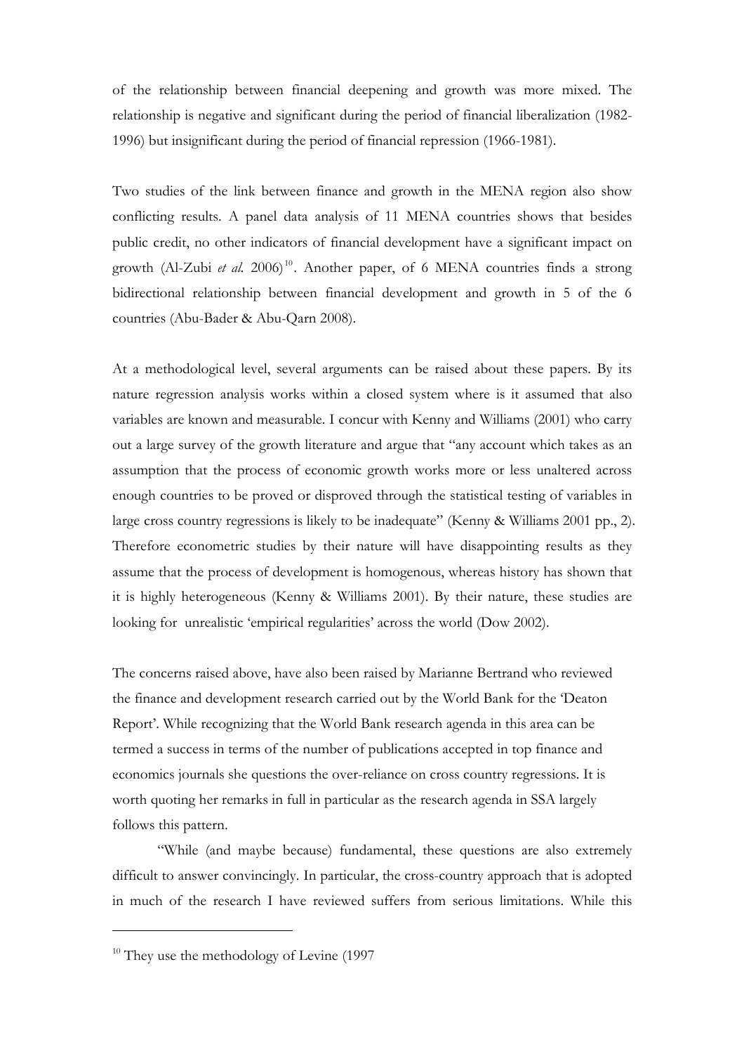of the relationship between financial deepening and growth was more mixed. The relationship is negative and significant during the period of financial liberalization (1982-1996) but insignificant during the period of financial repression (1966-1981).

Two studies of the link between finance and growth in the MENA region also show conflicting results. A panel data analysis of 11 MENA countries shows that besides public credit, no other indicators of financial development have a significant impact on growth (Al-Zubi *et al.* 2006)[10]. Another paper, of 6 MENA countries finds a strong bidirectional relationship between financial development and growth in 5 of the 6 countries (Abu-Bader & Abu-Qarn 2008).

At a methodological level, several arguments can be raised about these papers. By its nature regression analysis works within a closed system where is it assumed that also variables are known and measurable. I concur with Kenny and Williams (2001) who carry out a large survey of the growth literature and argue that "any account which takes as an assumption that the process of economic growth works more or less unaltered across enough countries to be proved or disproved through the statistical testing of variables in large cross country regressions is likely to be inadequate" (Kenny & Williams 2001 pp., 2). Therefore econometric studies by their nature will have disappointing results as they assume that the process of development is homogenous, whereas history has shown that it is highly heterogeneous (Kenny & Williams 2001). By their nature, these studies are looking for unrealistic 'empirical regularities' across the world (Dow 2002).

The concerns raised above, have also been raised by Marianne Bertrand who reviewed the finance and development research carried out by the World Bank for the 'Deaton Report'. While recognizing that the World Bank research agenda in this area can be termed a success in terms of the number of publications accepted in top finance and economics journals she questions the over-reliance on cross country regressions. It is worth quoting her remarks in full in particular as the research agenda in SSA largely follows this pattern.

"While (and maybe because) fundamental, these questions are also extremely difficult to answer convincingly. In particular, the cross-country approach that is adopted in much of the research I have reviewed suffers from serious limitations. While this

---

[10] They use the methodology of Levine (1997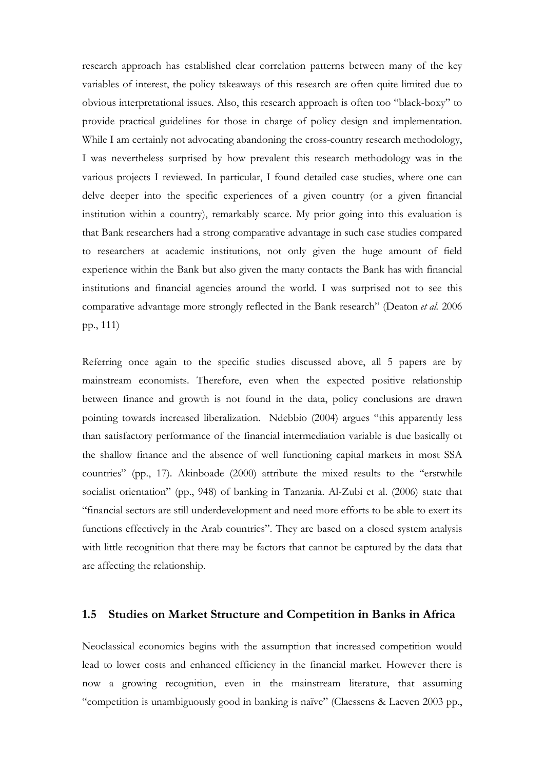research approach has established clear correlation patterns between many of the key variables of interest, the policy takeaways of this research are often quite limited due to obvious interpretational issues. Also, this research approach is often too "black-boxy" to provide practical guidelines for those in charge of policy design and implementation. While I am certainly not advocating abandoning the cross-country research methodology, I was nevertheless surprised by how prevalent this research methodology was in the various projects I reviewed. In particular, I found detailed case studies, where one can delve deeper into the specific experiences of a given country (or a given financial institution within a country), remarkably scarce. My prior going into this evaluation is that Bank researchers had a strong comparative advantage in such case studies compared to researchers at academic institutions, not only given the huge amount of field experience within the Bank but also given the many contacts the Bank has with financial institutions and financial agencies around the world. I was surprised not to see this comparative advantage more strongly reflected in the Bank research" (Deaton *et al.* 2006 pp., 111)

Referring once again to the specific studies discussed above, all 5 papers are by mainstream economists. Therefore, even when the expected positive relationship between finance and growth is not found in the data, policy conclusions are drawn pointing towards increased liberalization. Ndebbio (2004) argues "this apparently less than satisfactory performance of the financial intermediation variable is due basically ot the shallow finance and the absence of well functioning capital markets in most SSA countries" (pp., 17). Akinboade (2000) attribute the mixed results to the "erstwhile socialist orientation" (pp., 948) of banking in Tanzania. Al-Zubi et al. (2006) state that "financial sectors are still underdevelopment and need more efforts to be able to exert its functions effectively in the Arab countries". They are based on a closed system analysis with little recognition that there may be factors that cannot be captured by the data that are affecting the relationship.

## 1.5 Studies on Market Structure and Competition in Banks in Africa

Neoclassical economics begins with the assumption that increased competition would lead to lower costs and enhanced efficiency in the financial market. However there is now a growing recognition, even in the mainstream literature, that assuming "competition is unambiguously good in banking is naïve" (Claessens & Laeven 2003 pp.,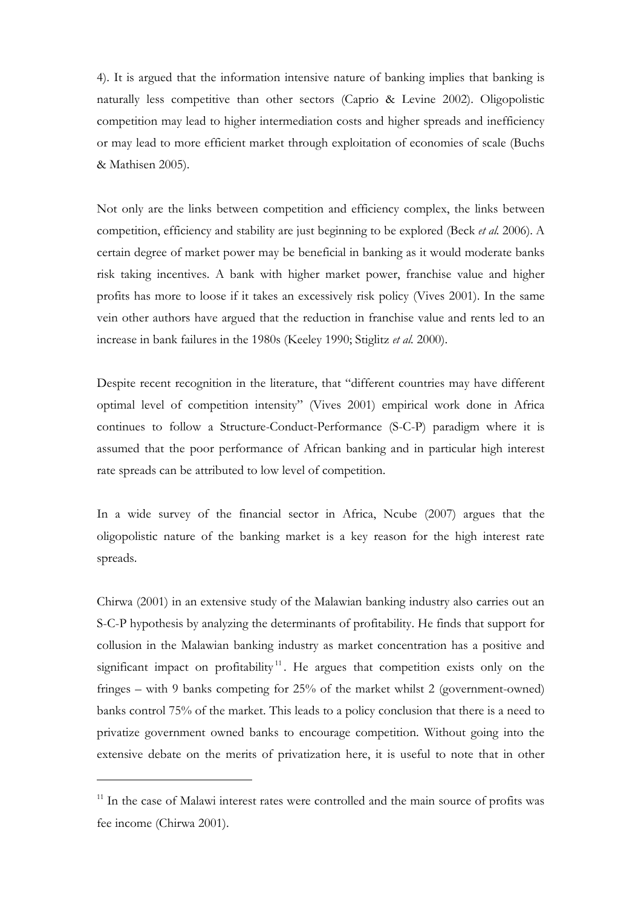4). It is argued that the information intensive nature of banking implies that banking is naturally less competitive than other sectors (Caprio & Levine 2002). Oligopolistic competition may lead to higher intermediation costs and higher spreads and inefficiency or may lead to more efficient market through exploitation of economies of scale (Buchs & Mathisen 2005).

Not only are the links between competition and efficiency complex, the links between competition, efficiency and stability are just beginning to be explored (Beck *et al.* 2006). A certain degree of market power may be beneficial in banking as it would moderate banks risk taking incentives. A bank with higher market power, franchise value and higher profits has more to loose if it takes an excessively risk policy (Vives 2001). In the same vein other authors have argued that the reduction in franchise value and rents led to an increase in bank failures in the 1980s (Keeley 1990; Stiglitz *et al.* 2000).

Despite recent recognition in the literature, that "different countries may have different optimal level of competition intensity" (Vives 2001) empirical work done in Africa continues to follow a Structure-Conduct-Performance (S-C-P) paradigm where it is assumed that the poor performance of African banking and in particular high interest rate spreads can be attributed to low level of competition.

In a wide survey of the financial sector in Africa, Ncube (2007) argues that the oligopolistic nature of the banking market is a key reason for the high interest rate spreads.

Chirwa (2001) in an extensive study of the Malawian banking industry also carries out an S-C-P hypothesis by analyzing the determinants of profitability. He finds that support for collusion in the Malawian banking industry as market concentration has a positive and significant impact on profitability[11]. He argues that competition exists only on the fringes – with 9 banks competing for 25% of the market whilst 2 (government-owned) banks control 75% of the market. This leads to a policy conclusion that there is a need to privatize government owned banks to encourage competition. Without going into the extensive debate on the merits of privatization here, it is useful to note that in other

---

[11] In the case of Malawi interest rates were controlled and the main source of profits was fee income (Chirwa 2001).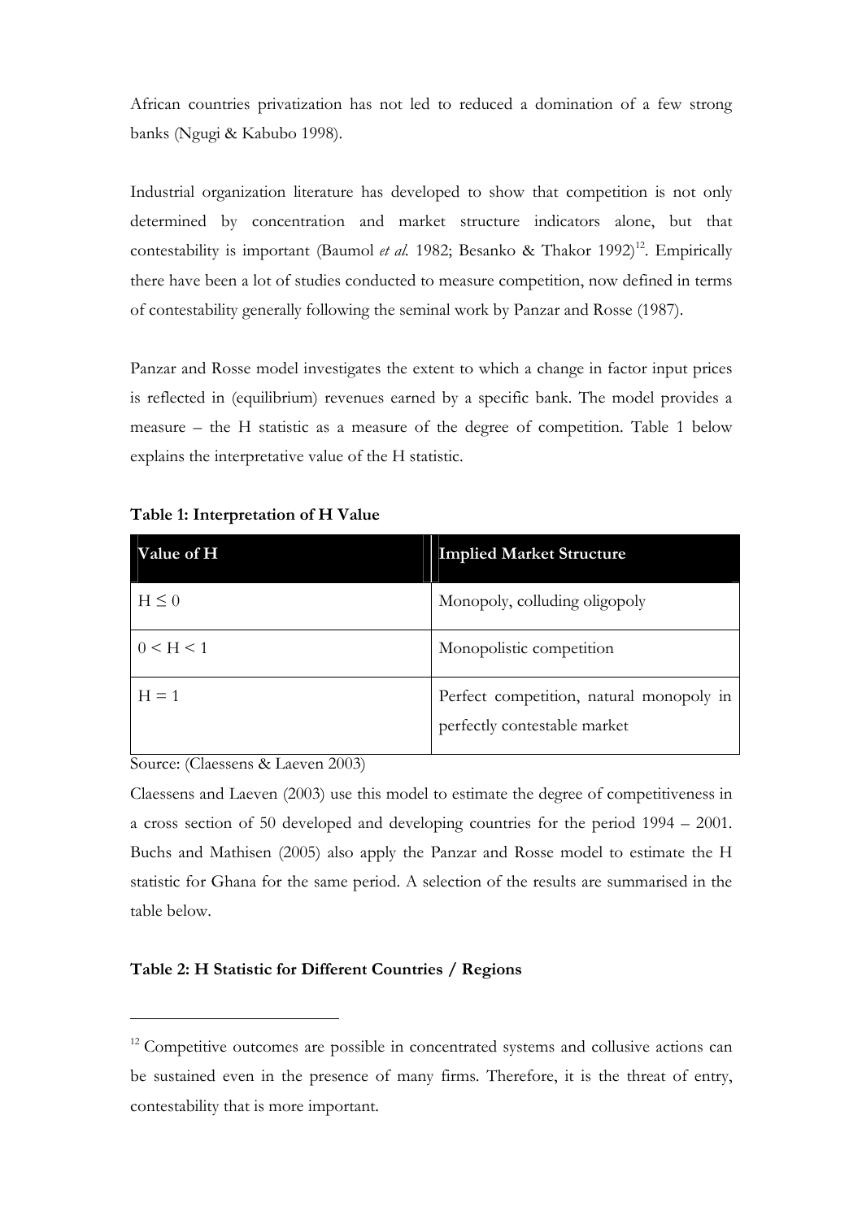African countries privatization has not led to reduced a domination of a few strong banks (Ngugi & Kabubo 1998).

Industrial organization literature has developed to show that competition is not only determined by concentration and market structure indicators alone, but that contestability is important (Baumol *et al.* 1982; Besanko & Thakor 1992)[12]. Empirically there have been a lot of studies conducted to measure competition, now defined in terms of contestability generally following the seminal work by Panzar and Rosse (1987).

Panzar and Rosse model investigates the extent to which a change in factor input prices is reflected in (equilibrium) revenues earned by a specific bank. The model provides a measure – the H statistic as a measure of the degree of competition. Table 1 below explains the interpretative value of the H statistic.

**Table 1: Interpretation of H Value**

| Value of H | Implied Market Structure |
|---|---|
| $H \leq 0$ | Monopoly, colluding oligopoly |
| $0 < H < 1$ | Monopolistic competition |
| $H = 1$ | Perfect competition, natural monopoly in perfectly contestable market |

Source: (Claessens & Laeven 2003)

Claessens and Laeven (2003) use this model to estimate the degree of competitiveness in a cross section of 50 developed and developing countries for the period 1994 – 2001. Buchs and Mathisen (2005) also apply the Panzar and Rosse model to estimate the H statistic for Ghana for the same period. A selection of the results are summarised in the table below.

**Table 2: H Statistic for Different Countries / Regions**

---

[12] Competitive outcomes are possible in concentrated systems and collusive actions can be sustained even in the presence of many firms. Therefore, it is the threat of entry, contestability that is more important.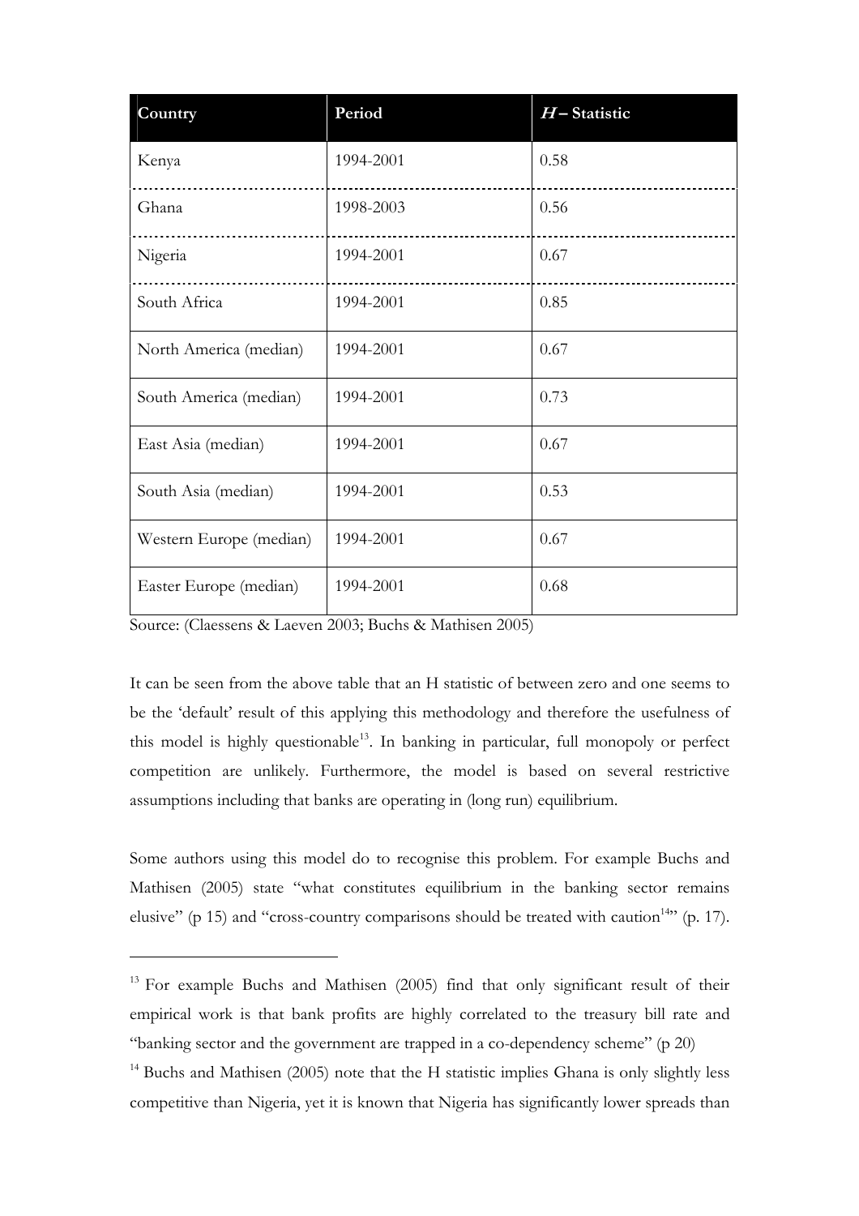| Country | Period | $H$ – Statistic |
| --- | --- | --- |
| Kenya | 1994-2001 | 0.58 |
| Ghana | 1998-2003 | 0.56 |
| Nigeria | 1994-2001 | 0.67 |
| South Africa | 1994-2001 | 0.85 |
| North America (median) | 1994-2001 | 0.67 |
| South America (median) | 1994-2001 | 0.73 |
| East Asia (median) | 1994-2001 | 0.67 |
| South Asia (median) | 1994-2001 | 0.53 |
| Western Europe (median) | 1994-2001 | 0.67 |
| Easter Europe (median) | 1994-2001 | 0.68 |

Source: (Claessens & Laeven 2003; Buchs & Mathisen 2005)

It can be seen from the above table that an H statistic of between zero and one seems to be the 'default' result of this applying this methodology and therefore the usefulness of this model is highly questionable[13]. In banking in particular, full monopoly or perfect competition are unlikely. Furthermore, the model is based on several restrictive assumptions including that banks are operating in (long run) equilibrium.

Some authors using this model do to recognise this problem. For example Buchs and Mathisen (2005) state "what constitutes equilibrium in the banking sector remains elusive" (p 15) and "cross-country comparisons should be treated with caution[14]" (p. 17).

---

[13] For example Buchs and Mathisen (2005) find that only significant result of their empirical work is that bank profits are highly correlated to the treasury bill rate and "banking sector and the government are trapped in a co-dependency scheme" (p 20)

[14] Buchs and Mathisen (2005) note that the H statistic implies Ghana is only slightly less competitive than Nigeria, yet it is known that Nigeria has significantly lower spreads than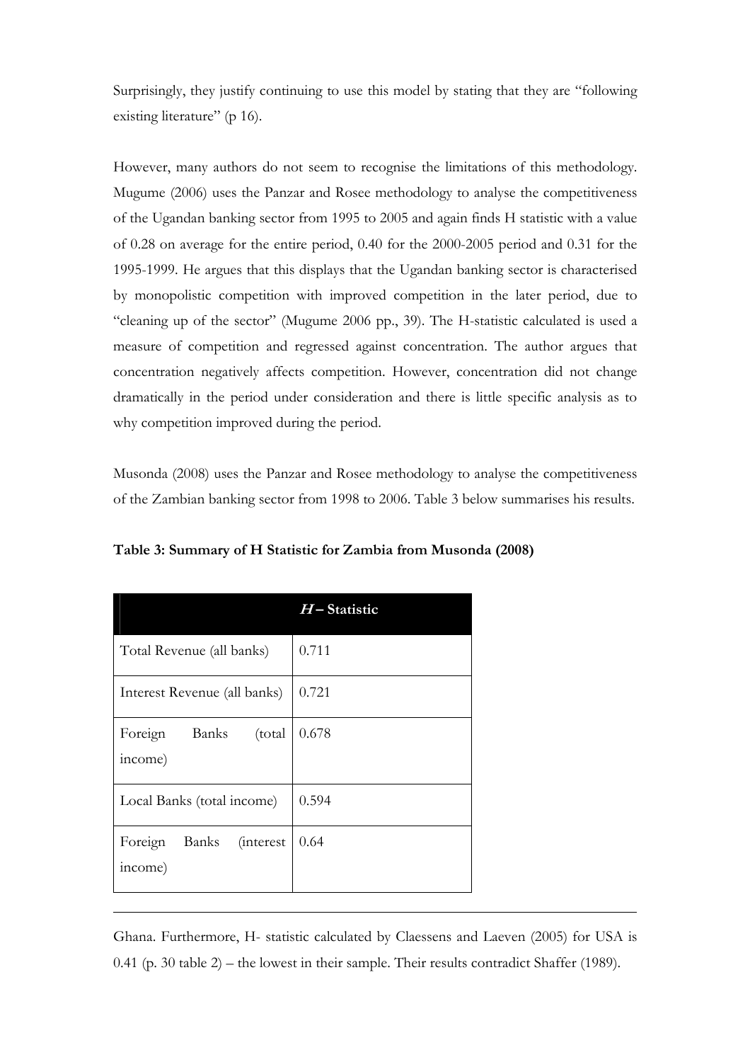Surprisingly, they justify continuing to use this model by stating that they are "following existing literature" (p 16).

However, many authors do not seem to recognise the limitations of this methodology. Mugume (2006) uses the Panzar and Rosee methodology to analyse the competitiveness of the Ugandan banking sector from 1995 to 2005 and again finds H statistic with a value of 0.28 on average for the entire period, 0.40 for the 2000-2005 period and 0.31 for the 1995-1999. He argues that this displays that the Ugandan banking sector is characterised by monopolistic competition with improved competition in the later period, due to "cleaning up of the sector" (Mugume 2006 pp., 39). The H-statistic calculated is used a measure of competition and regressed against concentration. The author argues that concentration negatively affects competition. However, concentration did not change dramatically in the period under consideration and there is little specific analysis as to why competition improved during the period.

Musonda (2008) uses the Panzar and Rosee methodology to analyse the competitiveness of the Zambian banking sector from 1998 to 2006. Table 3 below summarises his results.

**Table 3: Summary of H Statistic for Zambia from Musonda (2008)**

| | ***H* – Statistic** |
|---|---|
| Total Revenue (all banks) | 0.711 |
| Interest Revenue (all banks) | 0.721 |
| Foreign Banks (total income) | 0.678 |
| Local Banks (total income) | 0.594 |
| Foreign Banks (interest income) | 0.64 |

---

Ghana. Furthermore, H- statistic calculated by Claessens and Laeven (2005) for USA is 0.41 (p. 30 table 2) – the lowest in their sample. Their results contradict Shaffer (1989).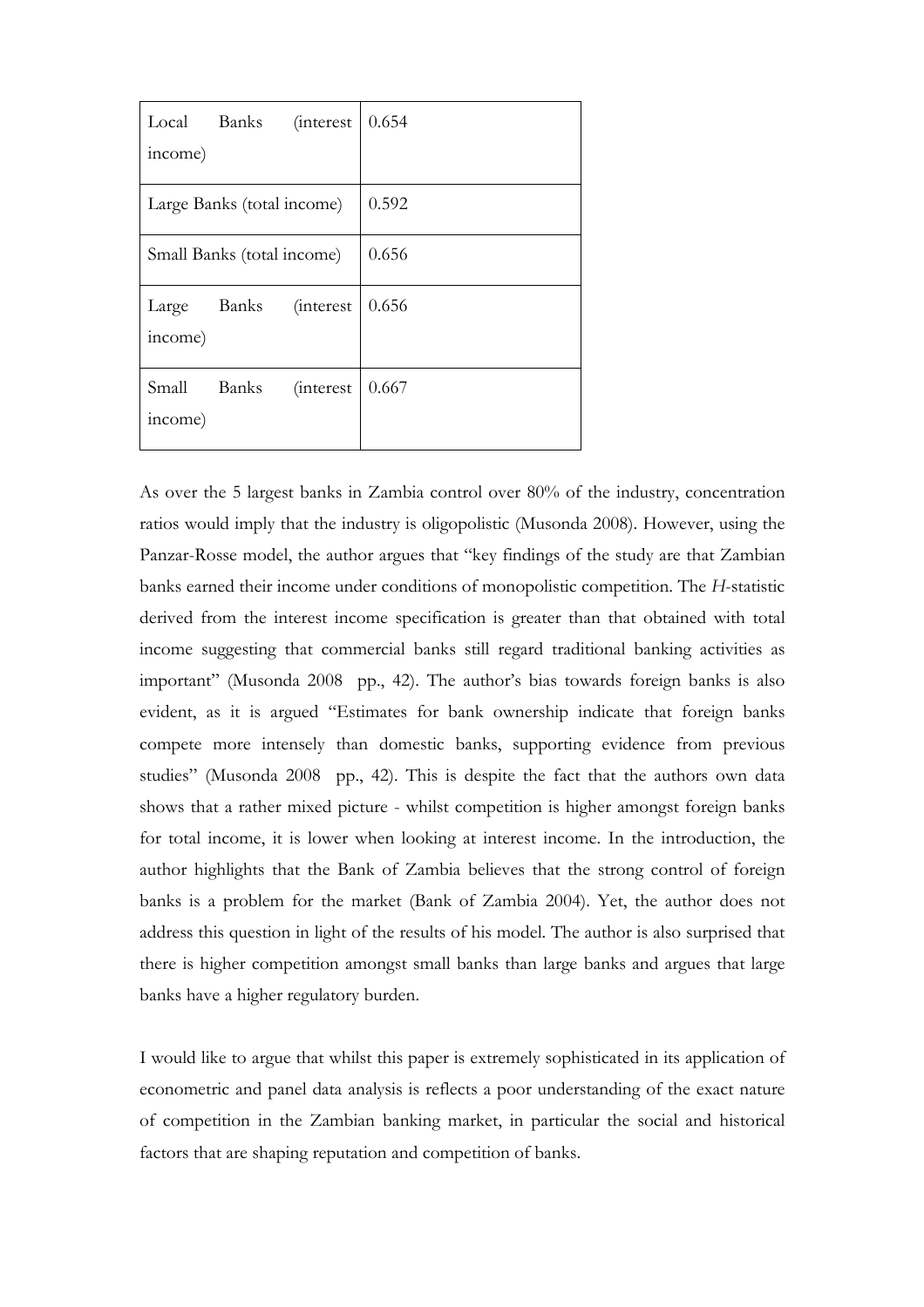| Local Banks (interest income) | 0.654 |
|---|---|
| Large Banks (total income) | 0.592 |
| Small Banks (total income) | 0.656 |
| Large Banks (interest income) | 0.656 |
| Small Banks (interest income) | 0.667 |

As over the 5 largest banks in Zambia control over 80% of the industry, concentration ratios would imply that the industry is oligopolistic (Musonda 2008). However, using the Panzar-Rosse model, the author argues that "key findings of the study are that Zambian banks earned their income under conditions of monopolistic competition. The *H*-statistic derived from the interest income specification is greater than that obtained with total income suggesting that commercial banks still regard traditional banking activities as important" (Musonda 2008 pp., 42). The author's bias towards foreign banks is also evident, as it is argued "Estimates for bank ownership indicate that foreign banks compete more intensely than domestic banks, supporting evidence from previous studies" (Musonda 2008 pp., 42). This is despite the fact that the authors own data shows that a rather mixed picture - whilst competition is higher amongst foreign banks for total income, it is lower when looking at interest income. In the introduction, the author highlights that the Bank of Zambia believes that the strong control of foreign banks is a problem for the market (Bank of Zambia 2004). Yet, the author does not address this question in light of the results of his model. The author is also surprised that there is higher competition amongst small banks than large banks and argues that large banks have a higher regulatory burden.

I would like to argue that whilst this paper is extremely sophisticated in its application of econometric and panel data analysis is reflects a poor understanding of the exact nature of competition in the Zambian banking market, in particular the social and historical factors that are shaping reputation and competition of banks.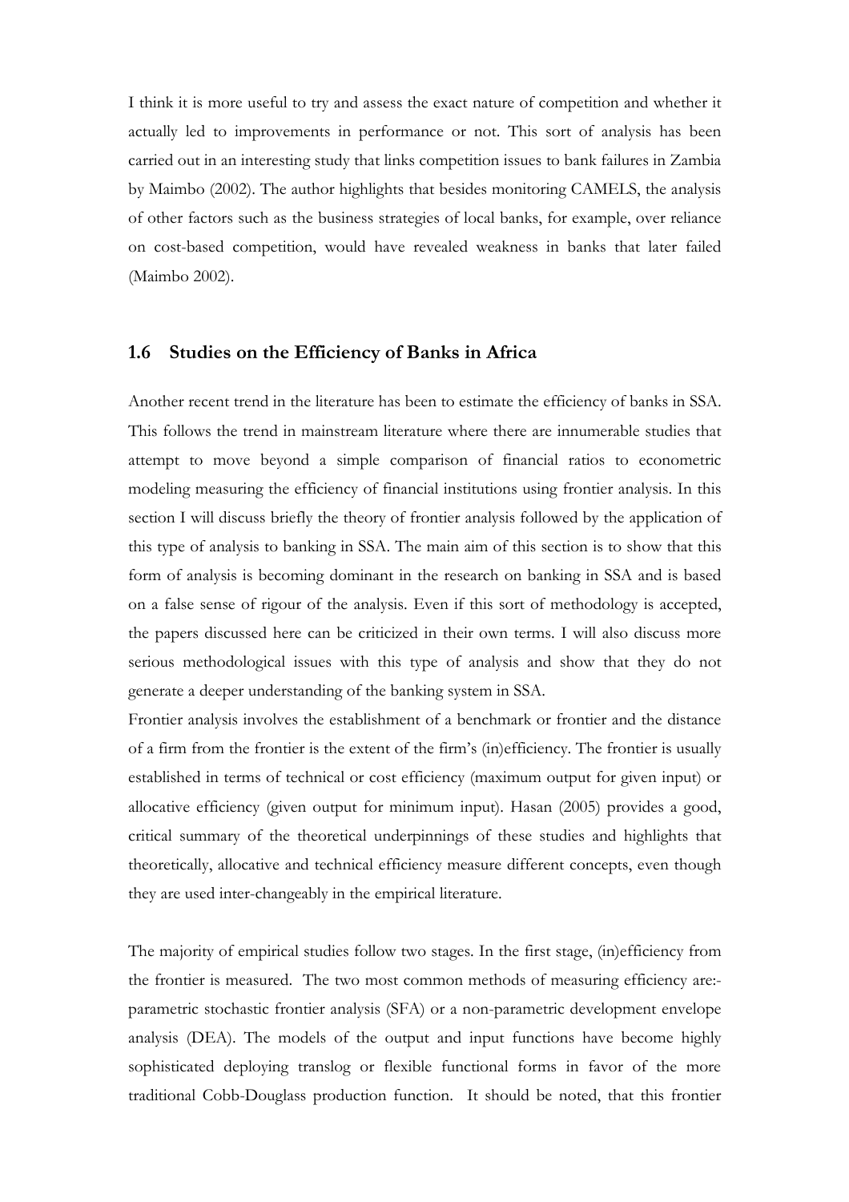I think it is more useful to try and assess the exact nature of competition and whether it actually led to improvements in performance or not. This sort of analysis has been carried out in an interesting study that links competition issues to bank failures in Zambia by Maimbo (2002). The author highlights that besides monitoring CAMELS, the analysis of other factors such as the business strategies of local banks, for example, over reliance on cost-based competition, would have revealed weakness in banks that later failed (Maimbo 2002).

## 1.6 Studies on the Efficiency of Banks in Africa

Another recent trend in the literature has been to estimate the efficiency of banks in SSA. This follows the trend in mainstream literature where there are innumerable studies that attempt to move beyond a simple comparison of financial ratios to econometric modeling measuring the efficiency of financial institutions using frontier analysis. In this section I will discuss briefly the theory of frontier analysis followed by the application of this type of analysis to banking in SSA. The main aim of this section is to show that this form of analysis is becoming dominant in the research on banking in SSA and is based on a false sense of rigour of the analysis. Even if this sort of methodology is accepted, the papers discussed here can be criticized in their own terms. I will also discuss more serious methodological issues with this type of analysis and show that they do not generate a deeper understanding of the banking system in SSA.

Frontier analysis involves the establishment of a benchmark or frontier and the distance of a firm from the frontier is the extent of the firm's (in)efficiency. The frontier is usually established in terms of technical or cost efficiency (maximum output for given input) or allocative efficiency (given output for minimum input). Hasan (2005) provides a good, critical summary of the theoretical underpinnings of these studies and highlights that theoretically, allocative and technical efficiency measure different concepts, even though they are used inter-changeably in the empirical literature.

The majority of empirical studies follow two stages. In the first stage, (in)efficiency from the frontier is measured. The two most common methods of measuring efficiency are:- parametric stochastic frontier analysis (SFA) or a non-parametric development envelope analysis (DEA). The models of the output and input functions have become highly sophisticated deploying translog or flexible functional forms in favor of the more traditional Cobb-Douglass production function. It should be noted, that this frontier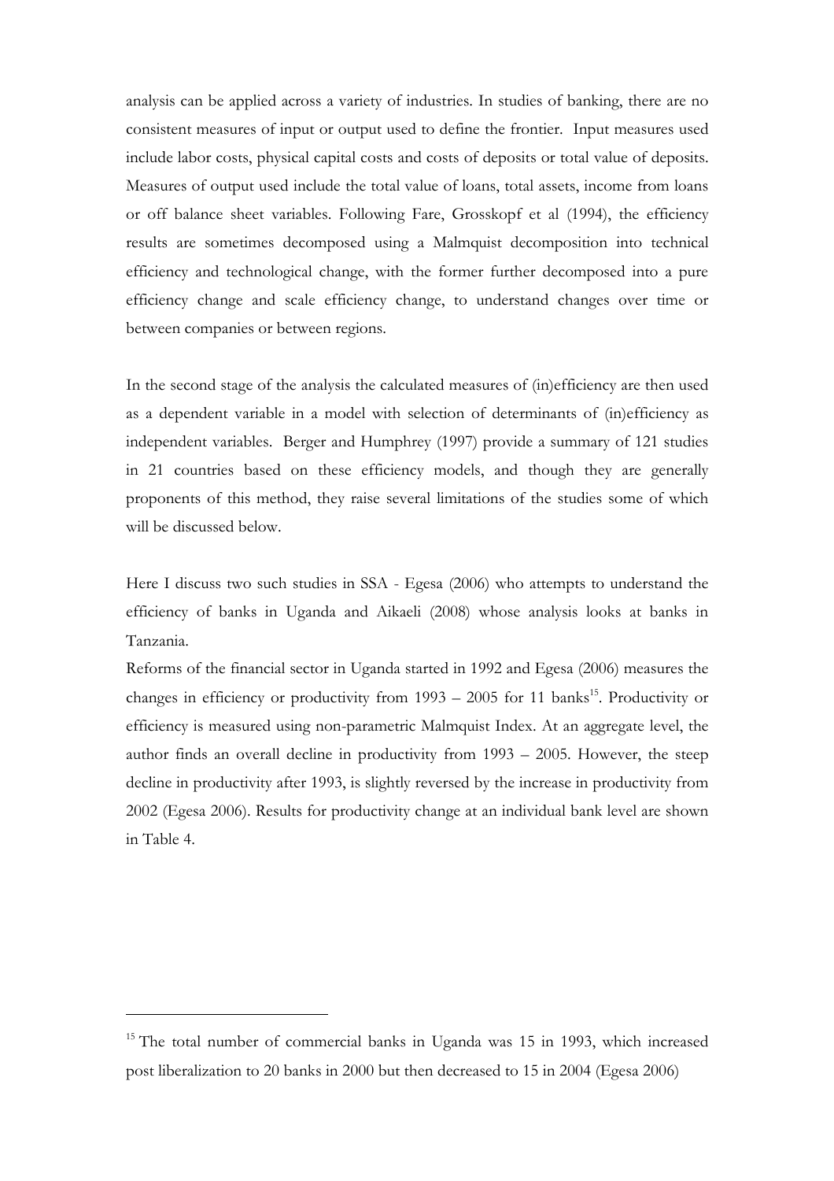analysis can be applied across a variety of industries. In studies of banking, there are no consistent measures of input or output used to define the frontier. Input measures used include labor costs, physical capital costs and costs of deposits or total value of deposits. Measures of output used include the total value of loans, total assets, income from loans or off balance sheet variables. Following Fare, Grosskopf et al (1994), the efficiency results are sometimes decomposed using a Malmquist decomposition into technical efficiency and technological change, with the former further decomposed into a pure efficiency change and scale efficiency change, to understand changes over time or between companies or between regions.

In the second stage of the analysis the calculated measures of (in)efficiency are then used as a dependent variable in a model with selection of determinants of (in)efficiency as independent variables. Berger and Humphrey (1997) provide a summary of 121 studies in 21 countries based on these efficiency models, and though they are generally proponents of this method, they raise several limitations of the studies some of which will be discussed below.

Here I discuss two such studies in SSA - Egesa (2006) who attempts to understand the efficiency of banks in Uganda and Aikaeli (2008) whose analysis looks at banks in Tanzania.

Reforms of the financial sector in Uganda started in 1992 and Egesa (2006) measures the changes in efficiency or productivity from 1993 – 2005 for 11 banks[15]. Productivity or efficiency is measured using non-parametric Malmquist Index. At an aggregate level, the author finds an overall decline in productivity from 1993 – 2005. However, the steep decline in productivity after 1993, is slightly reversed by the increase in productivity from 2002 (Egesa 2006). Results for productivity change at an individual bank level are shown in Table 4.

[15] The total number of commercial banks in Uganda was 15 in 1993, which increased post liberalization to 20 banks in 2000 but then decreased to 15 in 2004 (Egesa 2006)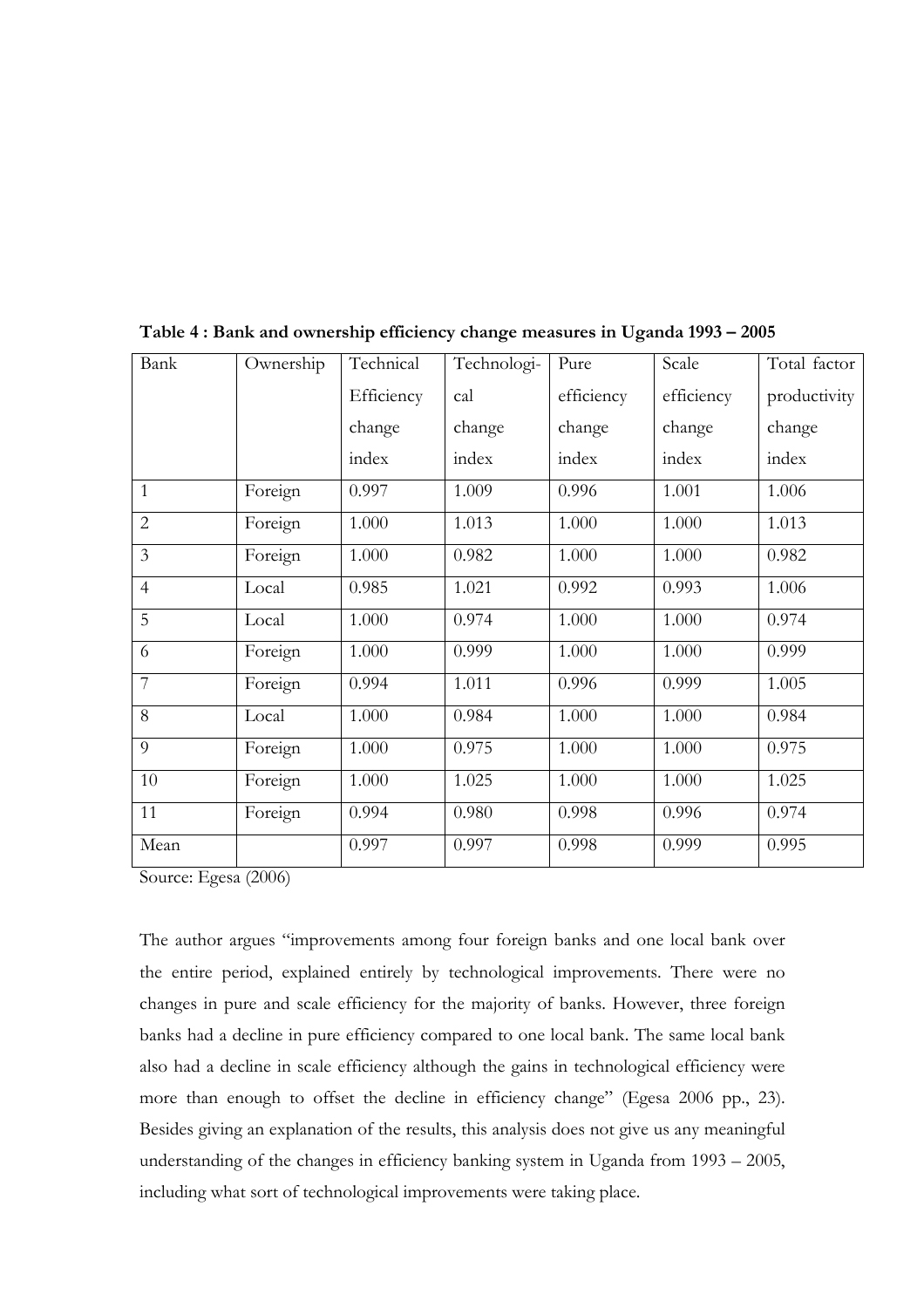**Table 4 : Bank and ownership efficiency change measures in Uganda 1993 – 2005**

| Bank | Ownership | Technical Efficiency change index | Technological change index | Pure efficiency change index | Scale efficiency change index | Total factor productivity change index |
|---|---|---|---|---|---|---|
| 1 | Foreign | 0.997 | 1.009 | 0.996 | 1.001 | 1.006 |
| 2 | Foreign | 1.000 | 1.013 | 1.000 | 1.000 | 1.013 |
| 3 | Foreign | 1.000 | 0.982 | 1.000 | 1.000 | 0.982 |
| 4 | Local | 0.985 | 1.021 | 0.992 | 0.993 | 1.006 |
| 5 | Local | 1.000 | 0.974 | 1.000 | 1.000 | 0.974 |
| 6 | Foreign | 1.000 | 0.999 | 1.000 | 1.000 | 0.999 |
| 7 | Foreign | 0.994 | 1.011 | 0.996 | 0.999 | 1.005 |
| 8 | Local | 1.000 | 0.984 | 1.000 | 1.000 | 0.984 |
| 9 | Foreign | 1.000 | 0.975 | 1.000 | 1.000 | 0.975 |
| 10 | Foreign | 1.000 | 1.025 | 1.000 | 1.000 | 1.025 |
| 11 | Foreign | 0.994 | 0.980 | 0.998 | 0.996 | 0.974 |
| Mean | | 0.997 | 0.997 | 0.998 | 0.999 | 0.995 |

Source: Egesa (2006)

The author argues "improvements among four foreign banks and one local bank over the entire period, explained entirely by technological improvements. There were no changes in pure and scale efficiency for the majority of banks. However, three foreign banks had a decline in pure efficiency compared to one local bank. The same local bank also had a decline in scale efficiency although the gains in technological efficiency were more than enough to offset the decline in efficiency change" (Egesa 2006 pp., 23). Besides giving an explanation of the results, this analysis does not give us any meaningful understanding of the changes in efficiency banking system in Uganda from 1993 – 2005, including what sort of technological improvements were taking place.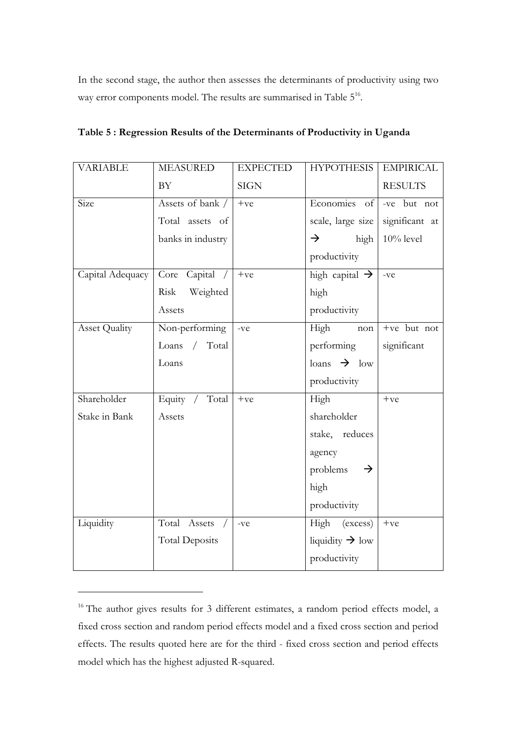In the second stage, the author then assesses the determinants of productivity using two way error components model. The results are summarised in Table 5[16].

**Table 5 : Regression Results of the Determinants of Productivity in Uganda**

| VARIABLE | MEASURED BY | EXPECTED SIGN | HYPOTHESIS | EMPIRICAL RESULTS |
|---|---|---|---|---|
| Size | Assets of bank / Total assets of banks in industry | +ve | Economies of scale, large size → high productivity | -ve but not significant at 10% level |
| Capital Adequacy | Core Capital / Risk Weighted Assets | +ve | high capital → high productivity | -ve |
| Asset Quality | Non-performing Loans / Total Loans | -ve | High non performing loans → low productivity | +ve but not significant |
| Shareholder Stake in Bank | Equity / Total Assets | +ve | High shareholder stake, reduces agency problems → high productivity | +ve |
| Liquidity | Total Assets / Total Deposits | -ve | High (excess) liquidity → low productivity | +ve |

[16] The author gives results for 3 different estimates, a random period effects model, a fixed cross section and random period effects model and a fixed cross section and period effects. The results quoted here are for the third - fixed cross section and period effects model which has the highest adjusted R-squared.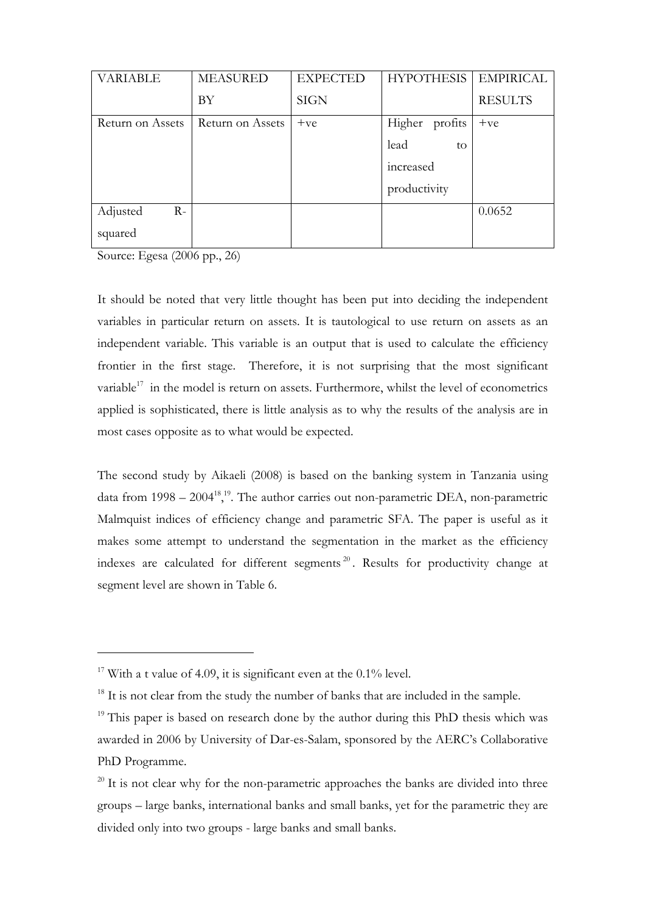| VARIABLE | MEASURED BY | EXPECTED SIGN | HYPOTHESIS | EMPIRICAL RESULTS |
|---|---|---|---|---|
| Return on Assets | Return on Assets | +ve | Higher profits lead to increased productivity | +ve |
| Adjusted R-squared | | | | 0.0652 |

Source: Egesa (2006 pp., 26)

It should be noted that very little thought has been put into deciding the independent variables in particular return on assets. It is tautological to use return on assets as an independent variable. This variable is an output that is used to calculate the efficiency frontier in the first stage. Therefore, it is not surprising that the most significant variable[17] in the model is return on assets. Furthermore, whilst the level of econometrics applied is sophisticated, there is little analysis as to why the results of the analysis are in most cases opposite as to what would be expected.

The second study by Aikaeli (2008) is based on the banking system in Tanzania using data from 1998 – 2004[18],[19]. The author carries out non-parametric DEA, non-parametric Malmquist indices of efficiency change and parametric SFA. The paper is useful as it makes some attempt to understand the segmentation in the market as the efficiency indexes are calculated for different segments[20]. Results for productivity change at segment level are shown in Table 6.

---

[17] With a t value of 4.09, it is significant even at the 0.1% level.

[18] It is not clear from the study the number of banks that are included in the sample.

[19] This paper is based on research done by the author during this PhD thesis which was awarded in 2006 by University of Dar-es-Salam, sponsored by the AERC's Collaborative PhD Programme.

[20] It is not clear why for the non-parametric approaches the banks are divided into three groups – large banks, international banks and small banks, yet for the parametric they are divided only into two groups - large banks and small banks.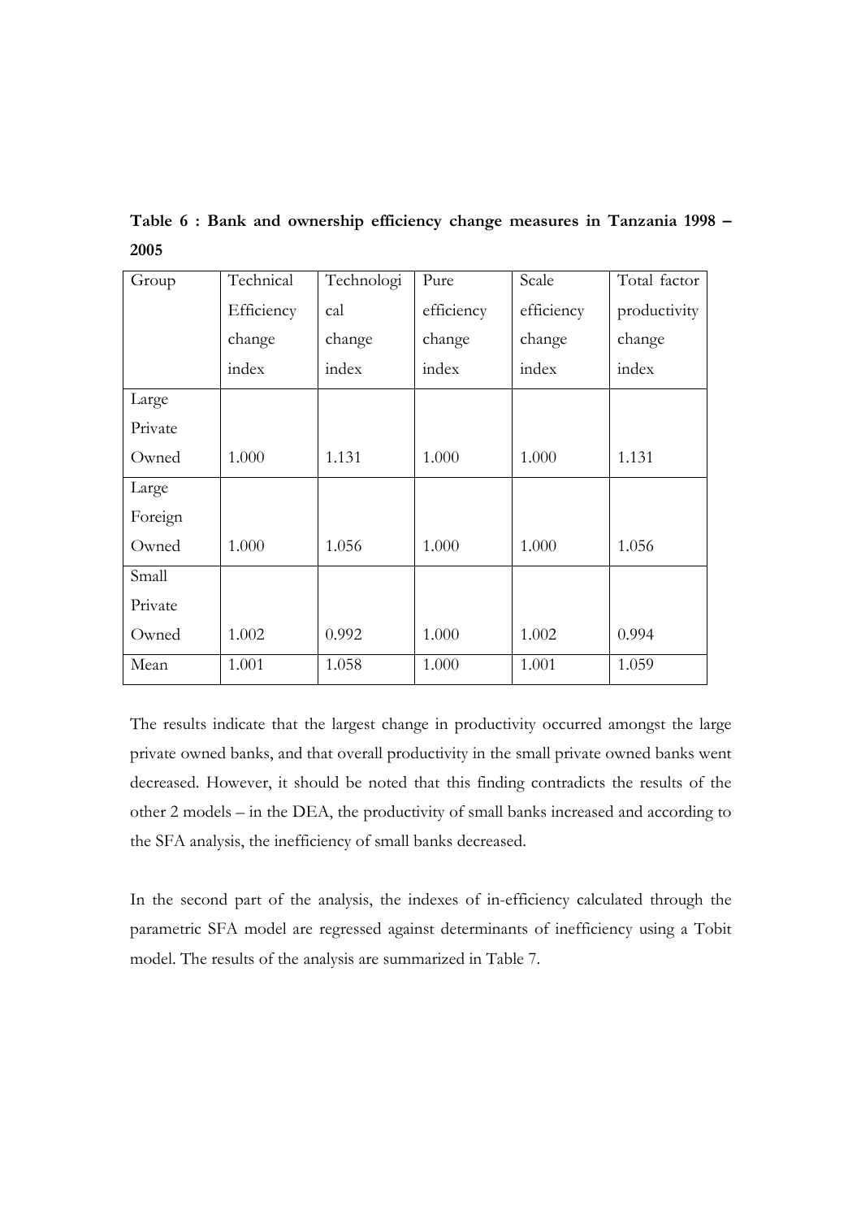**Table 6 : Bank and ownership efficiency change measures in Tanzania 1998 – 2005**

| Group | Technical Efficiency change index | Technological change index | Pure efficiency change index | Scale efficiency change index | Total factor productivity change index |
|---|---|---|---|---|---|
| Large Private Owned | 1.000 | 1.131 | 1.000 | 1.000 | 1.131 |
| Large Foreign Owned | 1.000 | 1.056 | 1.000 | 1.000 | 1.056 |
| Small Private Owned | 1.002 | 0.992 | 1.000 | 1.002 | 0.994 |
| Mean | 1.001 | 1.058 | 1.000 | 1.001 | 1.059 |

The results indicate that the largest change in productivity occurred amongst the large private owned banks, and that overall productivity in the small private owned banks went decreased. However, it should be noted that this finding contradicts the results of the other 2 models – in the DEA, the productivity of small banks increased and according to the SFA analysis, the inefficiency of small banks decreased.

In the second part of the analysis, the indexes of in-efficiency calculated through the parametric SFA model are regressed against determinants of inefficiency using a Tobit model. The results of the analysis are summarized in Table 7.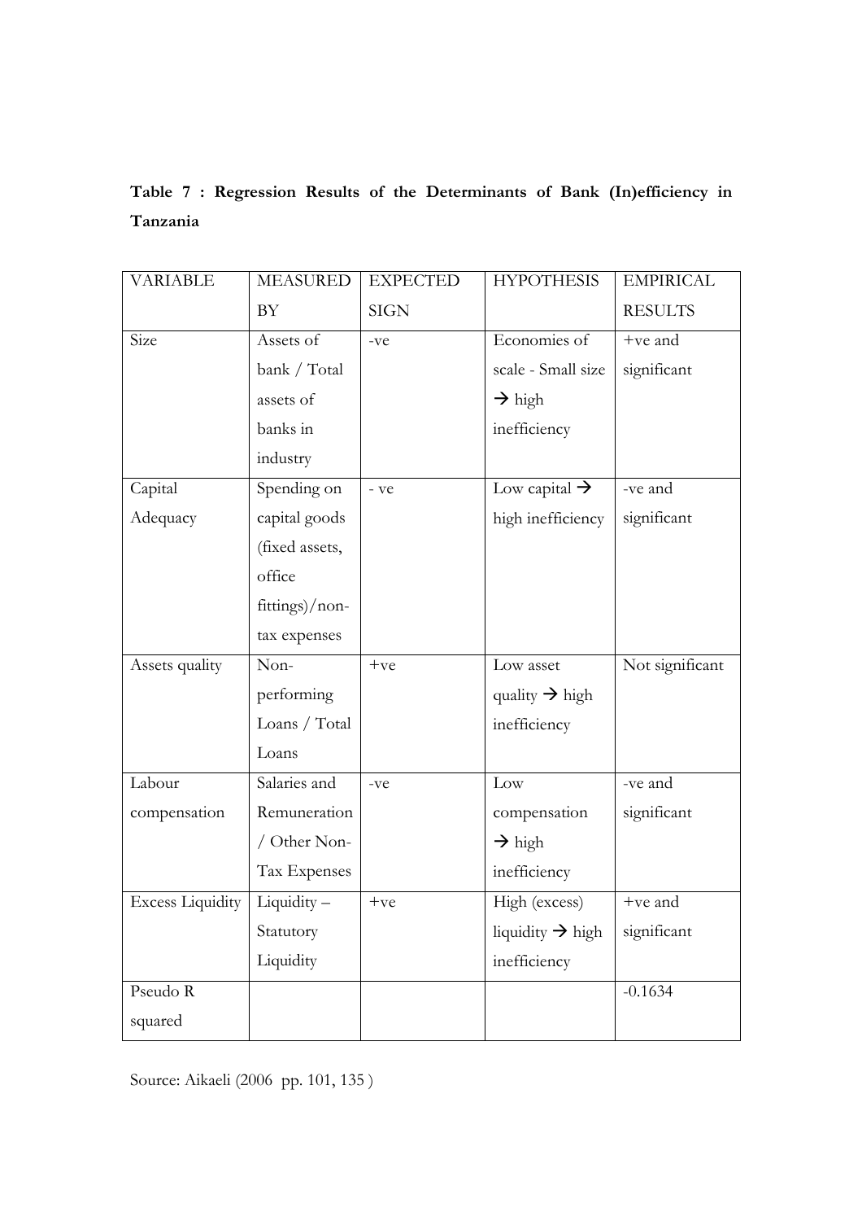**Table 7 : Regression Results of the Determinants of Bank (In)efficiency in Tanzania**

| VARIABLE | MEASURED BY | EXPECTED SIGN | HYPOTHESIS | EMPIRICAL RESULTS |
|---|---|---|---|---|
| Size | Assets of bank / Total assets of banks in industry | -ve | Economies of scale - Small size → high inefficiency | +ve and significant |
| Capital Adequacy | Spending on capital goods (fixed assets, office fittings)/non-tax expenses | - ve | Low capital → high inefficiency | -ve and significant |
| Assets quality | Non-performing Loans / Total Loans | +ve | Low asset quality → high inefficiency | Not significant |
| Labour compensation | Salaries and Remuneration / Other Non-Tax Expenses | -ve | Low compensation → high inefficiency | -ve and significant |
| Excess Liquidity | Liquidity – Statutory Liquidity | +ve | High (excess) liquidity → high inefficiency | +ve and significant |
| Pseudo R squared | | | | -0.1634 |

Source: Aikaeli (2006 pp. 101, 135 )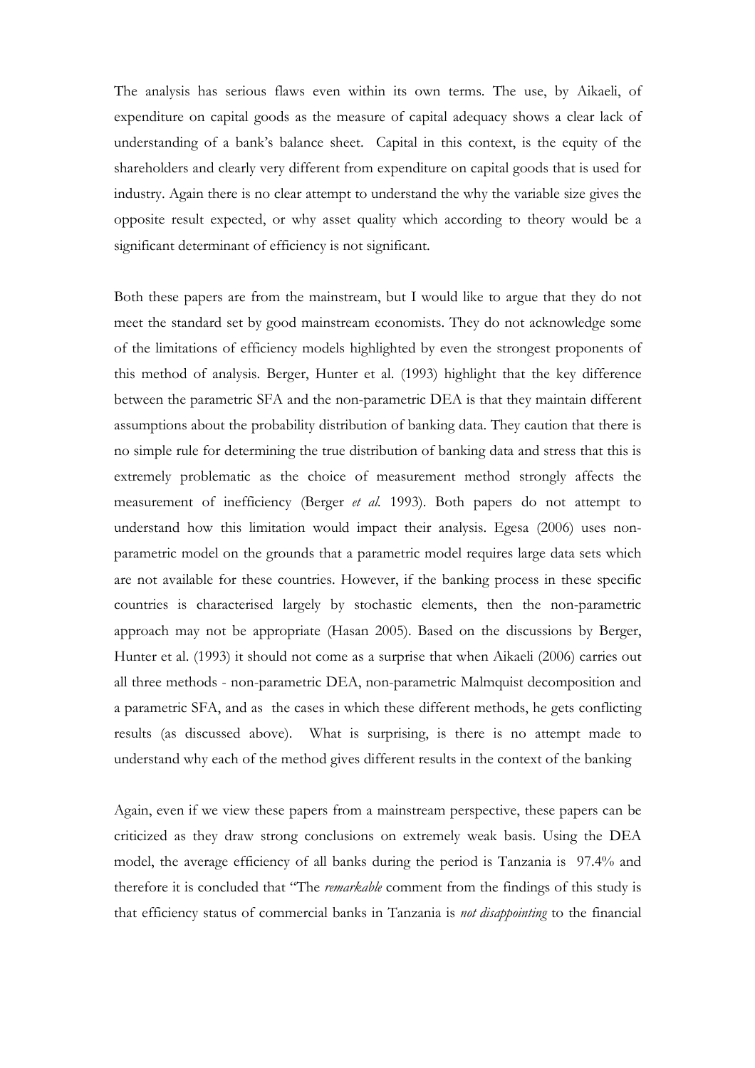The analysis has serious flaws even within its own terms. The use, by Aikaeli, of expenditure on capital goods as the measure of capital adequacy shows a clear lack of understanding of a bank's balance sheet. Capital in this context, is the equity of the shareholders and clearly very different from expenditure on capital goods that is used for industry. Again there is no clear attempt to understand the why the variable size gives the opposite result expected, or why asset quality which according to theory would be a significant determinant of efficiency is not significant.

Both these papers are from the mainstream, but I would like to argue that they do not meet the standard set by good mainstream economists. They do not acknowledge some of the limitations of efficiency models highlighted by even the strongest proponents of this method of analysis. Berger, Hunter et al. (1993) highlight that the key difference between the parametric SFA and the non-parametric DEA is that they maintain different assumptions about the probability distribution of banking data. They caution that there is no simple rule for determining the true distribution of banking data and stress that this is extremely problematic as the choice of measurement method strongly affects the measurement of inefficiency (Berger *et al.* 1993). Both papers do not attempt to understand how this limitation would impact their analysis. Egesa (2006) uses non-parametric model on the grounds that a parametric model requires large data sets which are not available for these countries. However, if the banking process in these specific countries is characterised largely by stochastic elements, then the non-parametric approach may not be appropriate (Hasan 2005). Based on the discussions by Berger, Hunter et al. (1993) it should not come as a surprise that when Aikaeli (2006) carries out all three methods - non-parametric DEA, non-parametric Malmquist decomposition and a parametric SFA, and as the cases in which these different methods, he gets conflicting results (as discussed above). What is surprising, is there is no attempt made to understand why each of the method gives different results in the context of the banking

Again, even if we view these papers from a mainstream perspective, these papers can be criticized as they draw strong conclusions on extremely weak basis. Using the DEA model, the average efficiency of all banks during the period is Tanzania is 97.4% and therefore it is concluded that "The *remarkable* comment from the findings of this study is that efficiency status of commercial banks in Tanzania is *not disappointing* to the financial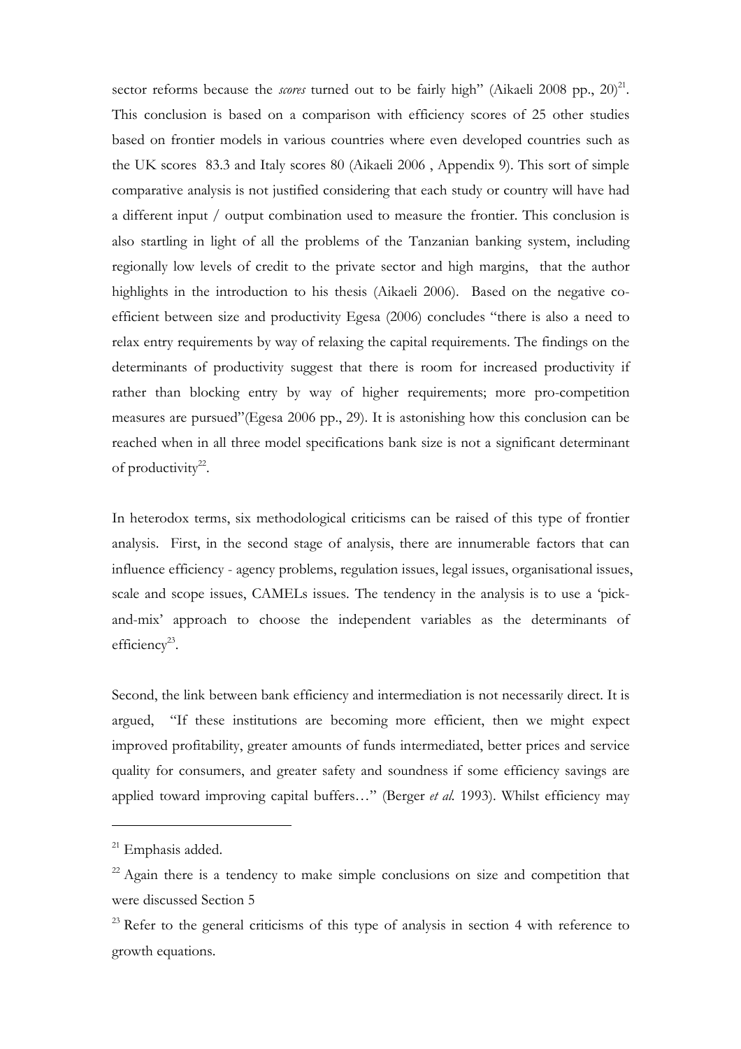sector reforms because the *scores* turned out to be fairly high" (Aikaeli 2008 pp., 20)[21]. This conclusion is based on a comparison with efficiency scores of 25 other studies based on frontier models in various countries where even developed countries such as the UK scores 83.3 and Italy scores 80 (Aikaeli 2006 , Appendix 9). This sort of simple comparative analysis is not justified considering that each study or country will have had a different input / output combination used to measure the frontier. This conclusion is also startling in light of all the problems of the Tanzanian banking system, including regionally low levels of credit to the private sector and high margins, that the author highlights in the introduction to his thesis (Aikaeli 2006). Based on the negative co-efficient between size and productivity Egesa (2006) concludes "there is also a need to relax entry requirements by way of relaxing the capital requirements. The findings on the determinants of productivity suggest that there is room for increased productivity if rather than blocking entry by way of higher requirements; more pro-competition measures are pursued"(Egesa 2006 pp., 29). It is astonishing how this conclusion can be reached when in all three model specifications bank size is not a significant determinant of productivity[22].

In heterodox terms, six methodological criticisms can be raised of this type of frontier analysis. First, in the second stage of analysis, there are innumerable factors that can influence efficiency - agency problems, regulation issues, legal issues, organisational issues, scale and scope issues, CAMELs issues. The tendency in the analysis is to use a 'pick-and-mix' approach to choose the independent variables as the determinants of efficiency[23].

Second, the link between bank efficiency and intermediation is not necessarily direct. It is argued, "If these institutions are becoming more efficient, then we might expect improved profitability, greater amounts of funds intermediated, better prices and service quality for consumers, and greater safety and soundness if some efficiency savings are applied toward improving capital buffers…" (Berger *et al.* 1993). Whilst efficiency may

---

[21] Emphasis added.

[22] Again there is a tendency to make simple conclusions on size and competition that were discussed Section 5

[23] Refer to the general criticisms of this type of analysis in section 4 with reference to growth equations.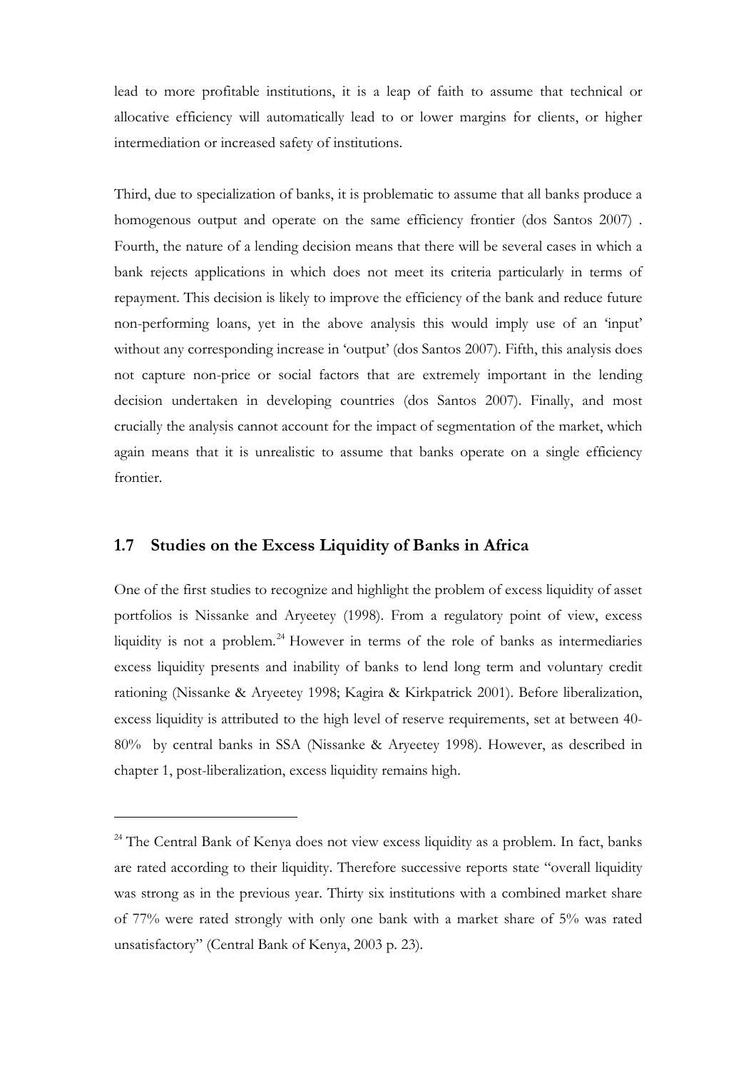lead to more profitable institutions, it is a leap of faith to assume that technical or allocative efficiency will automatically lead to or lower margins for clients, or higher intermediation or increased safety of institutions.

Third, due to specialization of banks, it is problematic to assume that all banks produce a homogenous output and operate on the same efficiency frontier (dos Santos 2007) . Fourth, the nature of a lending decision means that there will be several cases in which a bank rejects applications in which does not meet its criteria particularly in terms of repayment. This decision is likely to improve the efficiency of the bank and reduce future non-performing loans, yet in the above analysis this would imply use of an 'input' without any corresponding increase in 'output' (dos Santos 2007). Fifth, this analysis does not capture non-price or social factors that are extremely important in the lending decision undertaken in developing countries (dos Santos 2007). Finally, and most crucially the analysis cannot account for the impact of segmentation of the market, which again means that it is unrealistic to assume that banks operate on a single efficiency frontier.

## 1.7 Studies on the Excess Liquidity of Banks in Africa

One of the first studies to recognize and highlight the problem of excess liquidity of asset portfolios is Nissanke and Aryeetey (1998). From a regulatory point of view, excess liquidity is not a problem.[24] However in terms of the role of banks as intermediaries excess liquidity presents and inability of banks to lend long term and voluntary credit rationing (Nissanke & Aryeetey 1998; Kagira & Kirkpatrick 2001). Before liberalization, excess liquidity is attributed to the high level of reserve requirements, set at between 40-80% by central banks in SSA (Nissanke & Aryeetey 1998). However, as described in chapter 1, post-liberalization, excess liquidity remains high.

---

[24] The Central Bank of Kenya does not view excess liquidity as a problem. In fact, banks are rated according to their liquidity. Therefore successive reports state "overall liquidity was strong as in the previous year. Thirty six institutions with a combined market share of 77% were rated strongly with only one bank with a market share of 5% was rated unsatisfactory" (Central Bank of Kenya, 2003 p. 23).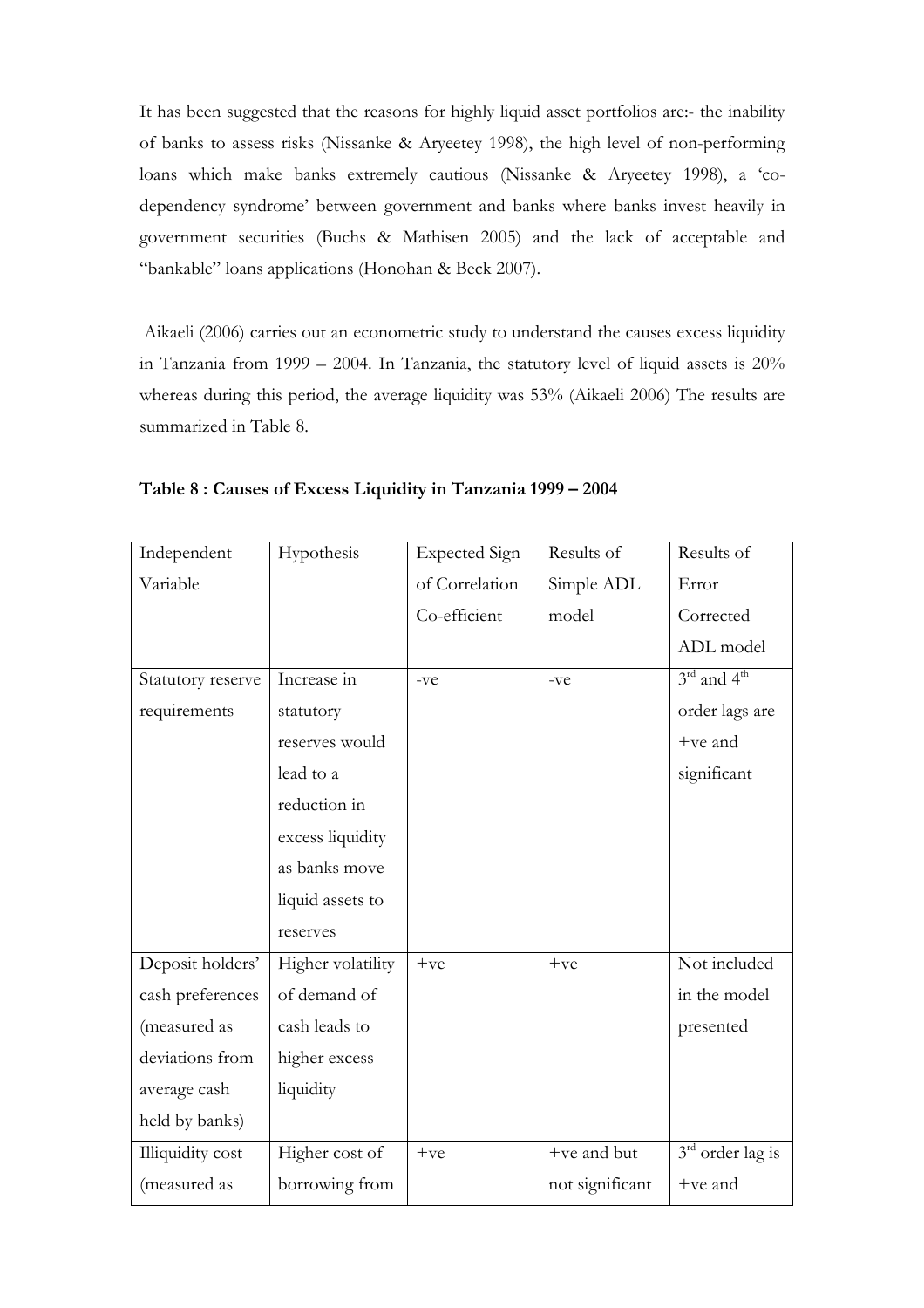It has been suggested that the reasons for highly liquid asset portfolios are:- the inability of banks to assess risks (Nissanke & Aryeetey 1998), the high level of non-performing loans which make banks extremely cautious (Nissanke & Aryeetey 1998), a 'co-dependency syndrome' between government and banks where banks invest heavily in government securities (Buchs & Mathisen 2005) and the lack of acceptable and "bankable" loans applications (Honohan & Beck 2007).

Aikaeli (2006) carries out an econometric study to understand the causes excess liquidity in Tanzania from 1999 – 2004. In Tanzania, the statutory level of liquid assets is 20% whereas during this period, the average liquidity was 53% (Aikaeli 2006) The results are summarized in Table 8.

**Table 8 : Causes of Excess Liquidity in Tanzania 1999 – 2004**

| Independent Variable | Hypothesis | Expected Sign of Correlation Co-efficient | Results of Simple ADL model | Results of Error Corrected ADL model |
|---|---|---|---|---|
| Statutory reserve requirements | Increase in statutory reserves would lead to a reduction in excess liquidity as banks move liquid assets to reserves | -ve | -ve | 3rd and 4th order lags are +ve and significant |
| Deposit holders' cash preferences (measured as deviations from average cash held by banks) | Higher volatility of demand of cash leads to higher excess liquidity | +ve | +ve | Not included in the model presented |
| Illiquidity cost (measured as | Higher cost of borrowing from | +ve | +ve and but not significant | 3rd order lag is +ve and |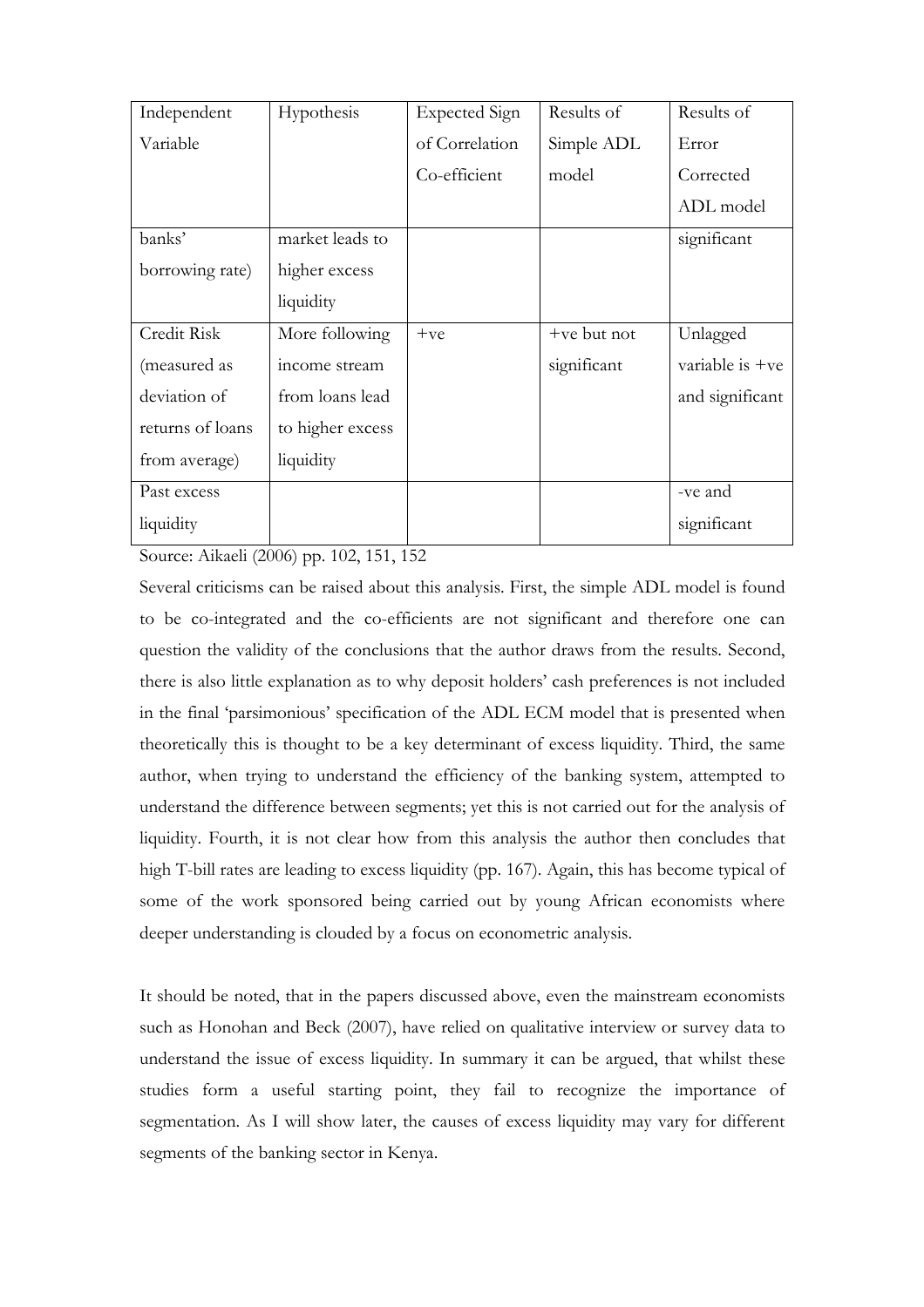| Independent Variable | Hypothesis | Expected Sign of Correlation Co-efficient | Results of Simple ADL model | Results of Error Corrected ADL model |
|---|---|---|---|---|
| banks' borrowing rate) | market leads to higher excess liquidity | | | significant |
| Credit Risk (measured as deviation of returns of loans from average) | More following income stream from loans lead to higher excess liquidity | +ve | +ve but not significant | Unlagged variable is +ve and significant |
| Past excess liquidity | | | | -ve and significant |

Source: Aikaeli (2006) pp. 102, 151, 152

Several criticisms can be raised about this analysis. First, the simple ADL model is found to be co-integrated and the co-efficients are not significant and therefore one can question the validity of the conclusions that the author draws from the results. Second, there is also little explanation as to why deposit holders' cash preferences is not included in the final 'parsimonious' specification of the ADL ECM model that is presented when theoretically this is thought to be a key determinant of excess liquidity. Third, the same author, when trying to understand the efficiency of the banking system, attempted to understand the difference between segments; yet this is not carried out for the analysis of liquidity. Fourth, it is not clear how from this analysis the author then concludes that high T-bill rates are leading to excess liquidity (pp. 167). Again, this has become typical of some of the work sponsored being carried out by young African economists where deeper understanding is clouded by a focus on econometric analysis.

It should be noted, that in the papers discussed above, even the mainstream economists such as Honohan and Beck (2007), have relied on qualitative interview or survey data to understand the issue of excess liquidity. In summary it can be argued, that whilst these studies form a useful starting point, they fail to recognize the importance of segmentation. As I will show later, the causes of excess liquidity may vary for different segments of the banking sector in Kenya.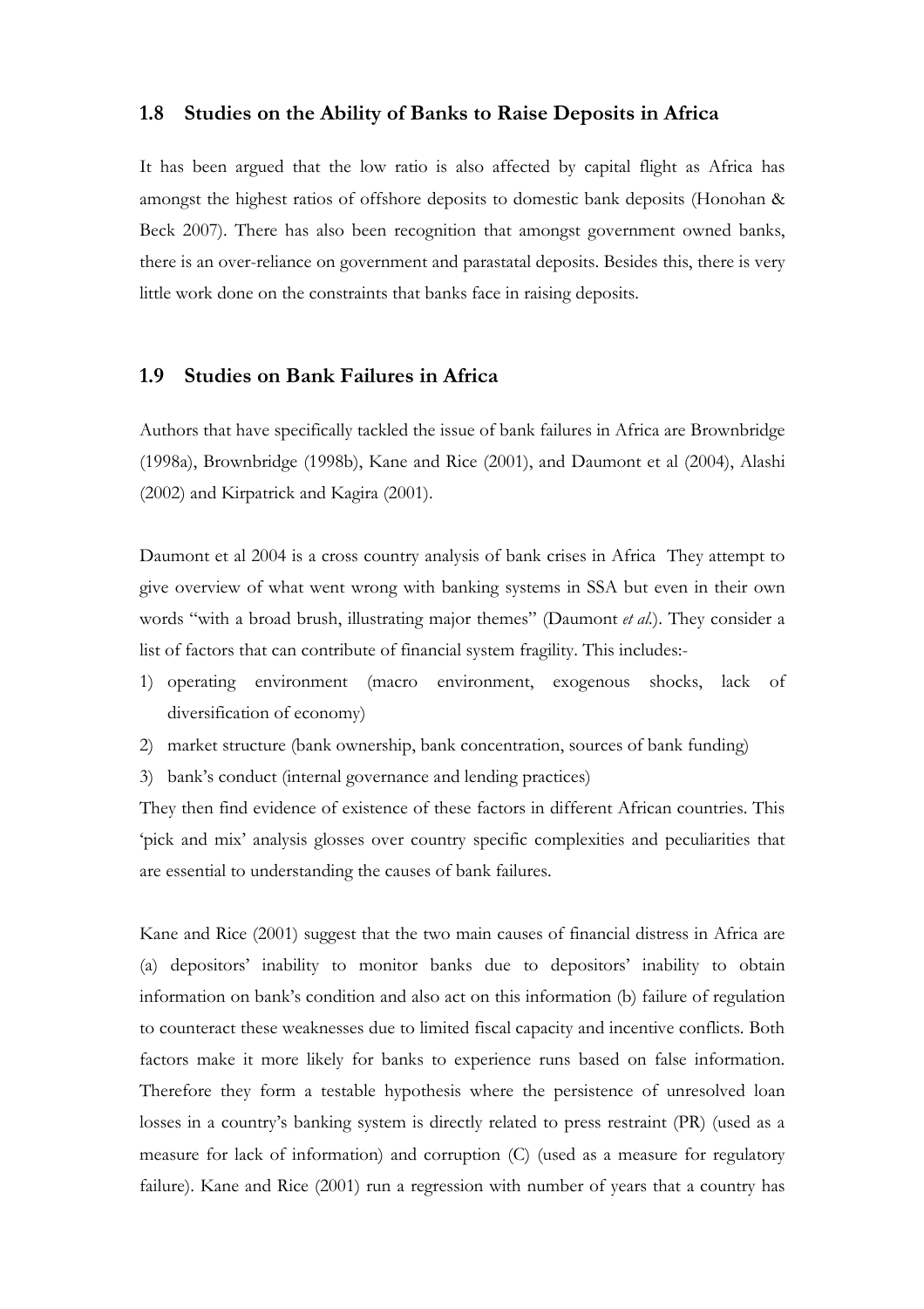## 1.8 Studies on the Ability of Banks to Raise Deposits in Africa

It has been argued that the low ratio is also affected by capital flight as Africa has amongst the highest ratios of offshore deposits to domestic bank deposits (Honohan & Beck 2007). There has also been recognition that amongst government owned banks, there is an over-reliance on government and parastatal deposits. Besides this, there is very little work done on the constraints that banks face in raising deposits.

## 1.9 Studies on Bank Failures in Africa

Authors that have specifically tackled the issue of bank failures in Africa are Brownbridge (1998a), Brownbridge (1998b), Kane and Rice (2001), and Daumont et al (2004), Alashi (2002) and Kirpatrick and Kagira (2001).

Daumont et al 2004 is a cross country analysis of bank crises in Africa They attempt to give overview of what went wrong with banking systems in SSA but even in their own words "with a broad brush, illustrating major themes" (Daumont *et al.*). They consider a list of factors that can contribute of financial system fragility. This includes:-

1) operating environment (macro environment, exogenous shocks, lack of diversification of economy)
2) market structure (bank ownership, bank concentration, sources of bank funding)
3) bank's conduct (internal governance and lending practices)

They then find evidence of existence of these factors in different African countries. This 'pick and mix' analysis glosses over country specific complexities and peculiarities that are essential to understanding the causes of bank failures.

Kane and Rice (2001) suggest that the two main causes of financial distress in Africa are (a) depositors' inability to monitor banks due to depositors' inability to obtain information on bank's condition and also act on this information (b) failure of regulation to counteract these weaknesses due to limited fiscal capacity and incentive conflicts. Both factors make it more likely for banks to experience runs based on false information. Therefore they form a testable hypothesis where the persistence of unresolved loan losses in a country's banking system is directly related to press restraint (PR) (used as a measure for lack of information) and corruption (C) (used as a measure for regulatory failure). Kane and Rice (2001) run a regression with number of years that a country has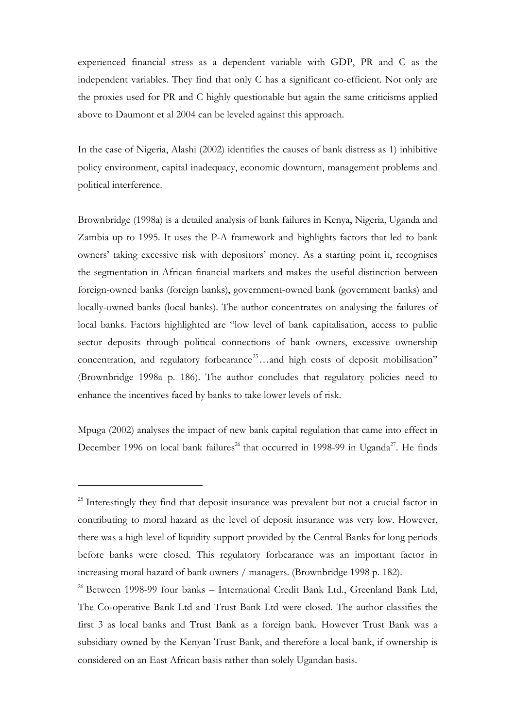experienced financial stress as a dependent variable with GDP, PR and C as the independent variables. They find that only C has a significant co-efficient. Not only are the proxies used for PR and C highly questionable but again the same criticisms applied above to Daumont et al 2004 can be leveled against this approach.

In the case of Nigeria, Alashi (2002) identifies the causes of bank distress as 1) inhibitive policy environment, capital inadequacy, economic downturn, management problems and political interference.

Brownbridge (1998a) is a detailed analysis of bank failures in Kenya, Nigeria, Uganda and Zambia up to 1995. It uses the P-A framework and highlights factors that led to bank owners' taking excessive risk with depositors' money. As a starting point it, recognises the segmentation in African financial markets and makes the useful distinction between foreign-owned banks (foreign banks), government-owned bank (government banks) and locally-owned banks (local banks). The author concentrates on analysing the failures of local banks. Factors highlighted are "low level of bank capitalisation, access to public sector deposits through political connections of bank owners, excessive ownership concentration, and regulatory forbearance[25]…and high costs of deposit mobilisation" (Brownbridge 1998a p. 186). The author concludes that regulatory policies need to enhance the incentives faced by banks to take lower levels of risk.

Mpuga (2002) analyses the impact of new bank capital regulation that came into effect in December 1996 on local bank failures[26] that occurred in 1998-99 in Uganda[27]. He finds

---

[25] Interestingly they find that deposit insurance was prevalent but not a crucial factor in contributing to moral hazard as the level of deposit insurance was very low. However, there was a high level of liquidity support provided by the Central Banks for long periods before banks were closed. This regulatory forbearance was an important factor in increasing moral hazard of bank owners / managers. (Brownbridge 1998 p. 182).

[26] Between 1998-99 four banks – International Credit Bank Ltd., Greenland Bank Ltd, The Co-operative Bank Ltd and Trust Bank Ltd were closed. The author classifies the first 3 as local banks and Trust Bank as a foreign bank. However Trust Bank was a subsidiary owned by the Kenyan Trust Bank, and therefore a local bank, if ownership is considered on an East African basis rather than solely Ugandan basis.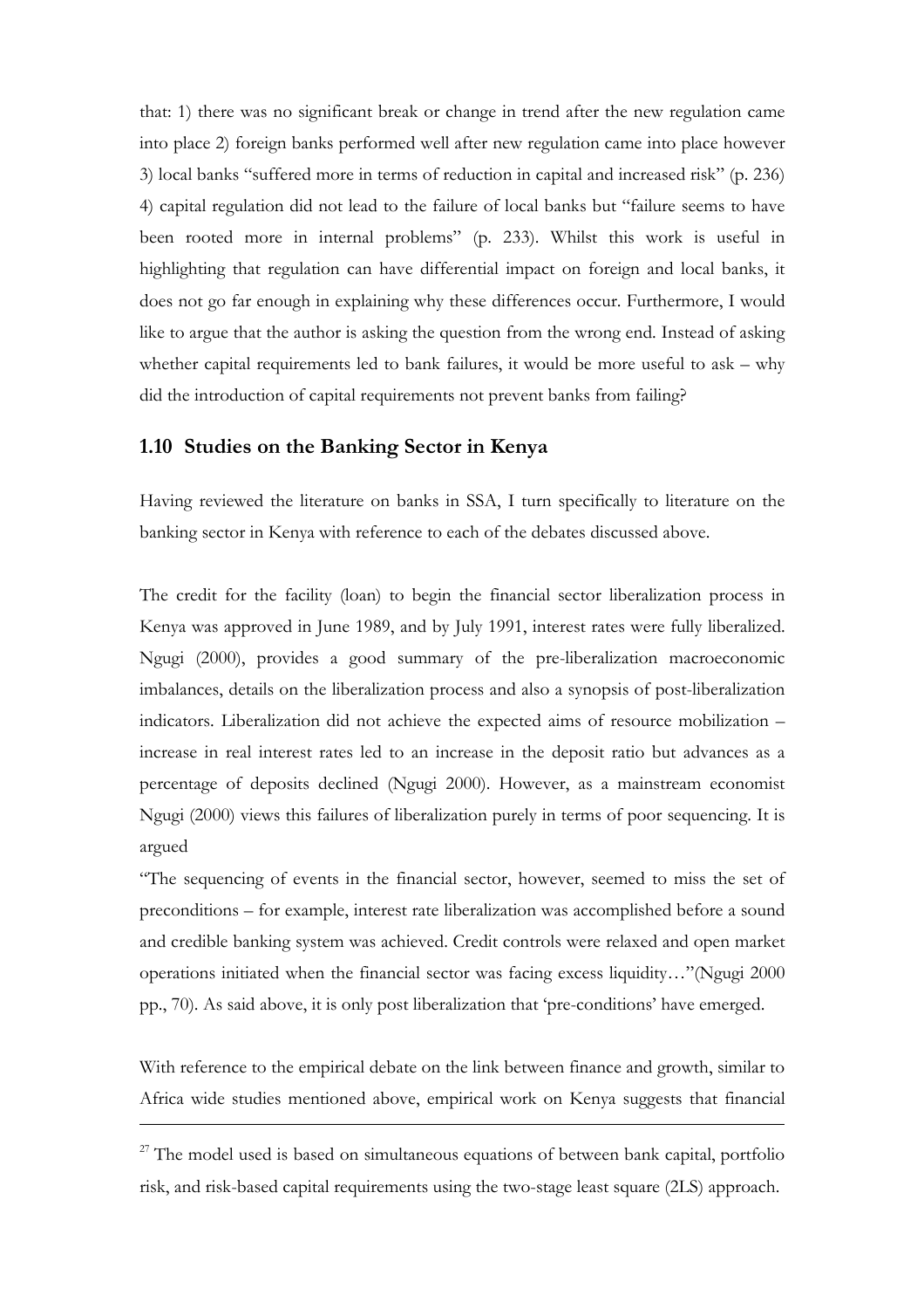that: 1) there was no significant break or change in trend after the new regulation came into place 2) foreign banks performed well after new regulation came into place however 3) local banks "suffered more in terms of reduction in capital and increased risk" (p. 236) 4) capital regulation did not lead to the failure of local banks but "failure seems to have been rooted more in internal problems" (p. 233). Whilst this work is useful in highlighting that regulation can have differential impact on foreign and local banks, it does not go far enough in explaining why these differences occur. Furthermore, I would like to argue that the author is asking the question from the wrong end. Instead of asking whether capital requirements led to bank failures, it would be more useful to ask – why did the introduction of capital requirements not prevent banks from failing?

## 1.10 Studies on the Banking Sector in Kenya

Having reviewed the literature on banks in SSA, I turn specifically to literature on the banking sector in Kenya with reference to each of the debates discussed above.

The credit for the facility (loan) to begin the financial sector liberalization process in Kenya was approved in June 1989, and by July 1991, interest rates were fully liberalized. Ngugi (2000), provides a good summary of the pre-liberalization macroeconomic imbalances, details on the liberalization process and also a synopsis of post-liberalization indicators. Liberalization did not achieve the expected aims of resource mobilization – increase in real interest rates led to an increase in the deposit ratio but advances as a percentage of deposits declined (Ngugi 2000). However, as a mainstream economist Ngugi (2000) views this failures of liberalization purely in terms of poor sequencing. It is argued

"The sequencing of events in the financial sector, however, seemed to miss the set of preconditions – for example, interest rate liberalization was accomplished before a sound and credible banking system was achieved. Credit controls were relaxed and open market operations initiated when the financial sector was facing excess liquidity…"(Ngugi 2000 pp., 70). As said above, it is only post liberalization that 'pre-conditions' have emerged.

With reference to the empirical debate on the link between finance and growth, similar to Africa wide studies mentioned above, empirical work on Kenya suggests that financial

---

[27] The model used is based on simultaneous equations of between bank capital, portfolio risk, and risk-based capital requirements using the two-stage least square (2LS) approach.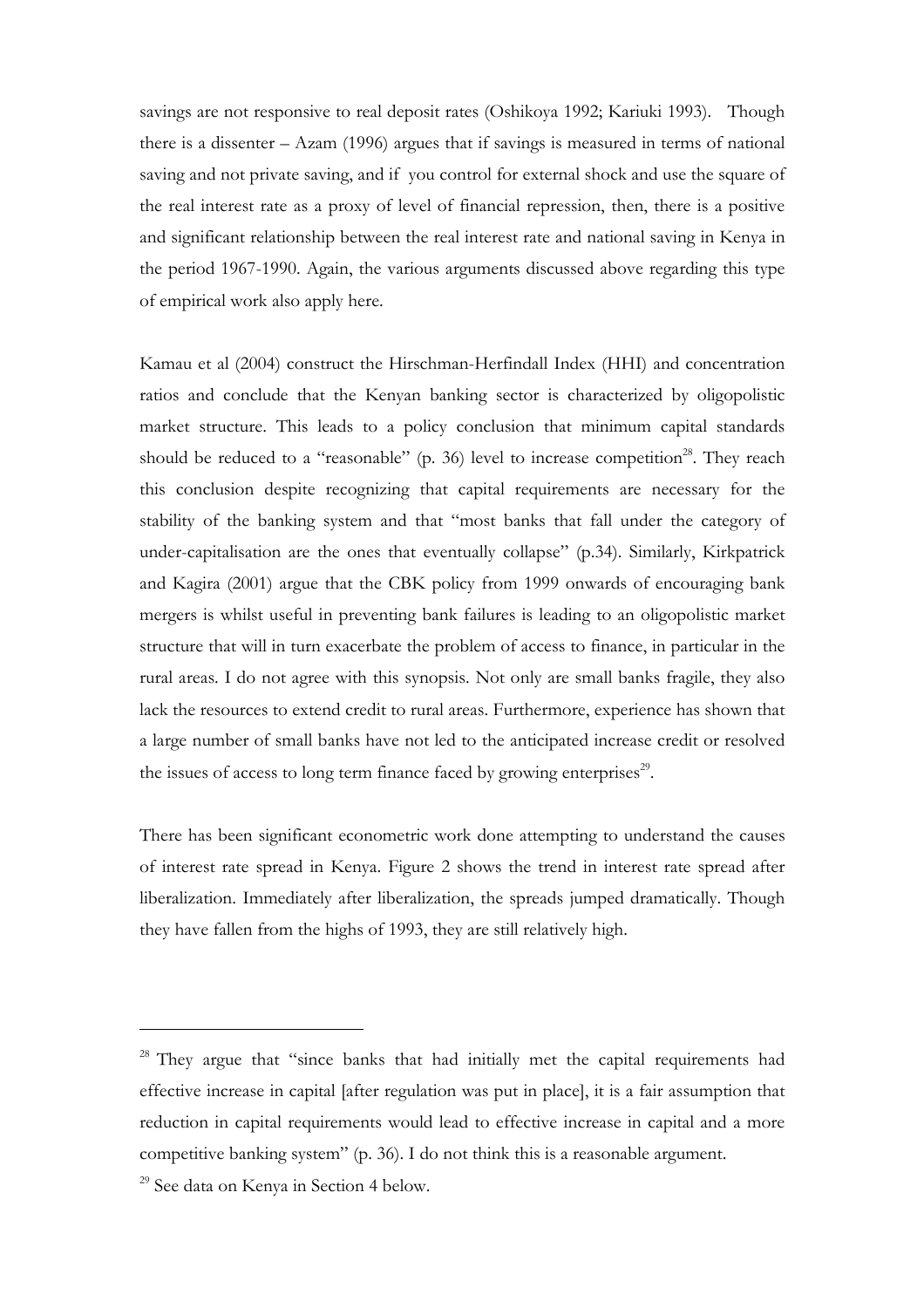savings are not responsive to real deposit rates (Oshikoya 1992; Kariuki 1993). Though there is a dissenter – Azam (1996) argues that if savings is measured in terms of national saving and not private saving, and if you control for external shock and use the square of the real interest rate as a proxy of level of financial repression, then, there is a positive and significant relationship between the real interest rate and national saving in Kenya in the period 1967-1990. Again, the various arguments discussed above regarding this type of empirical work also apply here.

Kamau et al (2004) construct the Hirschman-Herfindall Index (HHI) and concentration ratios and conclude that the Kenyan banking sector is characterized by oligopolistic market structure. This leads to a policy conclusion that minimum capital standards should be reduced to a "reasonable" (p. 36) level to increase competition[28]. They reach this conclusion despite recognizing that capital requirements are necessary for the stability of the banking system and that "most banks that fall under the category of under-capitalisation are the ones that eventually collapse" (p.34). Similarly, Kirkpatrick and Kagira (2001) argue that the CBK policy from 1999 onwards of encouraging bank mergers is whilst useful in preventing bank failures is leading to an oligopolistic market structure that will in turn exacerbate the problem of access to finance, in particular in the rural areas. I do not agree with this synopsis. Not only are small banks fragile, they also lack the resources to extend credit to rural areas. Furthermore, experience has shown that a large number of small banks have not led to the anticipated increase credit or resolved the issues of access to long term finance faced by growing enterprises[29].

There has been significant econometric work done attempting to understand the causes of interest rate spread in Kenya. Figure 2 shows the trend in interest rate spread after liberalization. Immediately after liberalization, the spreads jumped dramatically. Though they have fallen from the highs of 1993, they are still relatively high.

---

[28] They argue that "since banks that had initially met the capital requirements had effective increase in capital [after regulation was put in place], it is a fair assumption that reduction in capital requirements would lead to effective increase in capital and a more competitive banking system" (p. 36). I do not think this is a reasonable argument.

[29] See data on Kenya in Section 4 below.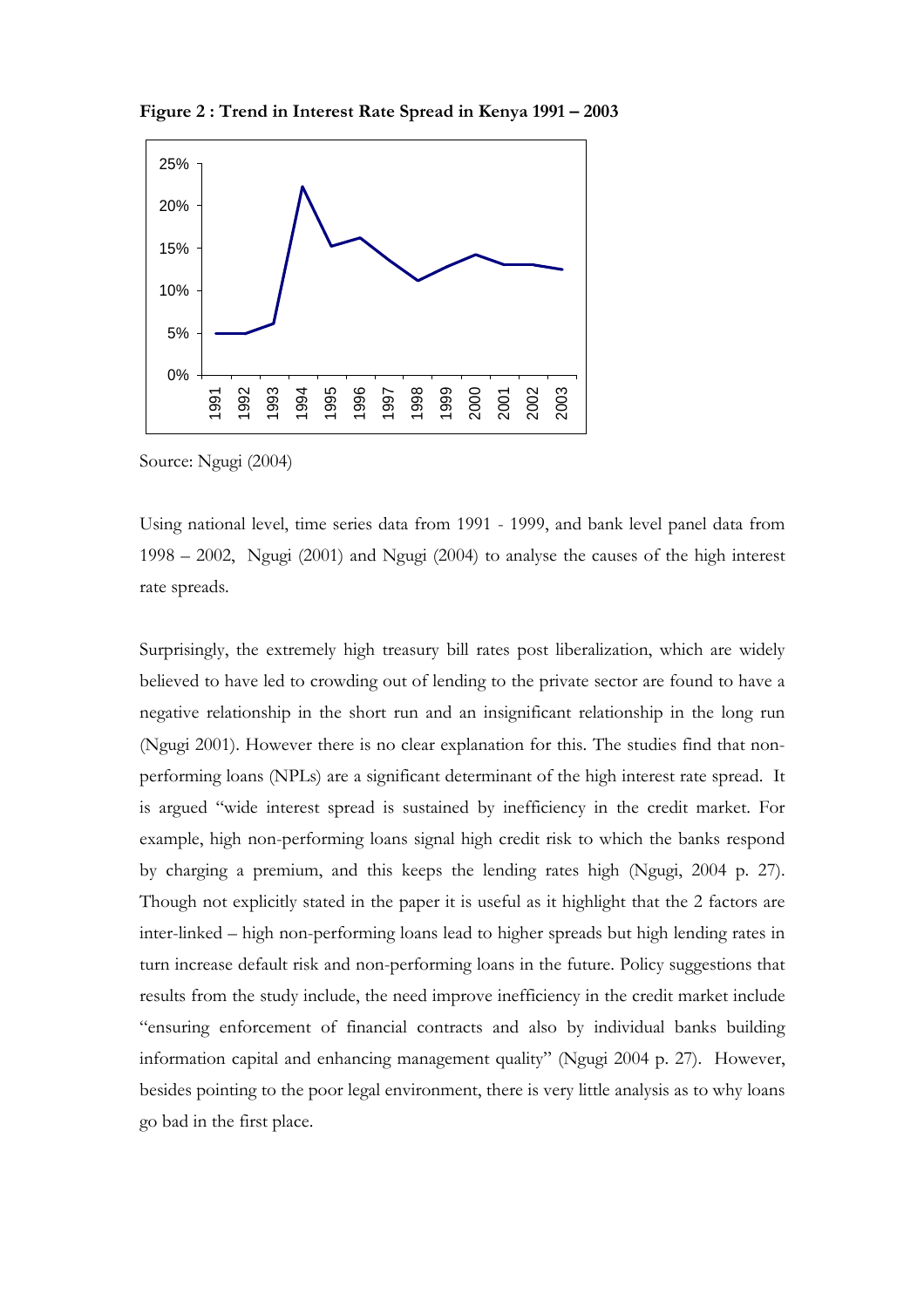**Figure 2 : Trend in Interest Rate Spread in Kenya 1991 – 2003**

Source: Ngugi (2004)

Using national level, time series data from 1991 - 1999, and bank level panel data from 1998 – 2002, Ngugi (2001) and Ngugi (2004) to analyse the causes of the high interest rate spreads.

Surprisingly, the extremely high treasury bill rates post liberalization, which are widely believed to have led to crowding out of lending to the private sector are found to have a negative relationship in the short run and an insignificant relationship in the long run (Ngugi 2001). However there is no clear explanation for this. The studies find that non-performing loans (NPLs) are a significant determinant of the high interest rate spread. It is argued "wide interest spread is sustained by inefficiency in the credit market. For example, high non-performing loans signal high credit risk to which the banks respond by charging a premium, and this keeps the lending rates high (Ngugi, 2004 p. 27). Though not explicitly stated in the paper it is useful as it highlight that the 2 factors are inter-linked – high non-performing loans lead to higher spreads but high lending rates in turn increase default risk and non-performing loans in the future. Policy suggestions that results from the study include, the need improve inefficiency in the credit market include "ensuring enforcement of financial contracts and also by individual banks building information capital and enhancing management quality" (Ngugi 2004 p. 27). However, besides pointing to the poor legal environment, there is very little analysis as to why loans go bad in the first place.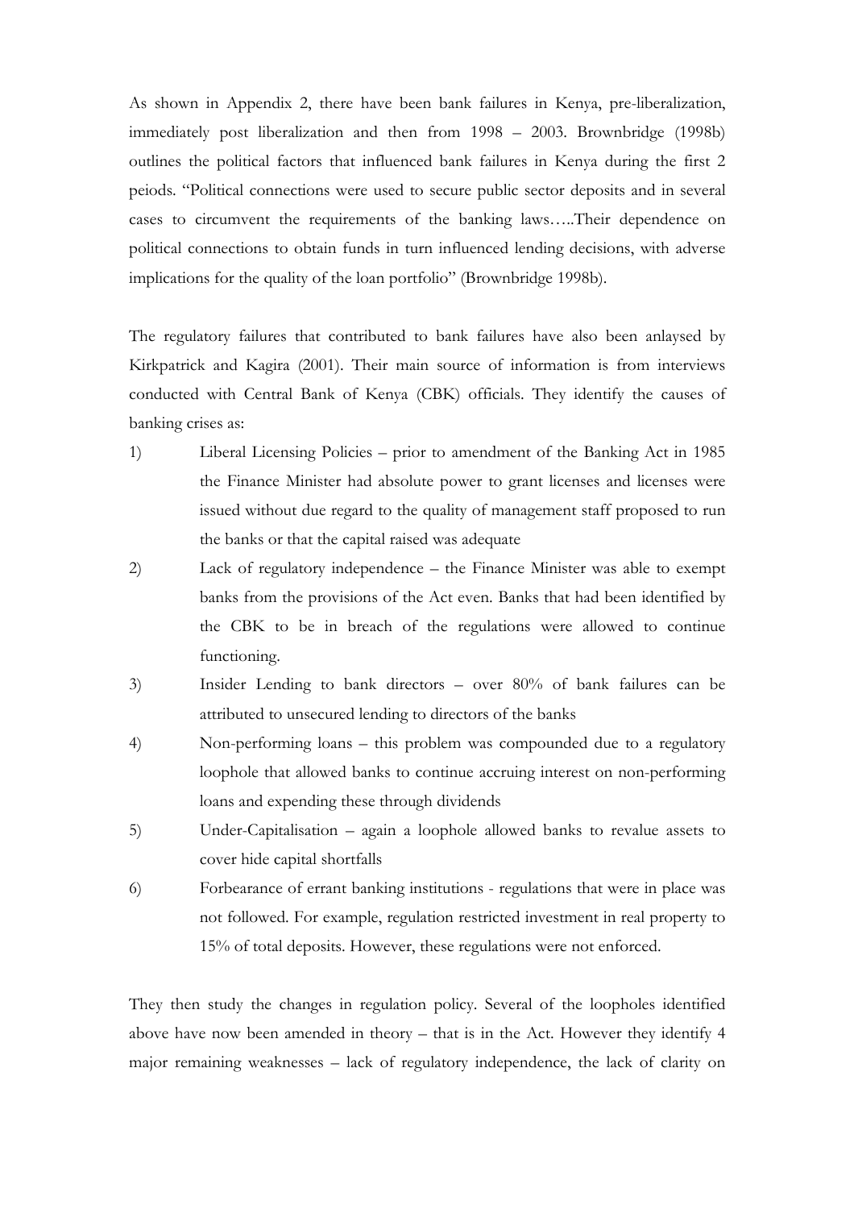As shown in Appendix 2, there have been bank failures in Kenya, pre-liberalization, immediately post liberalization and then from 1998 – 2003. Brownbridge (1998b) outlines the political factors that influenced bank failures in Kenya during the first 2 peiods. "Political connections were used to secure public sector deposits and in several cases to circumvent the requirements of the banking laws…..Their dependence on political connections to obtain funds in turn influenced lending decisions, with adverse implications for the quality of the loan portfolio" (Brownbridge 1998b).

The regulatory failures that contributed to bank failures have also been anlaysed by Kirkpatrick and Kagira (2001). Their main source of information is from interviews conducted with Central Bank of Kenya (CBK) officials. They identify the causes of banking crises as:

1) Liberal Licensing Policies – prior to amendment of the Banking Act in 1985 the Finance Minister had absolute power to grant licenses and licenses were issued without due regard to the quality of management staff proposed to run the banks or that the capital raised was adequate
2) Lack of regulatory independence – the Finance Minister was able to exempt banks from the provisions of the Act even. Banks that had been identified by the CBK to be in breach of the regulations were allowed to continue functioning.
3) Insider Lending to bank directors – over 80% of bank failures can be attributed to unsecured lending to directors of the banks
4) Non-performing loans – this problem was compounded due to a regulatory loophole that allowed banks to continue accruing interest on non-performing loans and expending these through dividends
5) Under-Capitalisation – again a loophole allowed banks to revalue assets to cover hide capital shortfalls
6) Forbearance of errant banking institutions - regulations that were in place was not followed. For example, regulation restricted investment in real property to 15% of total deposits. However, these regulations were not enforced.

They then study the changes in regulation policy. Several of the loopholes identified above have now been amended in theory – that is in the Act. However they identify 4 major remaining weaknesses – lack of regulatory independence, the lack of clarity on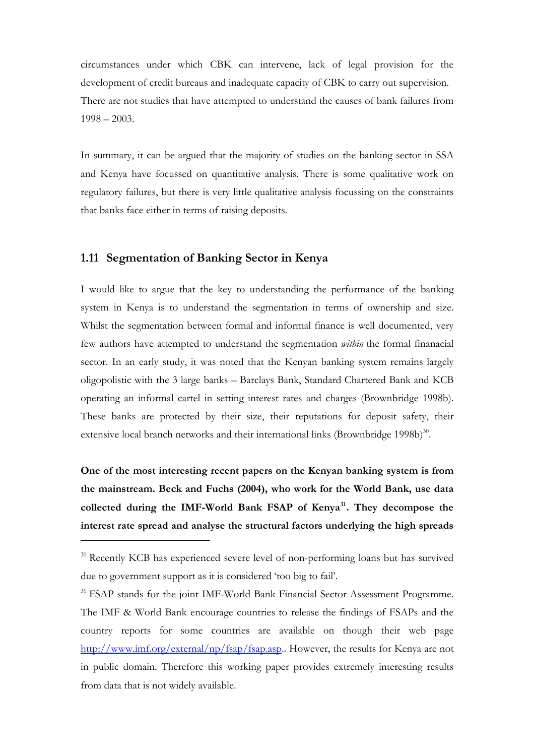circumstances under which CBK can intervene, lack of legal provision for the development of credit bureaus and inadequate capacity of CBK to carry out supervision. There are not studies that have attempted to understand the causes of bank failures from 1998 – 2003.

In summary, it can be argued that the majority of studies on the banking sector in SSA and Kenya have focussed on quantitative analysis. There is some qualitative work on regulatory failures, but there is very little qualitative analysis focussing on the constraints that banks face either in terms of raising deposits.

## 1.11 Segmentation of Banking Sector in Kenya

I would like to argue that the key to understanding the performance of the banking system in Kenya is to understand the segmentation in terms of ownership and size. Whilst the segmentation between formal and informal finance is well documented, very few authors have attempted to understand the segmentation *within* the formal finanacial sector. In an early study, it was noted that the Kenyan banking system remains largely oligopolistic with the 3 large banks – Barclays Bank, Standard Chartered Bank and KCB operating an informal cartel in setting interest rates and charges (Brownbridge 1998b). These banks are protected by their size, their reputations for deposit safety, their extensive local branch networks and their international links (Brownbridge 1998b)[30].

**One of the most interesting recent papers on the Kenyan banking system is from the mainstream. Beck and Fuchs (2004), who work for the World Bank, use data collected during the IMF-World Bank FSAP of Kenya[31]. They decompose the interest rate spread and analyse the structural factors underlying the high spreads**

---

[30] Recently KCB has experienced severe level of non-performing loans but has survived due to government support as it is considered 'too big to fail'.

[31] FSAP stands for the joint IMF-World Bank Financial Sector Assessment Programme. The IMF & World Bank encourage countries to release the findings of FSAPs and the country reports for some countries are available on though their web page http://www.imf.org/external/np/fsap/fsap.asp.. However, the results for Kenya are not in public domain. Therefore this working paper provides extremely interesting results from data that is not widely available.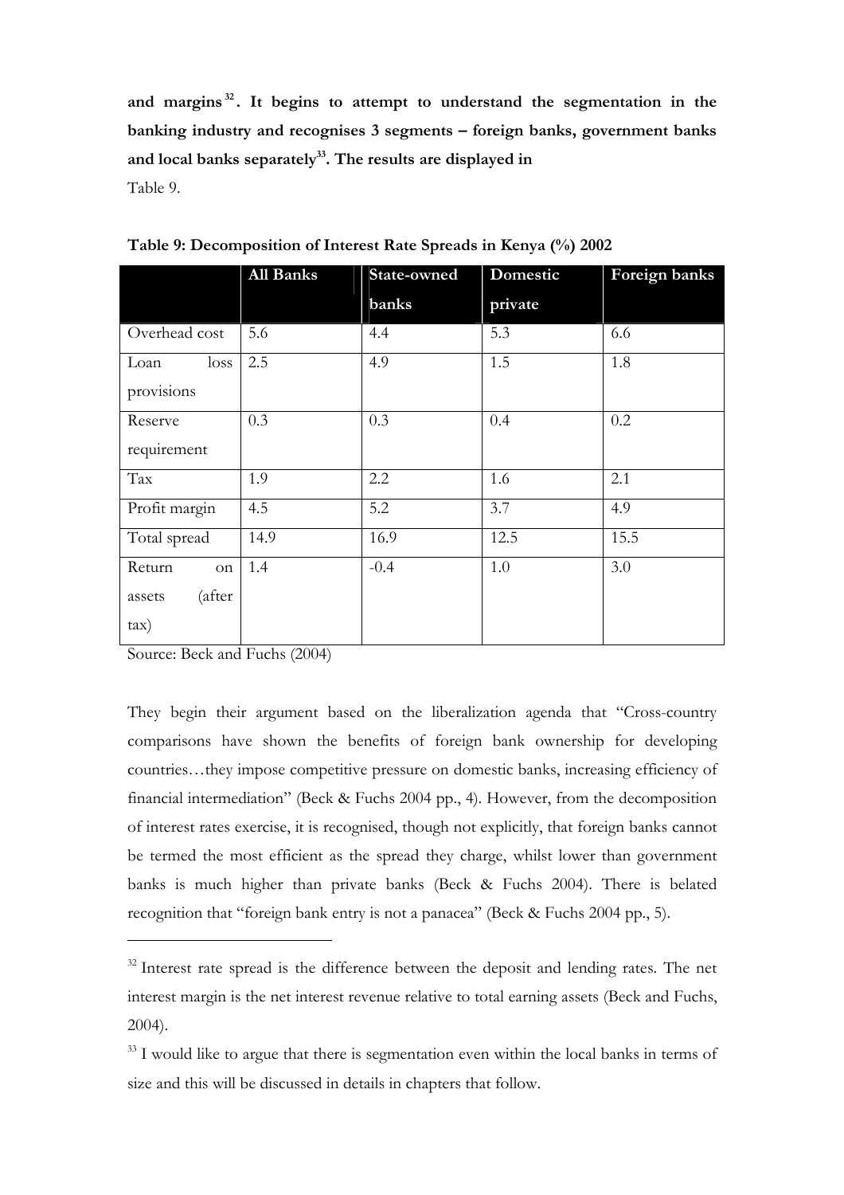**and margins[32]. It begins to attempt to understand the segmentation in the banking industry and recognises 3 segments – foreign banks, government banks and local banks separately[33]. The results are displayed in**

Table 9.

**Table 9: Decomposition of Interest Rate Spreads in Kenya (%) 2002**

| | All Banks | State-owned banks | Domestic private | Foreign banks |
|---|---|---|---|---|
| Overhead cost | 5.6 | 4.4 | 5.3 | 6.6 |
| Loan loss provisions | 2.5 | 4.9 | 1.5 | 1.8 |
| Reserve requirement | 0.3 | 0.3 | 0.4 | 0.2 |
| Tax | 1.9 | 2.2 | 1.6 | 2.1 |
| Profit margin | 4.5 | 5.2 | 3.7 | 4.9 |
| Total spread | 14.9 | 16.9 | 12.5 | 15.5 |
| Return on assets (after tax) | 1.4 | -0.4 | 1.0 | 3.0 |

Source: Beck and Fuchs (2004)

They begin their argument based on the liberalization agenda that "Cross-country comparisons have shown the benefits of foreign bank ownership for developing countries…they impose competitive pressure on domestic banks, increasing efficiency of financial intermediation" (Beck & Fuchs 2004 pp., 4). However, from the decomposition of interest rates exercise, it is recognised, though not explicitly, that foreign banks cannot be termed the most efficient as the spread they charge, whilst lower than government banks is much higher than private banks (Beck & Fuchs 2004). There is belated recognition that "foreign bank entry is not a panacea" (Beck & Fuchs 2004 pp., 5).

---

[32] Interest rate spread is the difference between the deposit and lending rates. The net interest margin is the net interest revenue relative to total earning assets (Beck and Fuchs, 2004).

[33] I would like to argue that there is segmentation even within the local banks in terms of size and this will be discussed in details in chapters that follow.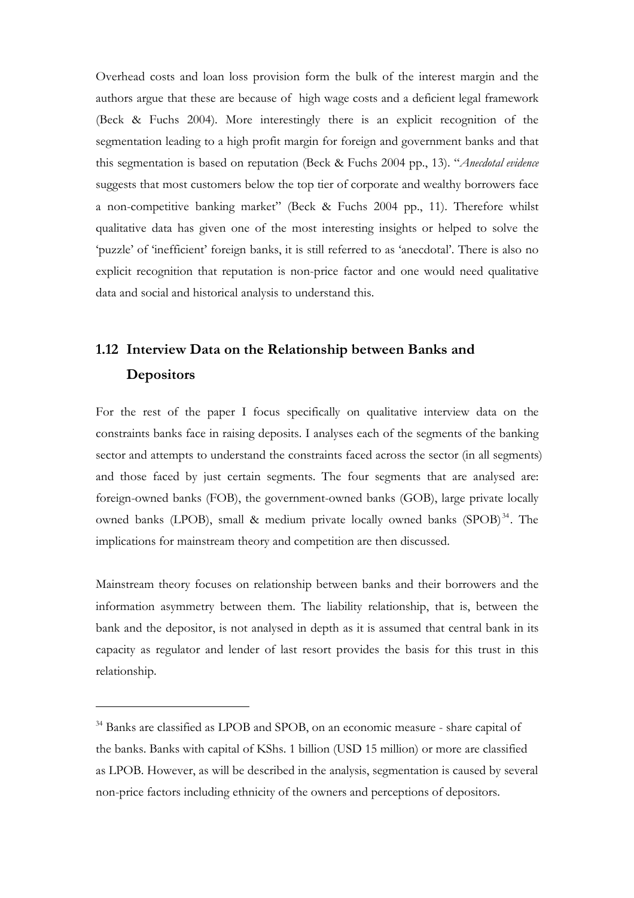Overhead costs and loan loss provision form the bulk of the interest margin and the authors argue that these are because of high wage costs and a deficient legal framework (Beck & Fuchs 2004). More interestingly there is an explicit recognition of the segmentation leading to a high profit margin for foreign and government banks and that this segmentation is based on reputation (Beck & Fuchs 2004 pp., 13). "*Anecdotal evidence* suggests that most customers below the top tier of corporate and wealthy borrowers face a non-competitive banking market" (Beck & Fuchs 2004 pp., 11). Therefore whilst qualitative data has given one of the most interesting insights or helped to solve the 'puzzle' of 'inefficient' foreign banks, it is still referred to as 'anecdotal'. There is also no explicit recognition that reputation is non-price factor and one would need qualitative data and social and historical analysis to understand this.

## 1.12 Interview Data on the Relationship between Banks and Depositors

For the rest of the paper I focus specifically on qualitative interview data on the constraints banks face in raising deposits. I analyses each of the segments of the banking sector and attempts to understand the constraints faced across the sector (in all segments) and those faced by just certain segments. The four segments that are analysed are: foreign-owned banks (FOB), the government-owned banks (GOB), large private locally owned banks (LPOB), small & medium private locally owned banks (SPOB)[34]. The implications for mainstream theory and competition are then discussed.

Mainstream theory focuses on relationship between banks and their borrowers and the information asymmetry between them. The liability relationship, that is, between the bank and the depositor, is not analysed in depth as it is assumed that central bank in its capacity as regulator and lender of last resort provides the basis for this trust in this relationship.

---

[34] Banks are classified as LPOB and SPOB, on an economic measure - share capital of the banks. Banks with capital of KShs. 1 billion (USD 15 million) or more are classified as LPOB. However, as will be described in the analysis, segmentation is caused by several non-price factors including ethnicity of the owners and perceptions of depositors.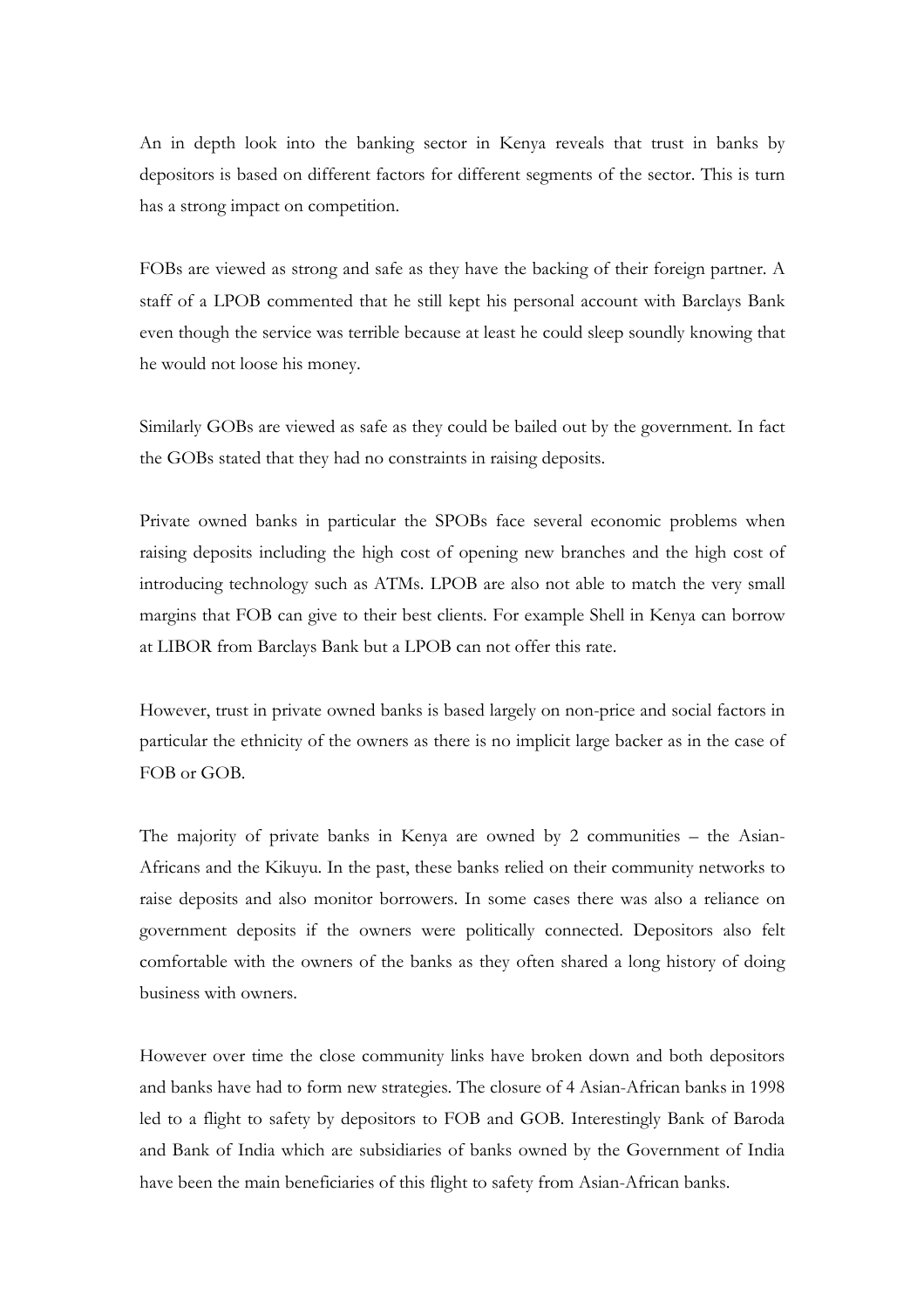An in depth look into the banking sector in Kenya reveals that trust in banks by depositors is based on different factors for different segments of the sector. This is turn has a strong impact on competition.

FOBs are viewed as strong and safe as they have the backing of their foreign partner. A staff of a LPOB commented that he still kept his personal account with Barclays Bank even though the service was terrible because at least he could sleep soundly knowing that he would not loose his money.

Similarly GOBs are viewed as safe as they could be bailed out by the government. In fact the GOBs stated that they had no constraints in raising deposits.

Private owned banks in particular the SPOBs face several economic problems when raising deposits including the high cost of opening new branches and the high cost of introducing technology such as ATMs. LPOB are also not able to match the very small margins that FOB can give to their best clients. For example Shell in Kenya can borrow at LIBOR from Barclays Bank but a LPOB can not offer this rate.

However, trust in private owned banks is based largely on non-price and social factors in particular the ethnicity of the owners as there is no implicit large backer as in the case of FOB or GOB.

The majority of private banks in Kenya are owned by 2 communities – the Asian-Africans and the Kikuyu. In the past, these banks relied on their community networks to raise deposits and also monitor borrowers. In some cases there was also a reliance on government deposits if the owners were politically connected. Depositors also felt comfortable with the owners of the banks as they often shared a long history of doing business with owners.

However over time the close community links have broken down and both depositors and banks have had to form new strategies. The closure of 4 Asian-African banks in 1998 led to a flight to safety by depositors to FOB and GOB. Interestingly Bank of Baroda and Bank of India which are subsidiaries of banks owned by the Government of India have been the main beneficiaries of this flight to safety from Asian-African banks.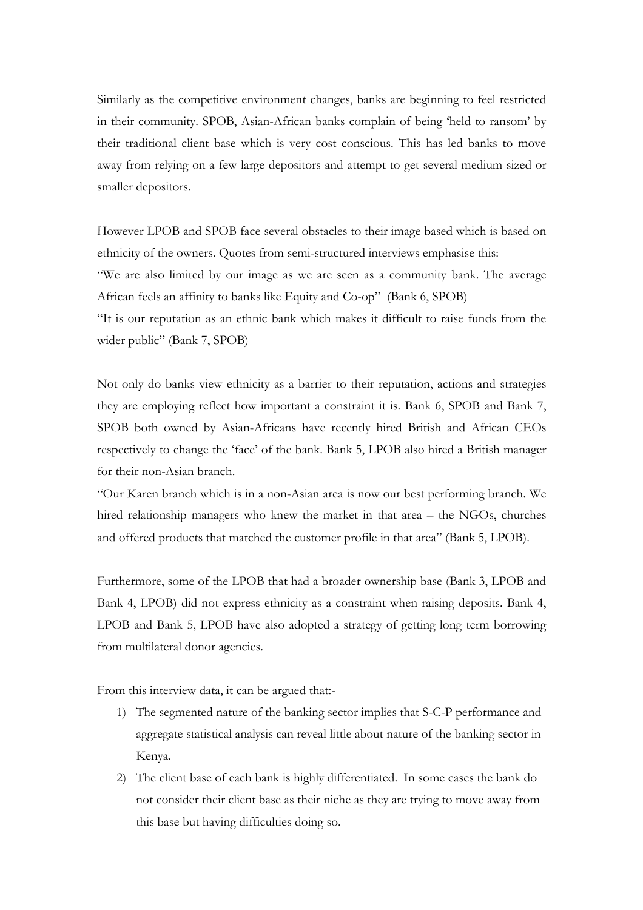Similarly as the competitive environment changes, banks are beginning to feel restricted in their community. SPOB, Asian-African banks complain of being 'held to ransom' by their traditional client base which is very cost conscious. This has led banks to move away from relying on a few large depositors and attempt to get several medium sized or smaller depositors.

However LPOB and SPOB face several obstacles to their image based which is based on ethnicity of the owners. Quotes from semi-structured interviews emphasise this:

"We are also limited by our image as we are seen as a community bank. The average African feels an affinity to banks like Equity and Co-op" (Bank 6, SPOB)

"It is our reputation as an ethnic bank which makes it difficult to raise funds from the wider public" (Bank 7, SPOB)

Not only do banks view ethnicity as a barrier to their reputation, actions and strategies they are employing reflect how important a constraint it is. Bank 6, SPOB and Bank 7, SPOB both owned by Asian-Africans have recently hired British and African CEOs respectively to change the 'face' of the bank. Bank 5, LPOB also hired a British manager for their non-Asian branch.

"Our Karen branch which is in a non-Asian area is now our best performing branch. We hired relationship managers who knew the market in that area – the NGOs, churches and offered products that matched the customer profile in that area" (Bank 5, LPOB).

Furthermore, some of the LPOB that had a broader ownership base (Bank 3, LPOB and Bank 4, LPOB) did not express ethnicity as a constraint when raising deposits. Bank 4, LPOB and Bank 5, LPOB have also adopted a strategy of getting long term borrowing from multilateral donor agencies.

From this interview data, it can be argued that:-

1) The segmented nature of the banking sector implies that S-C-P performance and aggregate statistical analysis can reveal little about nature of the banking sector in Kenya.
2) The client base of each bank is highly differentiated. In some cases the bank do not consider their client base as their niche as they are trying to move away from this base but having difficulties doing so.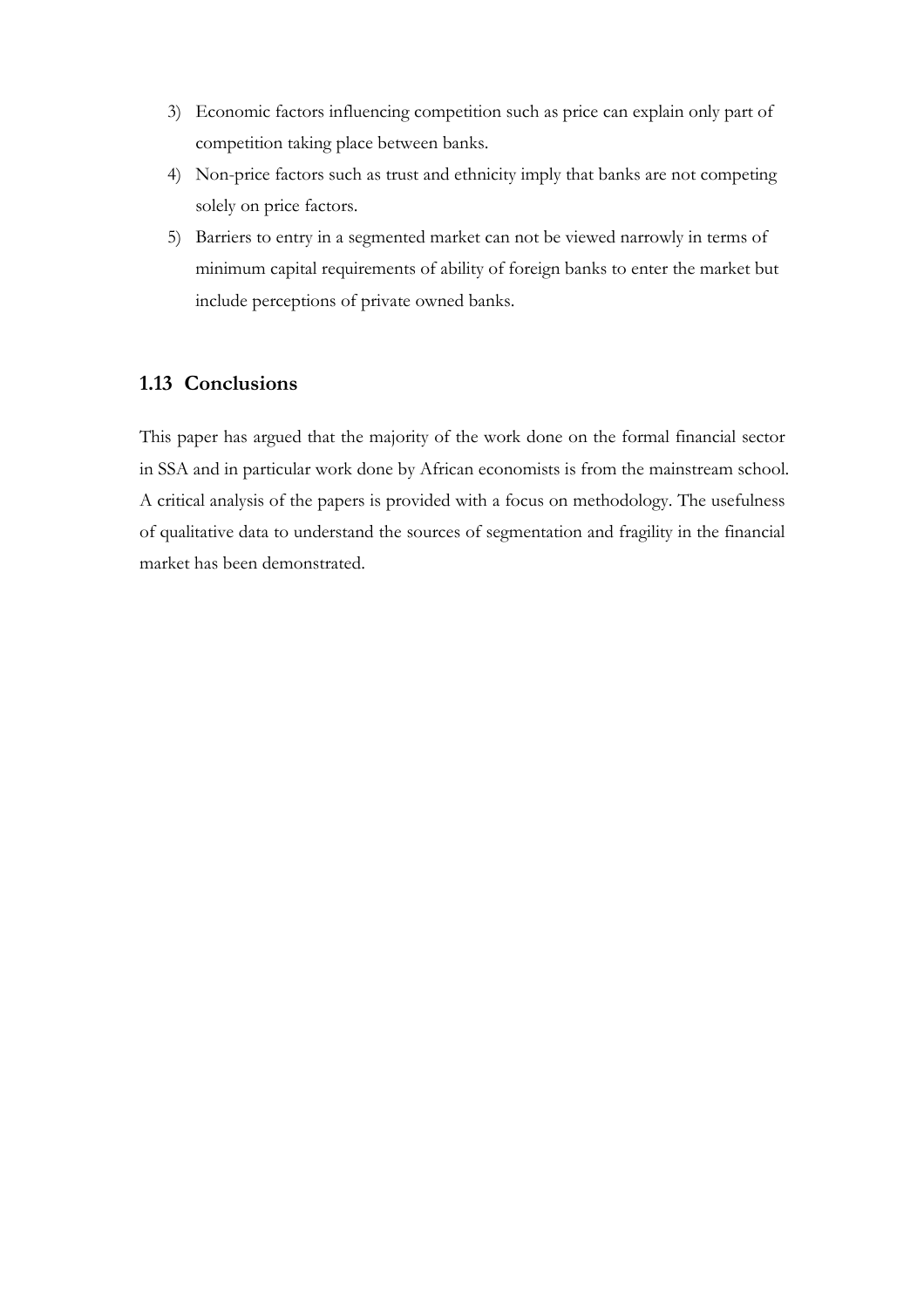3) Economic factors influencing competition such as price can explain only part of competition taking place between banks.
4) Non-price factors such as trust and ethnicity imply that banks are not competing solely on price factors.
5) Barriers to entry in a segmented market can not be viewed narrowly in terms of minimum capital requirements of ability of foreign banks to enter the market but include perceptions of private owned banks.

### 1.13 Conclusions

This paper has argued that the majority of the work done on the formal financial sector in SSA and in particular work done by African economists is from the mainstream school. A critical analysis of the papers is provided with a focus on methodology. The usefulness of qualitative data to understand the sources of segmentation and fragility in the financial market has been demonstrated.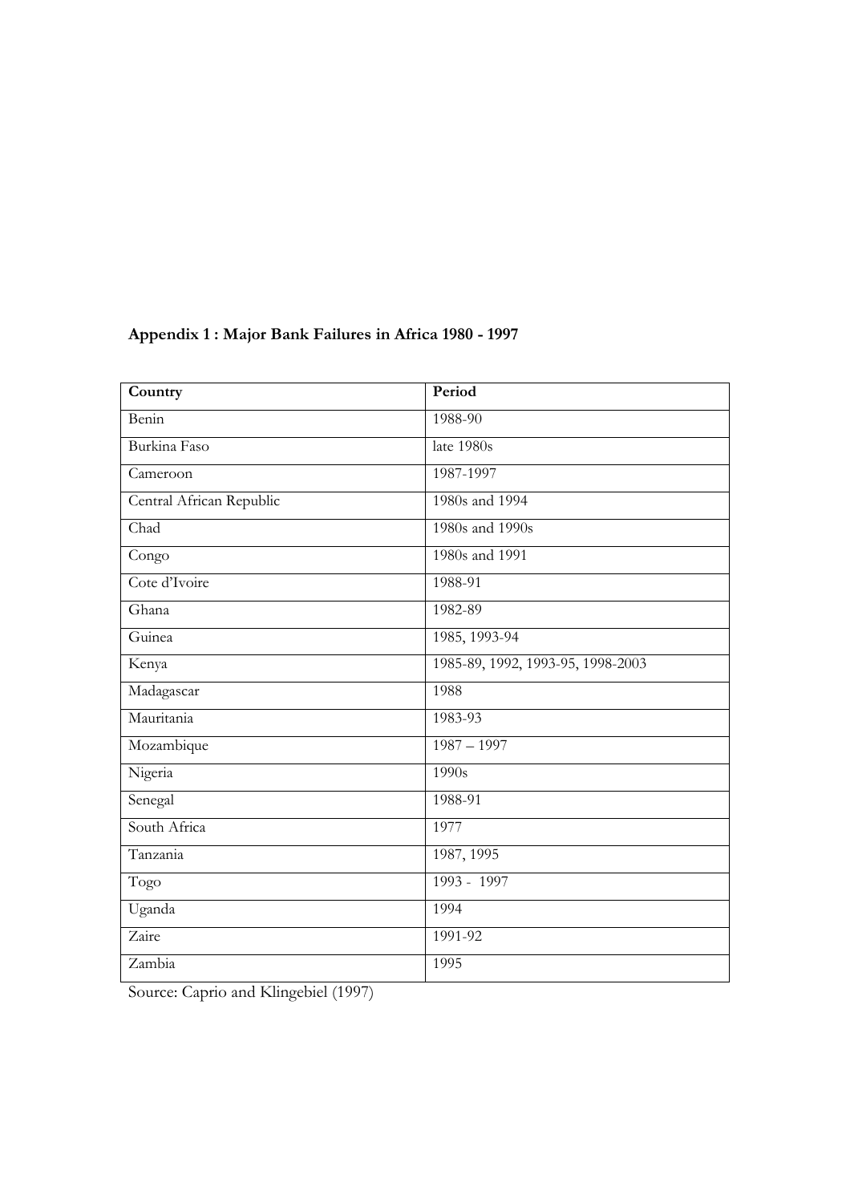**Appendix 1 : Major Bank Failures in Africa 1980 - 1997**

| Country | Period |
| --- | --- |
| Benin | 1988-90 |
| Burkina Faso | late 1980s |
| Cameroon | 1987-1997 |
| Central African Republic | 1980s and 1994 |
| Chad | 1980s and 1990s |
| Congo | 1980s and 1991 |
| Cote d'Ivoire | 1988-91 |
| Ghana | 1982-89 |
| Guinea | 1985, 1993-94 |
| Kenya | 1985-89, 1992, 1993-95, 1998-2003 |
| Madagascar | 1988 |
| Mauritania | 1983-93 |
| Mozambique | 1987 – 1997 |
| Nigeria | 1990s |
| Senegal | 1988-91 |
| South Africa | 1977 |
| Tanzania | 1987, 1995 |
| Togo | 1993 - 1997 |
| Uganda | 1994 |
| Zaire | 1991-92 |
| Zambia | 1995 |

Source: Caprio and Klingebiel (1997)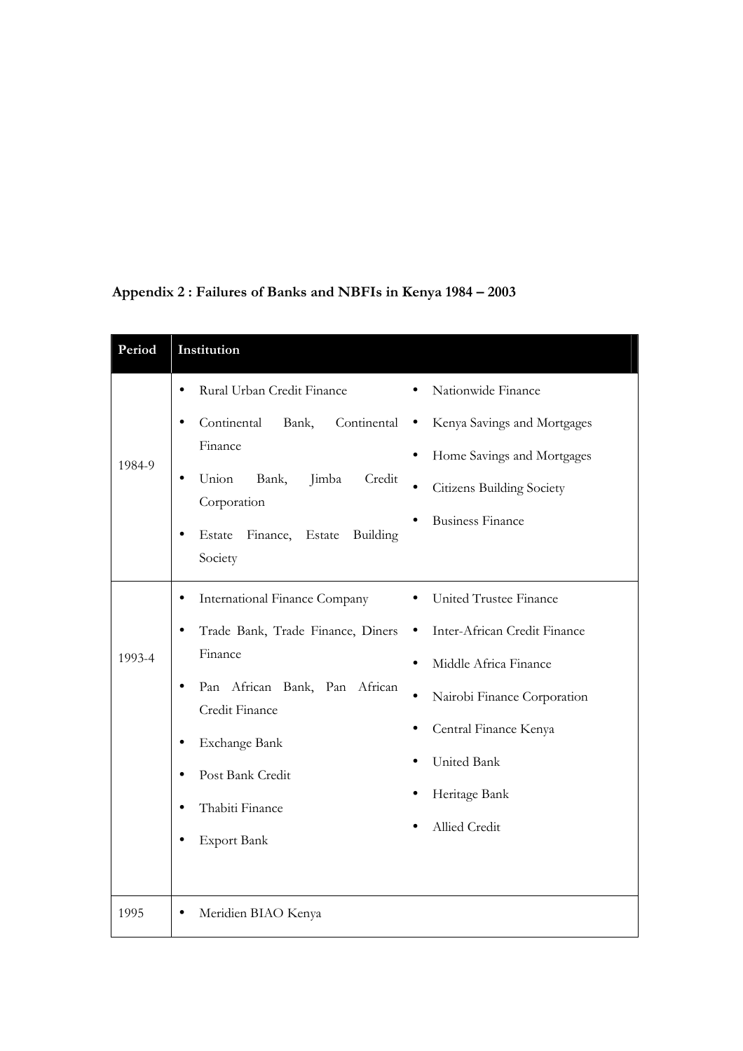**Appendix 2 : Failures of Banks and NBFIs in Kenya 1984 – 2003**

| Period | Institution |
|---|---|
| 1984-9 | • Rural Urban Credit Finance<br>• Continental Bank, Continental Finance<br>• Union Bank, Jimba Credit Corporation<br>• Estate Finance, Estate Building Society<br>• Nationwide Finance<br>• Kenya Savings and Mortgages<br>• Home Savings and Mortgages<br>• Citizens Building Society<br>• Business Finance |
| 1993-4 | • International Finance Company<br>• Trade Bank, Trade Finance, Diners Finance<br>• Pan African Bank, Pan African Credit Finance<br>• Exchange Bank<br>• Post Bank Credit<br>• Thabiti Finance<br>• Export Bank<br>• United Trustee Finance<br>• Inter-African Credit Finance<br>• Middle Africa Finance<br>• Nairobi Finance Corporation<br>• Central Finance Kenya<br>• United Bank<br>• Heritage Bank<br>• Allied Credit |
| 1995 | • Meridien BIAO Kenya |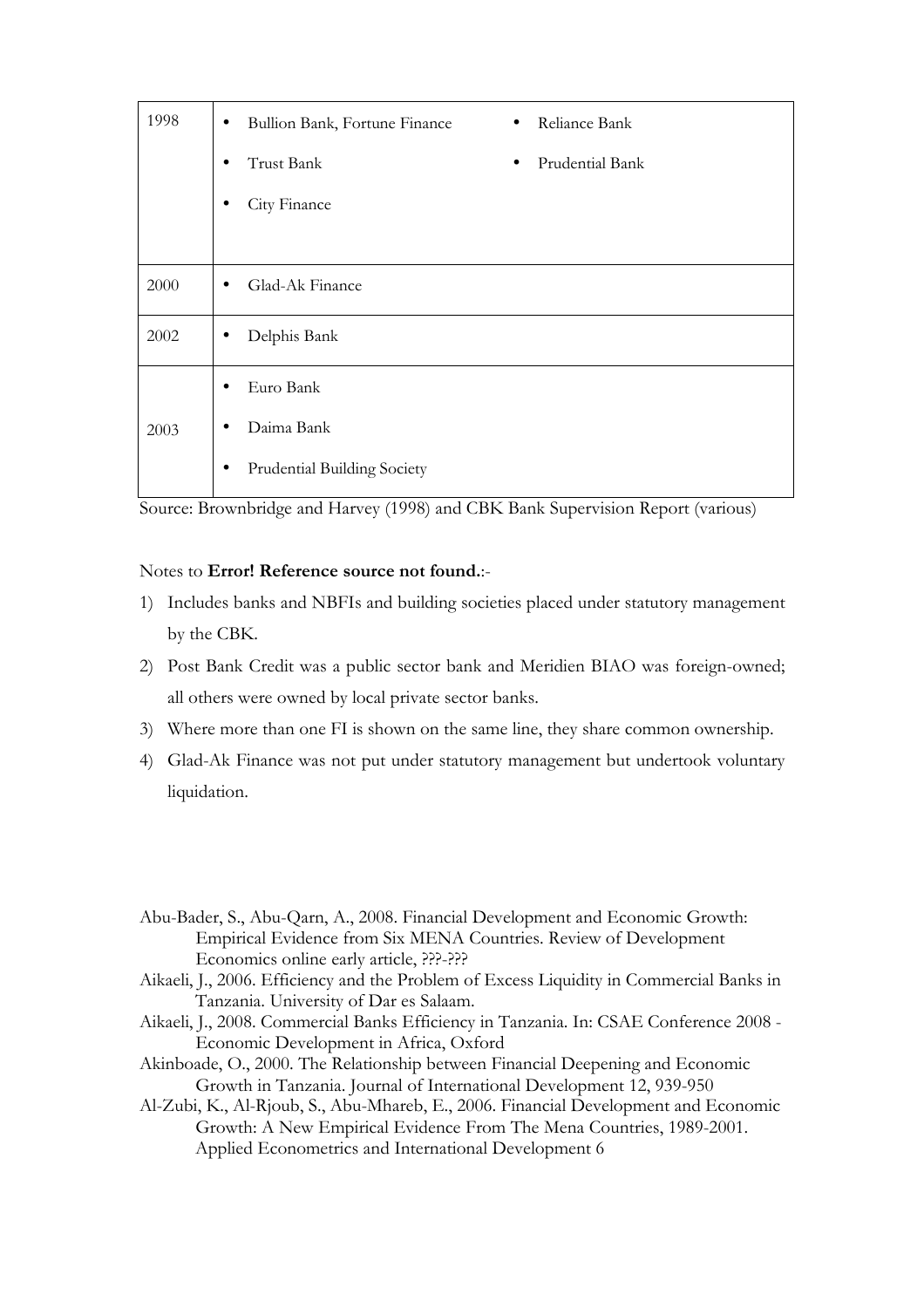| | | |
|---|---|---|
| 1998 | • Bullion Bank, Fortune Finance<br>• Trust Bank<br>• City Finance | • Reliance Bank<br>• Prudential Bank |
| 2000 | • Glad-Ak Finance | |
| 2002 | • Delphis Bank | |
| 2003 | • Euro Bank<br>• Daima Bank<br>• Prudential Building Society | |

Source: Brownbridge and Harvey (1998) and CBK Bank Supervision Report (various)

Notes to **Error! Reference source not found.**:-

1) Includes banks and NBFIs and building societies placed under statutory management by the CBK.
2) Post Bank Credit was a public sector bank and Meridien BIAO was foreign-owned; all others were owned by local private sector banks.
3) Where more than one FI is shown on the same line, they share common ownership.
4) Glad-Ak Finance was not put under statutory management but undertook voluntary liquidation.

Abu-Bader, S., Abu-Qarn, A., 2008. Financial Development and Economic Growth: Empirical Evidence from Six MENA Countries. Review of Development Economics online early article, ???-???

Aikaeli, J., 2006. Efficiency and the Problem of Excess Liquidity in Commercial Banks in Tanzania. University of Dar es Salaam.

Aikaeli, J., 2008. Commercial Banks Efficiency in Tanzania. In: CSAE Conference 2008 - Economic Development in Africa, Oxford

Akinboade, O., 2000. The Relationship between Financial Deepening and Economic Growth in Tanzania. Journal of International Development 12, 939-950

Al-Zubi, K., Al-Rjoub, S., Abu-Mhareb, E., 2006. Financial Development and Economic Growth: A New Empirical Evidence From The Mena Countries, 1989-2001. Applied Econometrics and International Development 6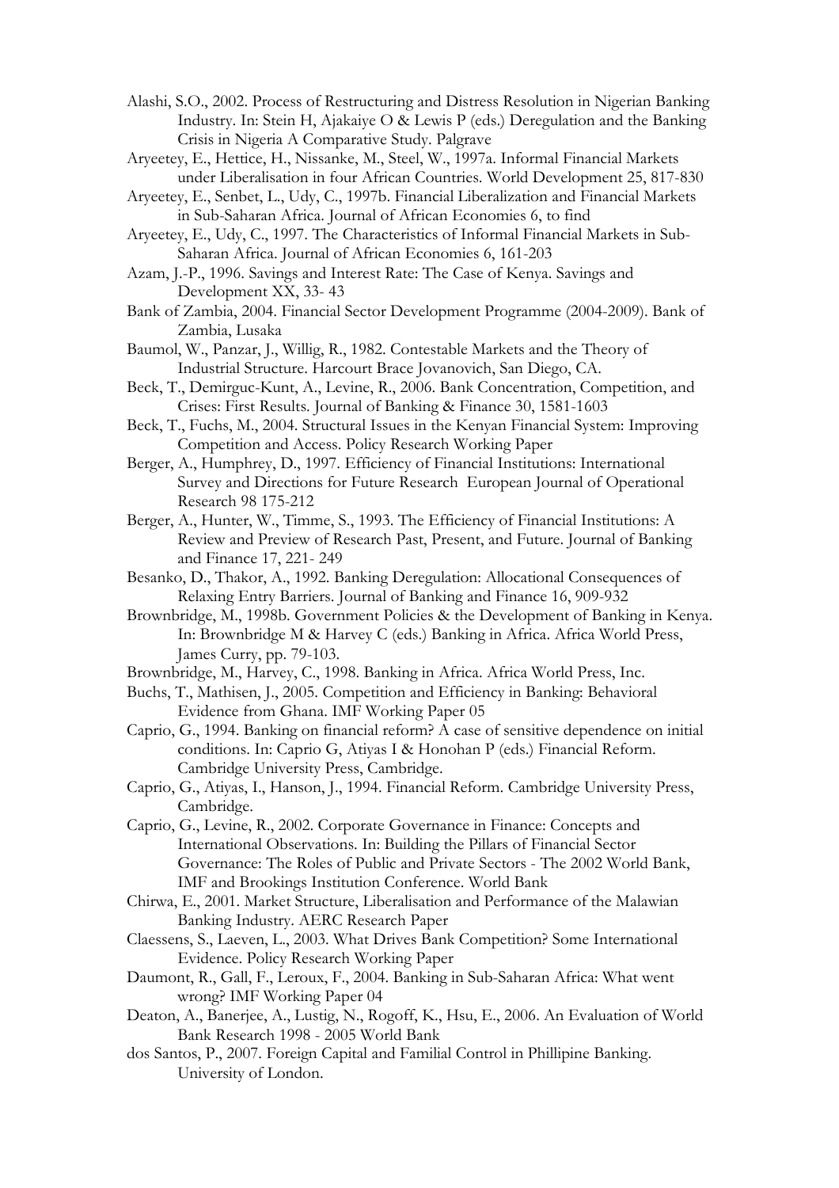Alashi, S.O., 2002. Process of Restructuring and Distress Resolution in Nigerian Banking Industry. In: Stein H, Ajakaiye O & Lewis P (eds.) Deregulation and the Banking Crisis in Nigeria A Comparative Study. Palgrave

Aryeetey, E., Hettice, H., Nissanke, M., Steel, W., 1997a. Informal Financial Markets under Liberalisation in four African Countries. World Development 25, 817-830

Aryeetey, E., Senbet, L., Udy, C., 1997b. Financial Liberalization and Financial Markets in Sub-Saharan Africa. Journal of African Economies 6, to find

Aryeetey, E., Udy, C., 1997. The Characteristics of Informal Financial Markets in Sub-Saharan Africa. Journal of African Economies 6, 161-203

Azam, J.-P., 1996. Savings and Interest Rate: The Case of Kenya. Savings and Development XX, 33- 43

Bank of Zambia, 2004. Financial Sector Development Programme (2004-2009). Bank of Zambia, Lusaka

Baumol, W., Panzar, J., Willig, R., 1982. Contestable Markets and the Theory of Industrial Structure. Harcourt Brace Jovanovich, San Diego, CA.

Beck, T., Demirguc-Kunt, A., Levine, R., 2006. Bank Concentration, Competition, and Crises: First Results. Journal of Banking & Finance 30, 1581-1603

Beck, T., Fuchs, M., 2004. Structural Issues in the Kenyan Financial System: Improving Competition and Access. Policy Research Working Paper

Berger, A., Humphrey, D., 1997. Efficiency of Financial Institutions: International Survey and Directions for Future Research European Journal of Operational Research 98 175-212

Berger, A., Hunter, W., Timme, S., 1993. The Efficiency of Financial Institutions: A Review and Preview of Research Past, Present, and Future. Journal of Banking and Finance 17, 221- 249

Besanko, D., Thakor, A., 1992. Banking Deregulation: Allocational Consequences of Relaxing Entry Barriers. Journal of Banking and Finance 16, 909-932

Brownbridge, M., 1998b. Government Policies & the Development of Banking in Kenya. In: Brownbridge M & Harvey C (eds.) Banking in Africa. Africa World Press, James Curry, pp. 79-103.

Brownbridge, M., Harvey, C., 1998. Banking in Africa. Africa World Press, Inc.

Buchs, T., Mathisen, J., 2005. Competition and Efficiency in Banking: Behavioral Evidence from Ghana. IMF Working Paper 05

Caprio, G., 1994. Banking on financial reform? A case of sensitive dependence on initial conditions. In: Caprio G, Atiyas I & Honohan P (eds.) Financial Reform. Cambridge University Press, Cambridge.

Caprio, G., Atiyas, I., Hanson, J., 1994. Financial Reform. Cambridge University Press, Cambridge.

Caprio, G., Levine, R., 2002. Corporate Governance in Finance: Concepts and International Observations. In: Building the Pillars of Financial Sector Governance: The Roles of Public and Private Sectors - The 2002 World Bank, IMF and Brookings Institution Conference. World Bank

Chirwa, E., 2001. Market Structure, Liberalisation and Performance of the Malawian Banking Industry. AERC Research Paper

Claessens, S., Laeven, L., 2003. What Drives Bank Competition? Some International Evidence. Policy Research Working Paper

Daumont, R., Gall, F., Leroux, F., 2004. Banking in Sub-Saharan Africa: What went wrong? IMF Working Paper 04

Deaton, A., Banerjee, A., Lustig, N., Rogoff, K., Hsu, E., 2006. An Evaluation of World Bank Research 1998 - 2005 World Bank

dos Santos, P., 2007. Foreign Capital and Familial Control in Phillipine Banking. University of London.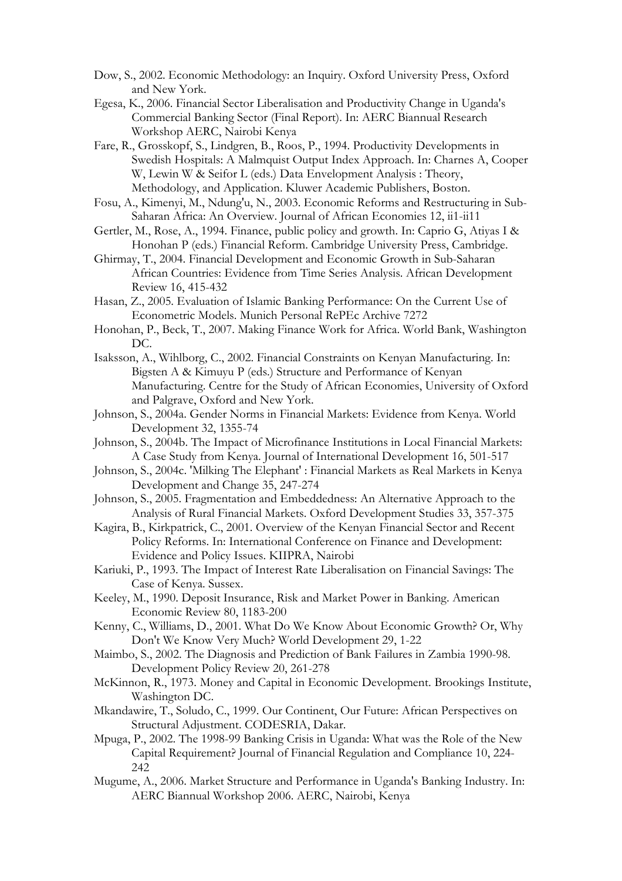Dow, S., 2002. Economic Methodology: an Inquiry. Oxford University Press, Oxford and New York.

Egesa, K., 2006. Financial Sector Liberalisation and Productivity Change in Uganda's Commercial Banking Sector (Final Report). In: AERC Biannual Research Workshop AERC, Nairobi Kenya

Fare, R., Grosskopf, S., Lindgren, B., Roos, P., 1994. Productivity Developments in Swedish Hospitals: A Malmquist Output Index Approach. In: Charnes A, Cooper W, Lewin W & Seifor L (eds.) Data Envelopment Analysis : Theory, Methodology, and Application. Kluwer Academic Publishers, Boston.

Fosu, A., Kimenyi, M., Ndung'u, N., 2003. Economic Reforms and Restructuring in Sub-Saharan Africa: An Overview. Journal of African Economies 12, ii1-ii11

Gertler, M., Rose, A., 1994. Finance, public policy and growth. In: Caprio G, Atiyas I & Honohan P (eds.) Financial Reform. Cambridge University Press, Cambridge.

Ghirmay, T., 2004. Financial Development and Economic Growth in Sub-Saharan African Countries: Evidence from Time Series Analysis. African Development Review 16, 415-432

Hasan, Z., 2005. Evaluation of Islamic Banking Performance: On the Current Use of Econometric Models. Munich Personal RePEc Archive 7272

Honohan, P., Beck, T., 2007. Making Finance Work for Africa. World Bank, Washington DC.

Isaksson, A., Wihlborg, C., 2002. Financial Constraints on Kenyan Manufacturing. In: Bigsten A & Kimuyu P (eds.) Structure and Performance of Kenyan Manufacturing. Centre for the Study of African Economies, University of Oxford and Palgrave, Oxford and New York.

Johnson, S., 2004a. Gender Norms in Financial Markets: Evidence from Kenya. World Development 32, 1355-74

Johnson, S., 2004b. The Impact of Microfinance Institutions in Local Financial Markets: A Case Study from Kenya. Journal of International Development 16, 501-517

Johnson, S., 2004c. 'Milking The Elephant' : Financial Markets as Real Markets in Kenya Development and Change 35, 247-274

Johnson, S., 2005. Fragmentation and Embeddedness: An Alternative Approach to the Analysis of Rural Financial Markets. Oxford Development Studies 33, 357-375

Kagira, B., Kirkpatrick, C., 2001. Overview of the Kenyan Financial Sector and Recent Policy Reforms. In: International Conference on Finance and Development: Evidence and Policy Issues. KIIPRA, Nairobi

Kariuki, P., 1993. The Impact of Interest Rate Liberalisation on Financial Savings: The Case of Kenya. Sussex.

Keeley, M., 1990. Deposit Insurance, Risk and Market Power in Banking. American Economic Review 80, 1183-200

Kenny, C., Williams, D., 2001. What Do We Know About Economic Growth? Or, Why Don't We Know Very Much? World Development 29, 1-22

Maimbo, S., 2002. The Diagnosis and Prediction of Bank Failures in Zambia 1990-98. Development Policy Review 20, 261-278

McKinnon, R., 1973. Money and Capital in Economic Development. Brookings Institute, Washington DC.

Mkandawire, T., Soludo, C., 1999. Our Continent, Our Future: African Perspectives on Structural Adjustment. CODESRIA, Dakar.

Mpuga, P., 2002. The 1998-99 Banking Crisis in Uganda: What was the Role of the New Capital Requirement? Journal of Financial Regulation and Compliance 10, 224-242

Mugume, A., 2006. Market Structure and Performance in Uganda's Banking Industry. In: AERC Biannual Workshop 2006. AERC, Nairobi, Kenya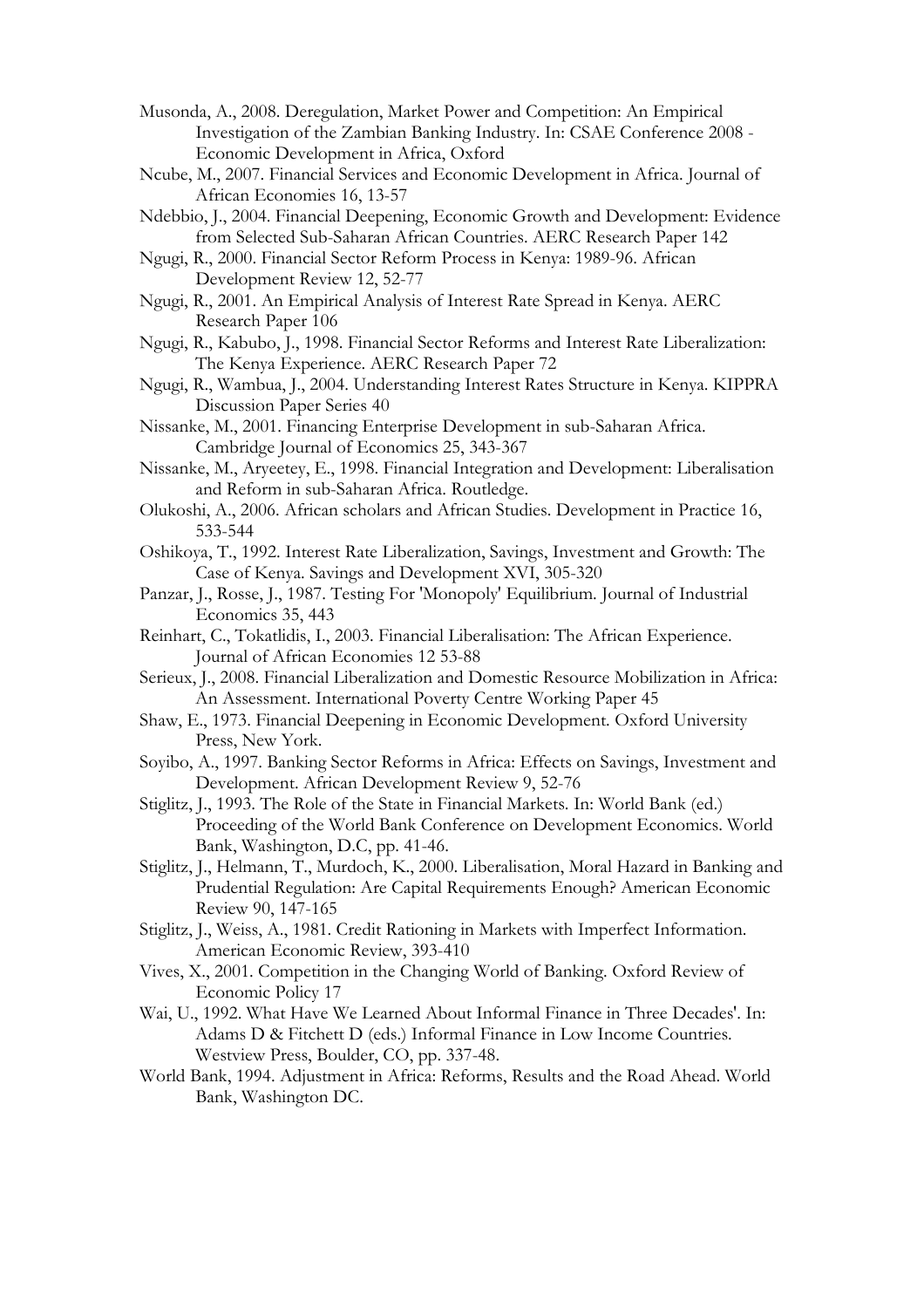Musonda, A., 2008. Deregulation, Market Power and Competition: An Empirical Investigation of the Zambian Banking Industry. In: CSAE Conference 2008 - Economic Development in Africa, Oxford

Ncube, M., 2007. Financial Services and Economic Development in Africa. Journal of African Economies 16, 13-57

Ndebbio, J., 2004. Financial Deepening, Economic Growth and Development: Evidence from Selected Sub-Saharan African Countries. AERC Research Paper 142

Ngugi, R., 2000. Financial Sector Reform Process in Kenya: 1989-96. African Development Review 12, 52-77

Ngugi, R., 2001. An Empirical Analysis of Interest Rate Spread in Kenya. AERC Research Paper 106

Ngugi, R., Kabubo, J., 1998. Financial Sector Reforms and Interest Rate Liberalization: The Kenya Experience. AERC Research Paper 72

Ngugi, R., Wambua, J., 2004. Understanding Interest Rates Structure in Kenya. KIPPRA Discussion Paper Series 40

Nissanke, M., 2001. Financing Enterprise Development in sub-Saharan Africa. Cambridge Journal of Economics 25, 343-367

Nissanke, M., Aryeetey, E., 1998. Financial Integration and Development: Liberalisation and Reform in sub-Saharan Africa. Routledge.

Olukoshi, A., 2006. African scholars and African Studies. Development in Practice 16, 533-544

Oshikoya, T., 1992. Interest Rate Liberalization, Savings, Investment and Growth: The Case of Kenya. Savings and Development XVI, 305-320

Panzar, J., Rosse, J., 1987. Testing For 'Monopoly' Equilibrium. Journal of Industrial Economics 35, 443

Reinhart, C., Tokatlidis, I., 2003. Financial Liberalisation: The African Experience. Journal of African Economies 12 53-88

Serieux, J., 2008. Financial Liberalization and Domestic Resource Mobilization in Africa: An Assessment. International Poverty Centre Working Paper 45

Shaw, E., 1973. Financial Deepening in Economic Development. Oxford University Press, New York.

Soyibo, A., 1997. Banking Sector Reforms in Africa: Effects on Savings, Investment and Development. African Development Review 9, 52-76

Stiglitz, J., 1993. The Role of the State in Financial Markets. In: World Bank (ed.) Proceeding of the World Bank Conference on Development Economics. World Bank, Washington, D.C, pp. 41-46.

Stiglitz, J., Helmann, T., Murdoch, K., 2000. Liberalisation, Moral Hazard in Banking and Prudential Regulation: Are Capital Requirements Enough? American Economic Review 90, 147-165

Stiglitz, J., Weiss, A., 1981. Credit Rationing in Markets with Imperfect Information. American Economic Review, 393-410

Vives, X., 2001. Competition in the Changing World of Banking. Oxford Review of Economic Policy 17

Wai, U., 1992. What Have We Learned About Informal Finance in Three Decades'. In: Adams D & Fitchett D (eds.) Informal Finance in Low Income Countries. Westview Press, Boulder, CO, pp. 337-48.

World Bank, 1994. Adjustment in Africa: Reforms, Results and the Road Ahead. World Bank, Washington DC.